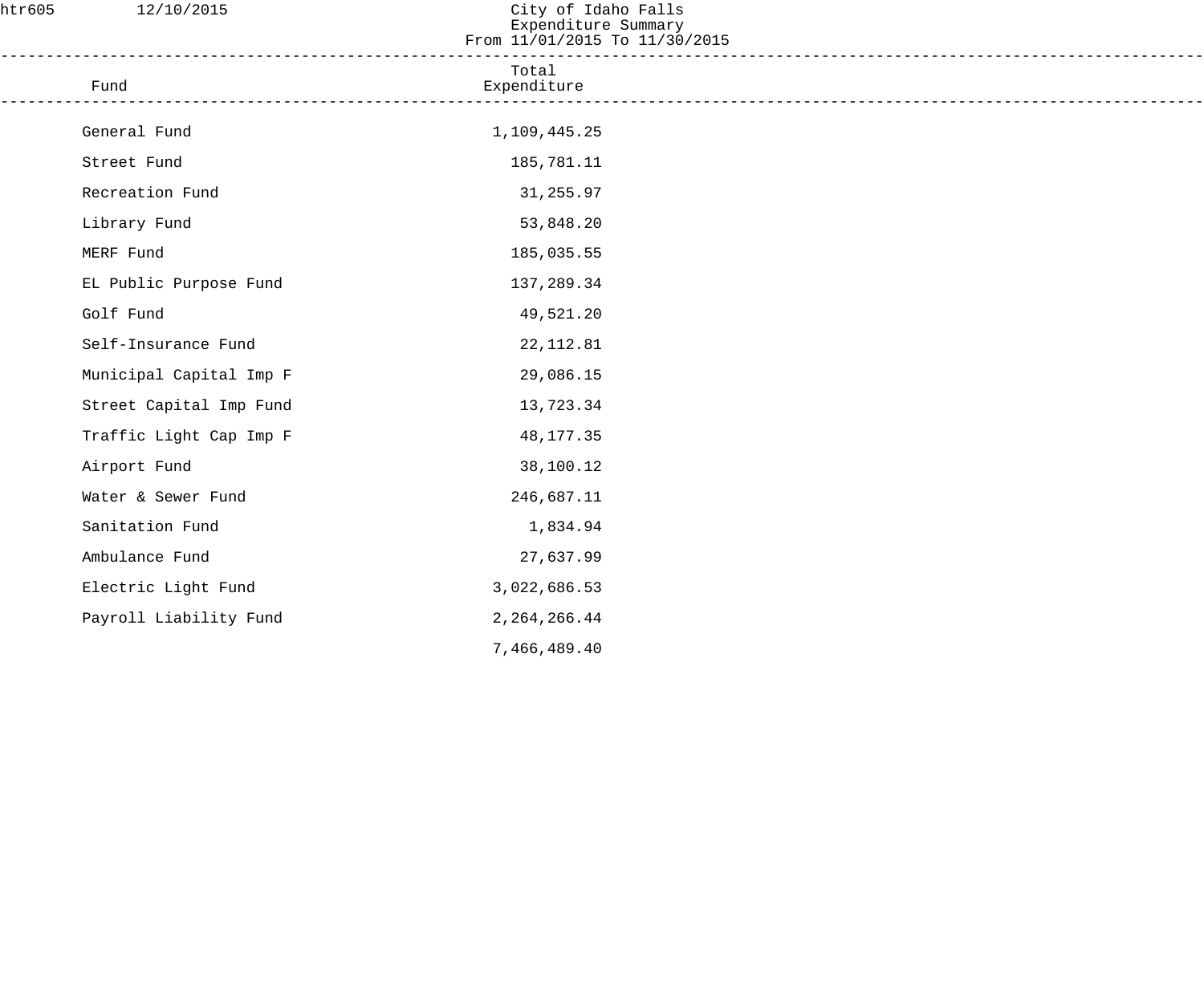htr605 12/10/2015

# City of Idaho Falls
## Expenditure Summary
### From 11/01/2015 To 11/30/2015

| Fund | Total Expenditure |
|---|---:|
| General Fund | 1,109,445.25 |
| Street Fund | 185,781.11 |
| Recreation Fund | 31,255.97 |
| Library Fund | 53,848.20 |
| MERF Fund | 185,035.55 |
| EL Public Purpose Fund | 137,289.34 |
| Golf Fund | 49,521.20 |
| Self-Insurance Fund | 22,112.81 |
| Municipal Capital Imp F | 29,086.15 |
| Street Capital Imp Fund | 13,723.34 |
| Traffic Light Cap Imp F | 48,177.35 |
| Airport Fund | 38,100.12 |
| Water & Sewer Fund | 246,687.11 |
| Sanitation Fund | 1,834.94 |
| Ambulance Fund | 27,637.99 |
| Electric Light Fund | 3,022,686.53 |
| Payroll Liability Fund | 2,264,266.44 |
| | 7,466,489.40 |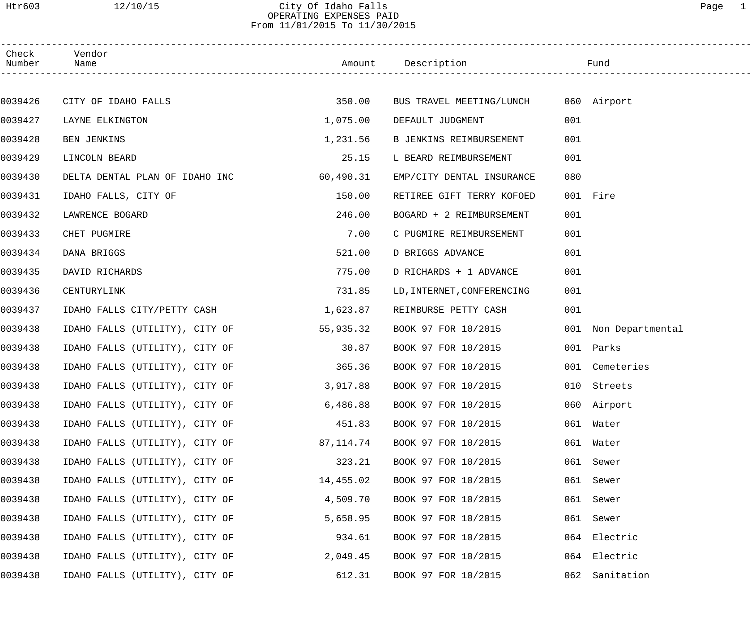City Of Idaho Falls
OPERATING EXPENSES PAID
From 11/01/2015 To 11/30/2015

| Check Number | Vendor Name | Amount | Description | Fund | |
|---|---|---|---|---|---|
| 0039426 | CITY OF IDAHO FALLS | 350.00 | BUS TRAVEL MEETING/LUNCH | 060 | Airport |
| 0039427 | LAYNE ELKINGTON | 1,075.00 | DEFAULT JUDGMENT | 001 | |
| 0039428 | BEN JENKINS | 1,231.56 | B JENKINS REIMBURSEMENT | 001 | |
| 0039429 | LINCOLN BEARD | 25.15 | L BEARD REIMBURSEMENT | 001 | |
| 0039430 | DELTA DENTAL PLAN OF IDAHO INC | 60,490.31 | EMP/CITY DENTAL INSURANCE | 080 | |
| 0039431 | IDAHO FALLS, CITY OF | 150.00 | RETIREE GIFT TERRY KOFOED | 001 | Fire |
| 0039432 | LAWRENCE BOGARD | 246.00 | BOGARD + 2 REIMBURSEMENT | 001 | |
| 0039433 | CHET PUGMIRE | 7.00 | C PUGMIRE REIMBURSEMENT | 001 | |
| 0039434 | DANA BRIGGS | 521.00 | D BRIGGS ADVANCE | 001 | |
| 0039435 | DAVID RICHARDS | 775.00 | D RICHARDS + 1 ADVANCE | 001 | |
| 0039436 | CENTURYLINK | 731.85 | LD,INTERNET,CONFERENCING | 001 | |
| 0039437 | IDAHO FALLS CITY/PETTY CASH | 1,623.87 | REIMBURSE PETTY CASH | 001 | |
| 0039438 | IDAHO FALLS (UTILITY), CITY OF | 55,935.32 | BOOK 97 FOR 10/2015 | 001 | Non Departmental |
| 0039438 | IDAHO FALLS (UTILITY), CITY OF | 30.87 | BOOK 97 FOR 10/2015 | 001 | Parks |
| 0039438 | IDAHO FALLS (UTILITY), CITY OF | 365.36 | BOOK 97 FOR 10/2015 | 001 | Cemeteries |
| 0039438 | IDAHO FALLS (UTILITY), CITY OF | 3,917.88 | BOOK 97 FOR 10/2015 | 010 | Streets |
| 0039438 | IDAHO FALLS (UTILITY), CITY OF | 6,486.88 | BOOK 97 FOR 10/2015 | 060 | Airport |
| 0039438 | IDAHO FALLS (UTILITY), CITY OF | 451.83 | BOOK 97 FOR 10/2015 | 061 | Water |
| 0039438 | IDAHO FALLS (UTILITY), CITY OF | 87,114.74 | BOOK 97 FOR 10/2015 | 061 | Water |
| 0039438 | IDAHO FALLS (UTILITY), CITY OF | 323.21 | BOOK 97 FOR 10/2015 | 061 | Sewer |
| 0039438 | IDAHO FALLS (UTILITY), CITY OF | 14,455.02 | BOOK 97 FOR 10/2015 | 061 | Sewer |
| 0039438 | IDAHO FALLS (UTILITY), CITY OF | 4,509.70 | BOOK 97 FOR 10/2015 | 061 | Sewer |
| 0039438 | IDAHO FALLS (UTILITY), CITY OF | 5,658.95 | BOOK 97 FOR 10/2015 | 061 | Sewer |
| 0039438 | IDAHO FALLS (UTILITY), CITY OF | 934.61 | BOOK 97 FOR 10/2015 | 064 | Electric |
| 0039438 | IDAHO FALLS (UTILITY), CITY OF | 2,049.45 | BOOK 97 FOR 10/2015 | 064 | Electric |
| 0039438 | IDAHO FALLS (UTILITY), CITY OF | 612.31 | BOOK 97 FOR 10/2015 | 062 | Sanitation |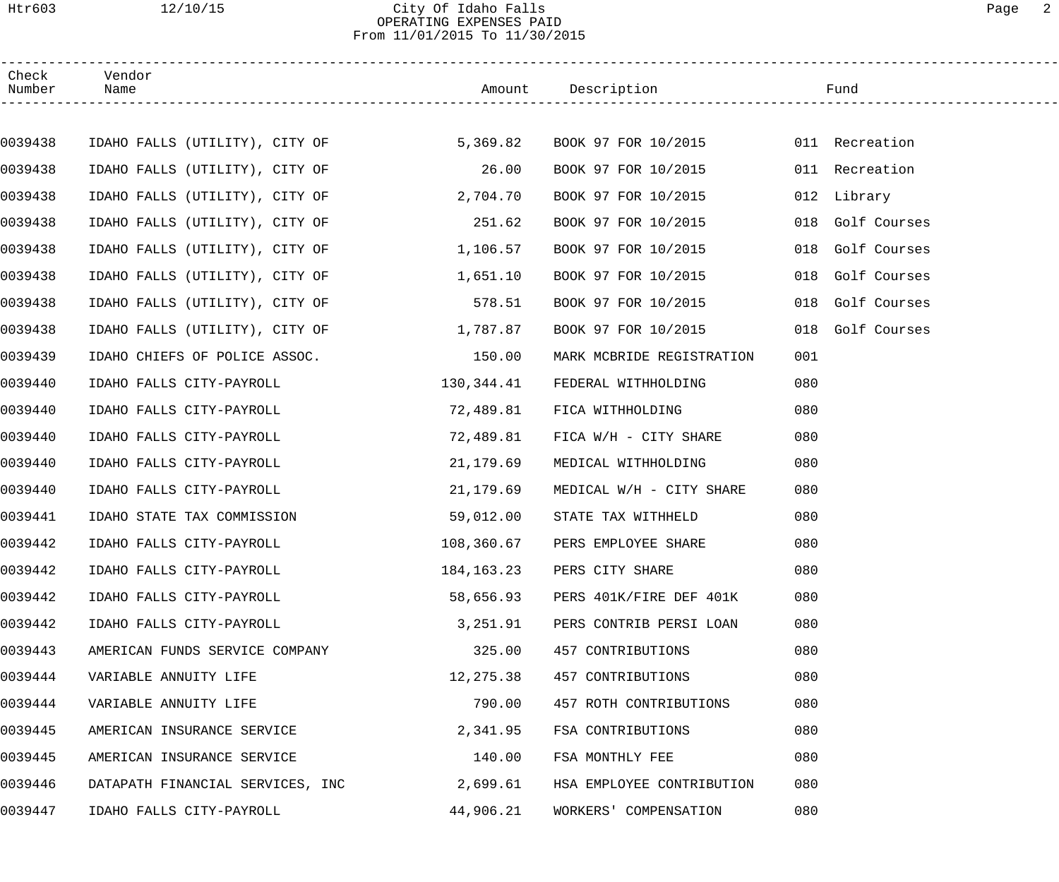# City Of Idaho Falls

## OPERATING EXPENSES PAID

From 11/01/2015 To 11/30/2015

| Check Number | Vendor Name | Amount | Description | Fund | |
|---|---|---|---|---|---|
| 0039438 | IDAHO FALLS (UTILITY), CITY OF | 5,369.82 | BOOK 97 FOR 10/2015 | 011 | Recreation |
| 0039438 | IDAHO FALLS (UTILITY), CITY OF | 26.00 | BOOK 97 FOR 10/2015 | 011 | Recreation |
| 0039438 | IDAHO FALLS (UTILITY), CITY OF | 2,704.70 | BOOK 97 FOR 10/2015 | 012 | Library |
| 0039438 | IDAHO FALLS (UTILITY), CITY OF | 251.62 | BOOK 97 FOR 10/2015 | 018 | Golf Courses |
| 0039438 | IDAHO FALLS (UTILITY), CITY OF | 1,106.57 | BOOK 97 FOR 10/2015 | 018 | Golf Courses |
| 0039438 | IDAHO FALLS (UTILITY), CITY OF | 1,651.10 | BOOK 97 FOR 10/2015 | 018 | Golf Courses |
| 0039438 | IDAHO FALLS (UTILITY), CITY OF | 578.51 | BOOK 97 FOR 10/2015 | 018 | Golf Courses |
| 0039438 | IDAHO FALLS (UTILITY), CITY OF | 1,787.87 | BOOK 97 FOR 10/2015 | 018 | Golf Courses |
| 0039439 | IDAHO CHIEFS OF POLICE ASSOC. | 150.00 | MARK MCBRIDE REGISTRATION | 001 | |
| 0039440 | IDAHO FALLS CITY-PAYROLL | 130,344.41 | FEDERAL WITHHOLDING | 080 | |
| 0039440 | IDAHO FALLS CITY-PAYROLL | 72,489.81 | FICA WITHHOLDING | 080 | |
| 0039440 | IDAHO FALLS CITY-PAYROLL | 72,489.81 | FICA W/H - CITY SHARE | 080 | |
| 0039440 | IDAHO FALLS CITY-PAYROLL | 21,179.69 | MEDICAL WITHHOLDING | 080 | |
| 0039440 | IDAHO FALLS CITY-PAYROLL | 21,179.69 | MEDICAL W/H - CITY SHARE | 080 | |
| 0039441 | IDAHO STATE TAX COMMISSION | 59,012.00 | STATE TAX WITHHELD | 080 | |
| 0039442 | IDAHO FALLS CITY-PAYROLL | 108,360.67 | PERS EMPLOYEE SHARE | 080 | |
| 0039442 | IDAHO FALLS CITY-PAYROLL | 184,163.23 | PERS CITY SHARE | 080 | |
| 0039442 | IDAHO FALLS CITY-PAYROLL | 58,656.93 | PERS 401K/FIRE DEF 401K | 080 | |
| 0039442 | IDAHO FALLS CITY-PAYROLL | 3,251.91 | PERS CONTRIB PERSI LOAN | 080 | |
| 0039443 | AMERICAN FUNDS SERVICE COMPANY | 325.00 | 457 CONTRIBUTIONS | 080 | |
| 0039444 | VARIABLE ANNUITY LIFE | 12,275.38 | 457 CONTRIBUTIONS | 080 | |
| 0039444 | VARIABLE ANNUITY LIFE | 790.00 | 457 ROTH CONTRIBUTIONS | 080 | |
| 0039445 | AMERICAN INSURANCE SERVICE | 2,341.95 | FSA CONTRIBUTIONS | 080 | |
| 0039445 | AMERICAN INSURANCE SERVICE | 140.00 | FSA MONTHLY FEE | 080 | |
| 0039446 | DATAPATH FINANCIAL SERVICES, INC | 2,699.61 | HSA EMPLOYEE CONTRIBUTION | 080 | |
| 0039447 | IDAHO FALLS CITY-PAYROLL | 44,906.21 | WORKERS' COMPENSATION | 080 | |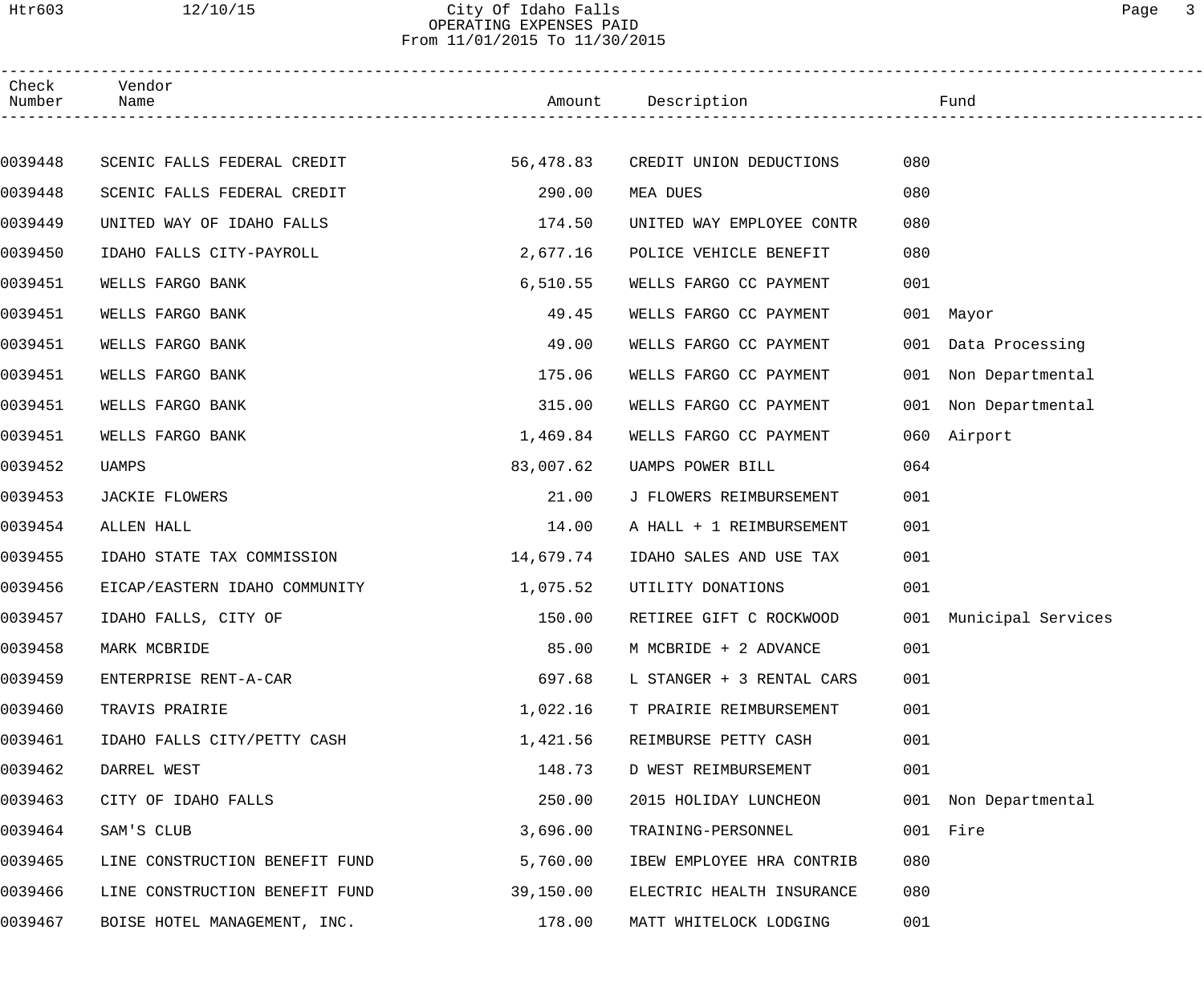# City Of Idaho Falls
## OPERATING EXPENSES PAID
### From 11/01/2015 To 11/30/2015

| Check Number | Vendor Name | Amount | Description | Fund | |
|---|---|---|---|---|---|
| 0039448 | SCENIC FALLS FEDERAL CREDIT | 56,478.83 | CREDIT UNION DEDUCTIONS | 080 | |
| 0039448 | SCENIC FALLS FEDERAL CREDIT | 290.00 | MEA DUES | 080 | |
| 0039449 | UNITED WAY OF IDAHO FALLS | 174.50 | UNITED WAY EMPLOYEE CONTR | 080 | |
| 0039450 | IDAHO FALLS CITY-PAYROLL | 2,677.16 | POLICE VEHICLE BENEFIT | 080 | |
| 0039451 | WELLS FARGO BANK | 6,510.55 | WELLS FARGO CC PAYMENT | 001 | |
| 0039451 | WELLS FARGO BANK | 49.45 | WELLS FARGO CC PAYMENT | 001 | Mayor |
| 0039451 | WELLS FARGO BANK | 49.00 | WELLS FARGO CC PAYMENT | 001 | Data Processing |
| 0039451 | WELLS FARGO BANK | 175.06 | WELLS FARGO CC PAYMENT | 001 | Non Departmental |
| 0039451 | WELLS FARGO BANK | 315.00 | WELLS FARGO CC PAYMENT | 001 | Non Departmental |
| 0039451 | WELLS FARGO BANK | 1,469.84 | WELLS FARGO CC PAYMENT | 060 | Airport |
| 0039452 | UAMPS | 83,007.62 | UAMPS POWER BILL | 064 | |
| 0039453 | JACKIE FLOWERS | 21.00 | J FLOWERS REIMBURSEMENT | 001 | |
| 0039454 | ALLEN HALL | 14.00 | A HALL + 1 REIMBURSEMENT | 001 | |
| 0039455 | IDAHO STATE TAX COMMISSION | 14,679.74 | IDAHO SALES AND USE TAX | 001 | |
| 0039456 | EICAP/EASTERN IDAHO COMMUNITY | 1,075.52 | UTILITY DONATIONS | 001 | |
| 0039457 | IDAHO FALLS, CITY OF | 150.00 | RETIREE GIFT C ROCKWOOD | 001 | Municipal Services |
| 0039458 | MARK MCBRIDE | 85.00 | M MCBRIDE + 2 ADVANCE | 001 | |
| 0039459 | ENTERPRISE RENT-A-CAR | 697.68 | L STANGER + 3 RENTAL CARS | 001 | |
| 0039460 | TRAVIS PRAIRIE | 1,022.16 | T PRAIRIE REIMBURSEMENT | 001 | |
| 0039461 | IDAHO FALLS CITY/PETTY CASH | 1,421.56 | REIMBURSE PETTY CASH | 001 | |
| 0039462 | DARREL WEST | 148.73 | D WEST REIMBURSEMENT | 001 | |
| 0039463 | CITY OF IDAHO FALLS | 250.00 | 2015 HOLIDAY LUNCHEON | 001 | Non Departmental |
| 0039464 | SAM'S CLUB | 3,696.00 | TRAINING-PERSONNEL | 001 | Fire |
| 0039465 | LINE CONSTRUCTION BENEFIT FUND | 5,760.00 | IBEW EMPLOYEE HRA CONTRIB | 080 | |
| 0039466 | LINE CONSTRUCTION BENEFIT FUND | 39,150.00 | ELECTRIC HEALTH INSURANCE | 080 | |
| 0039467 | BOISE HOTEL MANAGEMENT, INC. | 178.00 | MATT WHITELOCK LODGING | 001 | |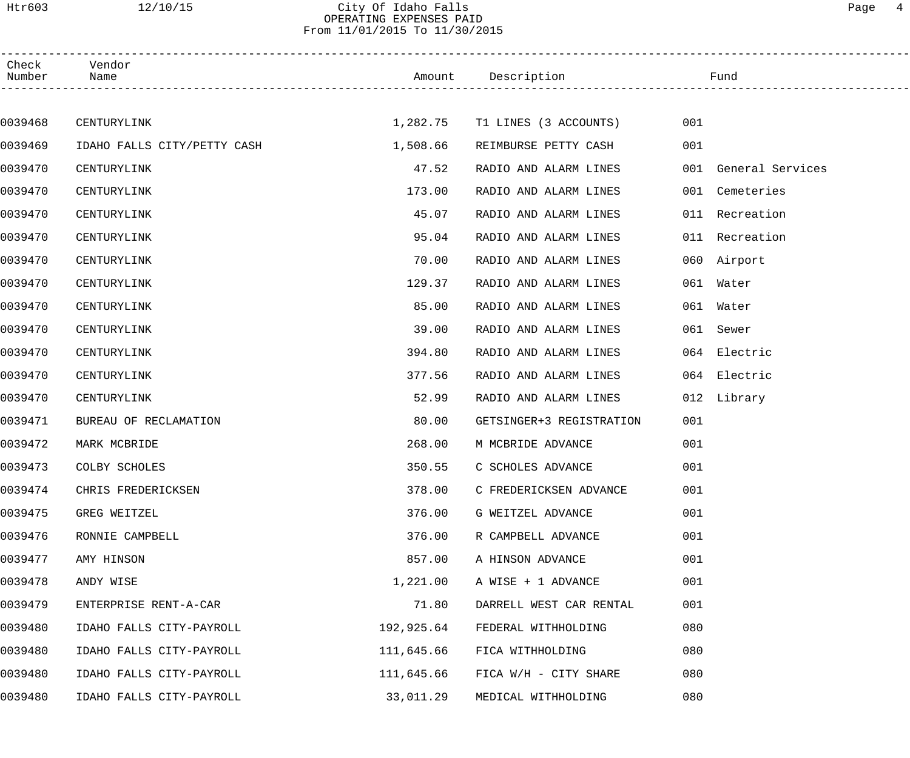# City Of Idaho Falls
## OPERATING EXPENSES PAID
### From 11/01/2015 To 11/30/2015

| Check Number | Vendor Name | Amount | Description | Fund | |
|---|---|---|---|---|---|
| 0039468 | CENTURYLINK | 1,282.75 | T1 LINES (3 ACCOUNTS) | 001 | |
| 0039469 | IDAHO FALLS CITY/PETTY CASH | 1,508.66 | REIMBURSE PETTY CASH | 001 | |
| 0039470 | CENTURYLINK | 47.52 | RADIO AND ALARM LINES | 001 | General Services |
| 0039470 | CENTURYLINK | 173.00 | RADIO AND ALARM LINES | 001 | Cemeteries |
| 0039470 | CENTURYLINK | 45.07 | RADIO AND ALARM LINES | 011 | Recreation |
| 0039470 | CENTURYLINK | 95.04 | RADIO AND ALARM LINES | 011 | Recreation |
| 0039470 | CENTURYLINK | 70.00 | RADIO AND ALARM LINES | 060 | Airport |
| 0039470 | CENTURYLINK | 129.37 | RADIO AND ALARM LINES | 061 | Water |
| 0039470 | CENTURYLINK | 85.00 | RADIO AND ALARM LINES | 061 | Water |
| 0039470 | CENTURYLINK | 39.00 | RADIO AND ALARM LINES | 061 | Sewer |
| 0039470 | CENTURYLINK | 394.80 | RADIO AND ALARM LINES | 064 | Electric |
| 0039470 | CENTURYLINK | 377.56 | RADIO AND ALARM LINES | 064 | Electric |
| 0039470 | CENTURYLINK | 52.99 | RADIO AND ALARM LINES | 012 | Library |
| 0039471 | BUREAU OF RECLAMATION | 80.00 | GETSINGER+3 REGISTRATION | 001 | |
| 0039472 | MARK MCBRIDE | 268.00 | M MCBRIDE ADVANCE | 001 | |
| 0039473 | COLBY SCHOLES | 350.55 | C SCHOLES ADVANCE | 001 | |
| 0039474 | CHRIS FREDERICKSEN | 378.00 | C FREDERICKSEN ADVANCE | 001 | |
| 0039475 | GREG WEITZEL | 376.00 | G WEITZEL ADVANCE | 001 | |
| 0039476 | RONNIE CAMPBELL | 376.00 | R CAMPBELL ADVANCE | 001 | |
| 0039477 | AMY HINSON | 857.00 | A HINSON ADVANCE | 001 | |
| 0039478 | ANDY WISE | 1,221.00 | A WISE + 1 ADVANCE | 001 | |
| 0039479 | ENTERPRISE RENT-A-CAR | 71.80 | DARRELL WEST CAR RENTAL | 001 | |
| 0039480 | IDAHO FALLS CITY-PAYROLL | 192,925.64 | FEDERAL WITHHOLDING | 080 | |
| 0039480 | IDAHO FALLS CITY-PAYROLL | 111,645.66 | FICA WITHHOLDING | 080 | |
| 0039480 | IDAHO FALLS CITY-PAYROLL | 111,645.66 | FICA W/H - CITY SHARE | 080 | |
| 0039480 | IDAHO FALLS CITY-PAYROLL | 33,011.29 | MEDICAL WITHHOLDING | 080 | |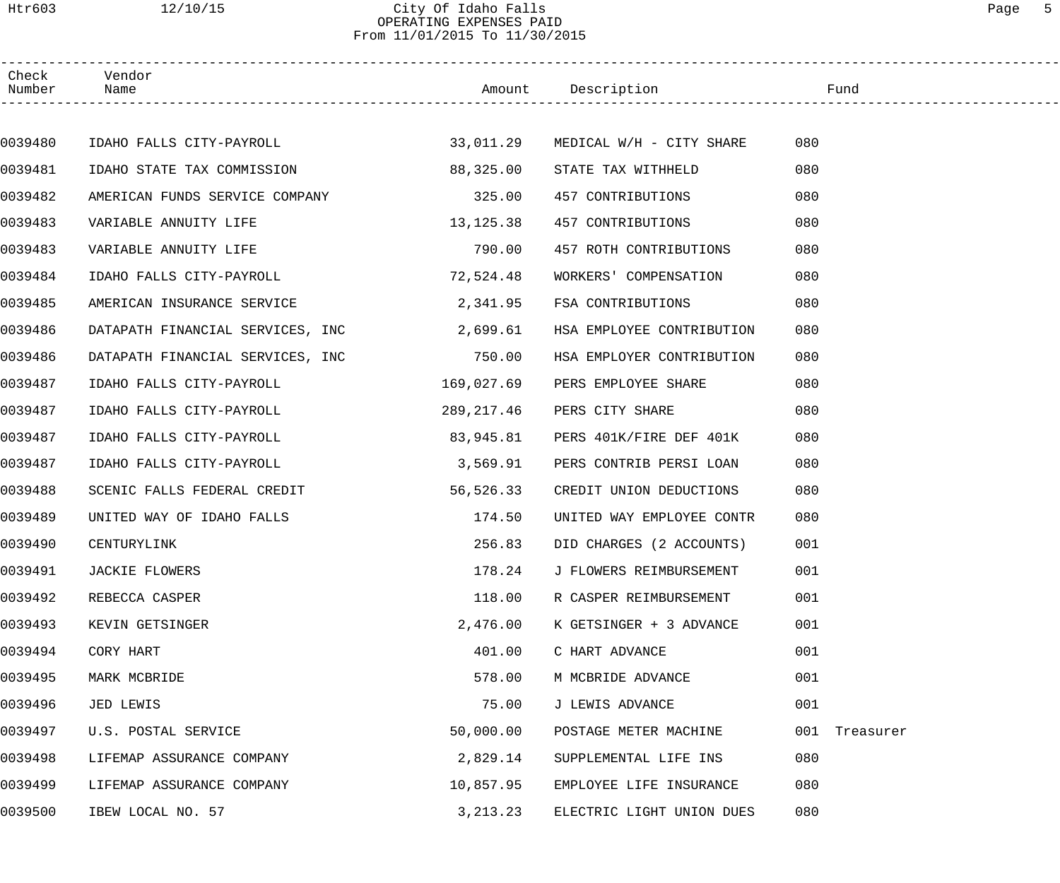# City Of Idaho Falls
## OPERATING EXPENSES PAID
### From 11/01/2015 To 11/30/2015

| Check Number | Vendor Name | Amount | Description | Fund | |
|---|---|---|---|---|---|
| 0039480 | IDAHO FALLS CITY-PAYROLL | 33,011.29 | MEDICAL W/H - CITY SHARE | 080 | |
| 0039481 | IDAHO STATE TAX COMMISSION | 88,325.00 | STATE TAX WITHHELD | 080 | |
| 0039482 | AMERICAN FUNDS SERVICE COMPANY | 325.00 | 457 CONTRIBUTIONS | 080 | |
| 0039483 | VARIABLE ANNUITY LIFE | 13,125.38 | 457 CONTRIBUTIONS | 080 | |
| 0039483 | VARIABLE ANNUITY LIFE | 790.00 | 457 ROTH CONTRIBUTIONS | 080 | |
| 0039484 | IDAHO FALLS CITY-PAYROLL | 72,524.48 | WORKERS' COMPENSATION | 080 | |
| 0039485 | AMERICAN INSURANCE SERVICE | 2,341.95 | FSA CONTRIBUTIONS | 080 | |
| 0039486 | DATAPATH FINANCIAL SERVICES, INC | 2,699.61 | HSA EMPLOYEE CONTRIBUTION | 080 | |
| 0039486 | DATAPATH FINANCIAL SERVICES, INC | 750.00 | HSA EMPLOYER CONTRIBUTION | 080 | |
| 0039487 | IDAHO FALLS CITY-PAYROLL | 169,027.69 | PERS EMPLOYEE SHARE | 080 | |
| 0039487 | IDAHO FALLS CITY-PAYROLL | 289,217.46 | PERS CITY SHARE | 080 | |
| 0039487 | IDAHO FALLS CITY-PAYROLL | 83,945.81 | PERS 401K/FIRE DEF 401K | 080 | |
| 0039487 | IDAHO FALLS CITY-PAYROLL | 3,569.91 | PERS CONTRIB PERSI LOAN | 080 | |
| 0039488 | SCENIC FALLS FEDERAL CREDIT | 56,526.33 | CREDIT UNION DEDUCTIONS | 080 | |
| 0039489 | UNITED WAY OF IDAHO FALLS | 174.50 | UNITED WAY EMPLOYEE CONTR | 080 | |
| 0039490 | CENTURYLINK | 256.83 | DID CHARGES (2 ACCOUNTS) | 001 | |
| 0039491 | JACKIE FLOWERS | 178.24 | J FLOWERS REIMBURSEMENT | 001 | |
| 0039492 | REBECCA CASPER | 118.00 | R CASPER REIMBURSEMENT | 001 | |
| 0039493 | KEVIN GETSINGER | 2,476.00 | K GETSINGER + 3 ADVANCE | 001 | |
| 0039494 | CORY HART | 401.00 | C HART ADVANCE | 001 | |
| 0039495 | MARK MCBRIDE | 578.00 | M MCBRIDE ADVANCE | 001 | |
| 0039496 | JED LEWIS | 75.00 | J LEWIS ADVANCE | 001 | |
| 0039497 | U.S. POSTAL SERVICE | 50,000.00 | POSTAGE METER MACHINE | 001 | Treasurer |
| 0039498 | LIFEMAP ASSURANCE COMPANY | 2,829.14 | SUPPLEMENTAL LIFE INS | 080 | |
| 0039499 | LIFEMAP ASSURANCE COMPANY | 10,857.95 | EMPLOYEE LIFE INSURANCE | 080 | |
| 0039500 | IBEW LOCAL NO. 57 | 3,213.23 | ELECTRIC LIGHT UNION DUES | 080 | |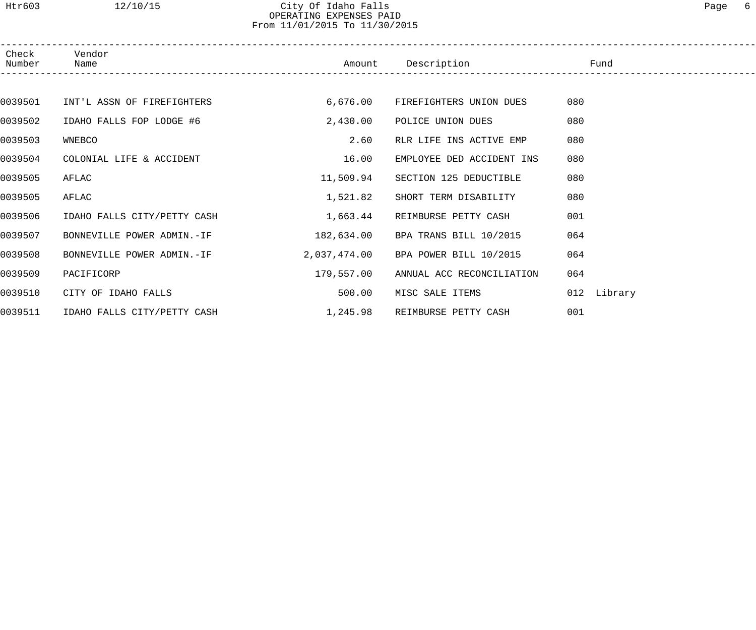City Of Idaho Falls
OPERATING EXPENSES PAID
From 11/01/2015 To 11/30/2015

| Check Number | Vendor Name | Amount | Description | Fund |
|---|---|---|---|---|
| 0039501 | INT'L ASSN OF FIREFIGHTERS | 6,676.00 | FIREFIGHTERS UNION DUES | 080 |
| 0039502 | IDAHO FALLS FOP LODGE #6 | 2,430.00 | POLICE UNION DUES | 080 |
| 0039503 | WNEBCO | 2.60 | RLR LIFE INS ACTIVE EMP | 080 |
| 0039504 | COLONIAL LIFE & ACCIDENT | 16.00 | EMPLOYEE DED ACCIDENT INS | 080 |
| 0039505 | AFLAC | 11,509.94 | SECTION 125 DEDUCTIBLE | 080 |
| 0039505 | AFLAC | 1,521.82 | SHORT TERM DISABILITY | 080 |
| 0039506 | IDAHO FALLS CITY/PETTY CASH | 1,663.44 | REIMBURSE PETTY CASH | 001 |
| 0039507 | BONNEVILLE POWER ADMIN.-IF | 182,634.00 | BPA TRANS BILL 10/2015 | 064 |
| 0039508 | BONNEVILLE POWER ADMIN.-IF | 2,037,474.00 | BPA POWER BILL 10/2015 | 064 |
| 0039509 | PACIFICORP | 179,557.00 | ANNUAL ACC RECONCILIATION | 064 |
| 0039510 | CITY OF IDAHO FALLS | 500.00 | MISC SALE ITEMS | 012 Library |
| 0039511 | IDAHO FALLS CITY/PETTY CASH | 1,245.98 | REIMBURSE PETTY CASH | 001 |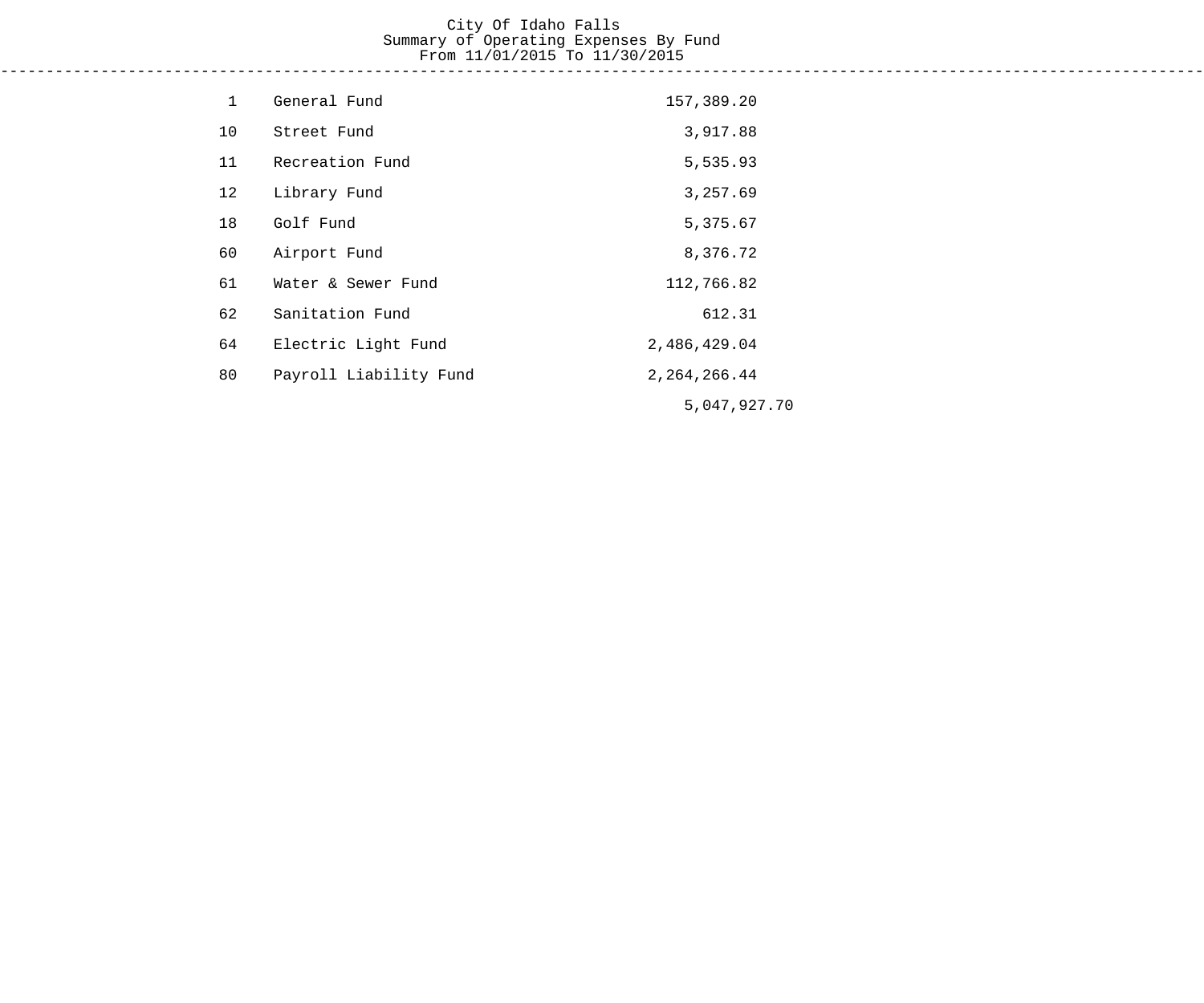City Of Idaho Falls
Summary of Operating Expenses By Fund
From 11/01/2015 To 11/30/2015

| Fund | Name | Amount |
|---|---|---|
| 1 | General Fund | 157,389.20 |
| 10 | Street Fund | 3,917.88 |
| 11 | Recreation Fund | 5,535.93 |
| 12 | Library Fund | 3,257.69 |
| 18 | Golf Fund | 5,375.67 |
| 60 | Airport Fund | 8,376.72 |
| 61 | Water & Sewer Fund | 112,766.82 |
| 62 | Sanitation Fund | 612.31 |
| 64 | Electric Light Fund | 2,486,429.04 |
| 80 | Payroll Liability Fund | 2,264,266.44 |
| | | 5,047,927.70 |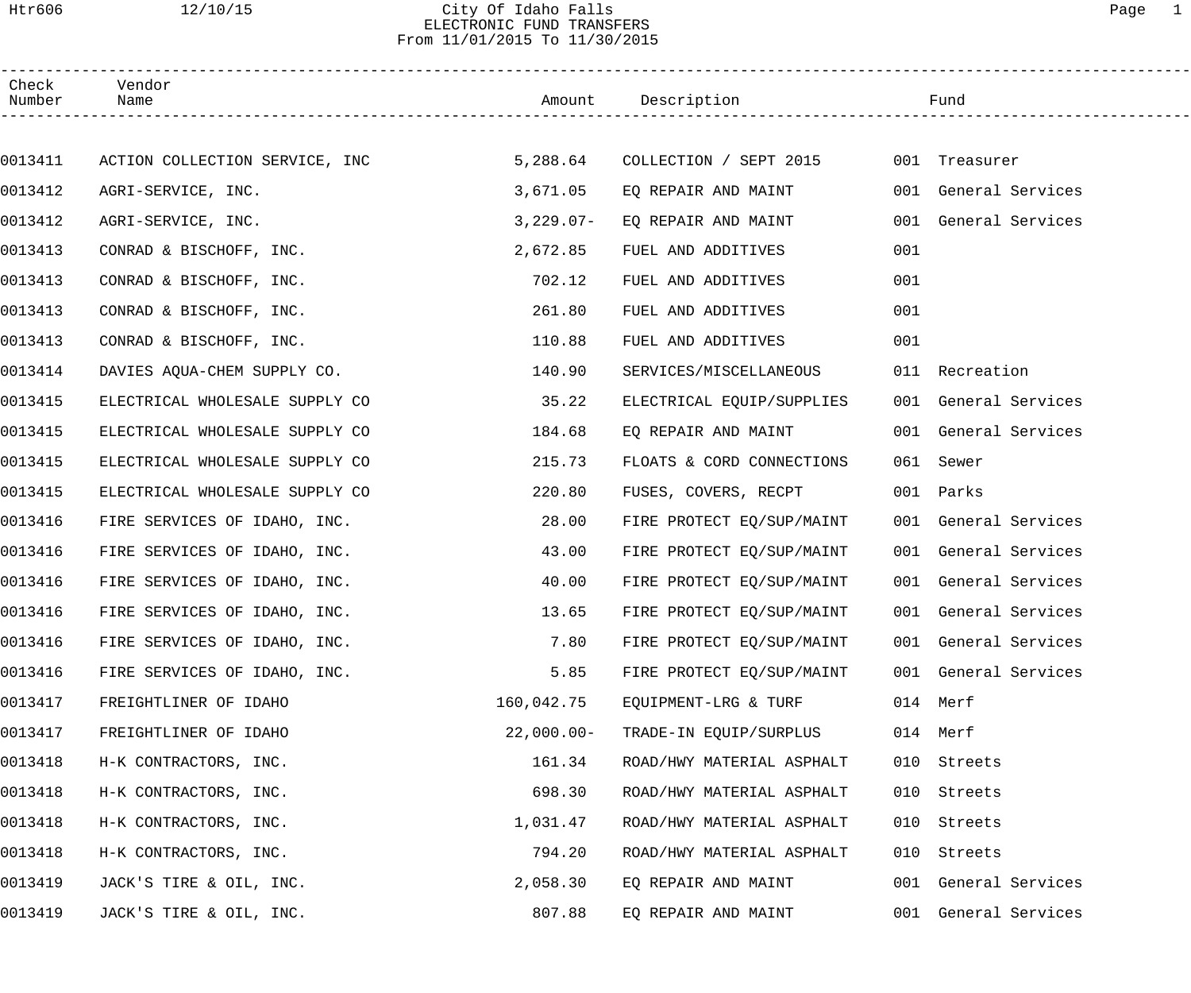City Of Idaho Falls
ELECTRONIC FUND TRANSFERS
From 11/01/2015 To 11/30/2015

| Check Number | Vendor Name | Amount | Description | Fund | |
|---|---|---|---|---|---|
| 0013411 | ACTION COLLECTION SERVICE, INC | 5,288.64 | COLLECTION / SEPT 2015 | 001 | Treasurer |
| 0013412 | AGRI-SERVICE, INC. | 3,671.05 | EQ REPAIR AND MAINT | 001 | General Services |
| 0013412 | AGRI-SERVICE, INC. | 3,229.07- | EQ REPAIR AND MAINT | 001 | General Services |
| 0013413 | CONRAD & BISCHOFF, INC. | 2,672.85 | FUEL AND ADDITIVES | 001 | |
| 0013413 | CONRAD & BISCHOFF, INC. | 702.12 | FUEL AND ADDITIVES | 001 | |
| 0013413 | CONRAD & BISCHOFF, INC. | 261.80 | FUEL AND ADDITIVES | 001 | |
| 0013413 | CONRAD & BISCHOFF, INC. | 110.88 | FUEL AND ADDITIVES | 001 | |
| 0013414 | DAVIES AQUA-CHEM SUPPLY CO. | 140.90 | SERVICES/MISCELLANEOUS | 011 | Recreation |
| 0013415 | ELECTRICAL WHOLESALE SUPPLY CO | 35.22 | ELECTRICAL EQUIP/SUPPLIES | 001 | General Services |
| 0013415 | ELECTRICAL WHOLESALE SUPPLY CO | 184.68 | EQ REPAIR AND MAINT | 001 | General Services |
| 0013415 | ELECTRICAL WHOLESALE SUPPLY CO | 215.73 | FLOATS & CORD CONNECTIONS | 061 | Sewer |
| 0013415 | ELECTRICAL WHOLESALE SUPPLY CO | 220.80 | FUSES, COVERS, RECPT | 001 | Parks |
| 0013416 | FIRE SERVICES OF IDAHO, INC. | 28.00 | FIRE PROTECT EQ/SUP/MAINT | 001 | General Services |
| 0013416 | FIRE SERVICES OF IDAHO, INC. | 43.00 | FIRE PROTECT EQ/SUP/MAINT | 001 | General Services |
| 0013416 | FIRE SERVICES OF IDAHO, INC. | 40.00 | FIRE PROTECT EQ/SUP/MAINT | 001 | General Services |
| 0013416 | FIRE SERVICES OF IDAHO, INC. | 13.65 | FIRE PROTECT EQ/SUP/MAINT | 001 | General Services |
| 0013416 | FIRE SERVICES OF IDAHO, INC. | 7.80 | FIRE PROTECT EQ/SUP/MAINT | 001 | General Services |
| 0013416 | FIRE SERVICES OF IDAHO, INC. | 5.85 | FIRE PROTECT EQ/SUP/MAINT | 001 | General Services |
| 0013417 | FREIGHTLINER OF IDAHO | 160,042.75 | EQUIPMENT-LRG & TURF | 014 | Merf |
| 0013417 | FREIGHTLINER OF IDAHO | 22,000.00- | TRADE-IN EQUIP/SURPLUS | 014 | Merf |
| 0013418 | H-K CONTRACTORS, INC. | 161.34 | ROAD/HWY MATERIAL ASPHALT | 010 | Streets |
| 0013418 | H-K CONTRACTORS, INC. | 698.30 | ROAD/HWY MATERIAL ASPHALT | 010 | Streets |
| 0013418 | H-K CONTRACTORS, INC. | 1,031.47 | ROAD/HWY MATERIAL ASPHALT | 010 | Streets |
| 0013418 | H-K CONTRACTORS, INC. | 794.20 | ROAD/HWY MATERIAL ASPHALT | 010 | Streets |
| 0013419 | JACK'S TIRE & OIL, INC. | 2,058.30 | EQ REPAIR AND MAINT | 001 | General Services |
| 0013419 | JACK'S TIRE & OIL, INC. | 807.88 | EQ REPAIR AND MAINT | 001 | General Services |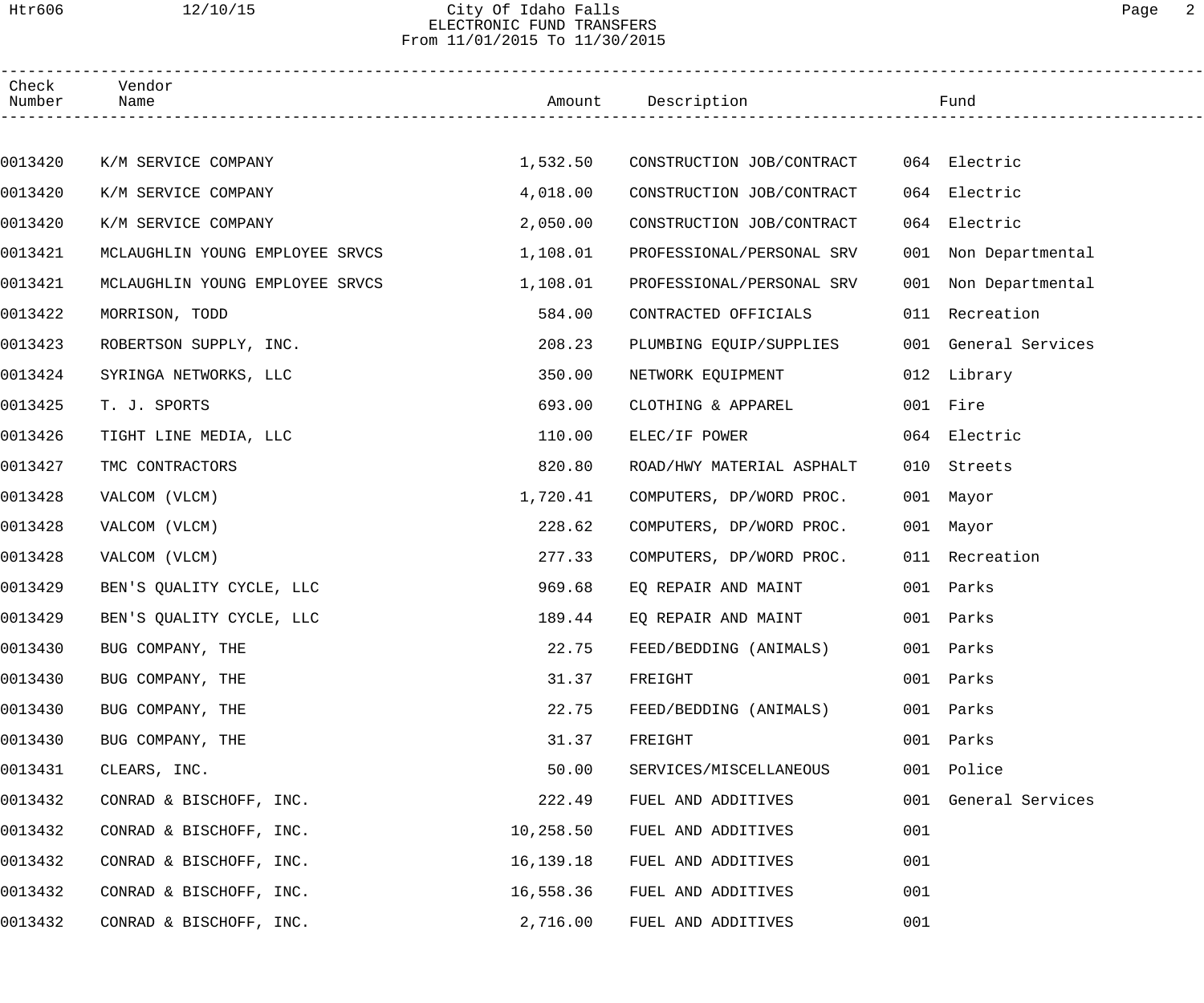City Of Idaho Falls
ELECTRONIC FUND TRANSFERS
From 11/01/2015 To 11/30/2015

| Check Number | Vendor Name | Amount | Description | Fund |
|---|---|---|---|---|
| 0013420 | K/M SERVICE COMPANY | 1,532.50 | CONSTRUCTION JOB/CONTRACT | 064 Electric |
| 0013420 | K/M SERVICE COMPANY | 4,018.00 | CONSTRUCTION JOB/CONTRACT | 064 Electric |
| 0013420 | K/M SERVICE COMPANY | 2,050.00 | CONSTRUCTION JOB/CONTRACT | 064 Electric |
| 0013421 | MCLAUGHLIN YOUNG EMPLOYEE SRVCS | 1,108.01 | PROFESSIONAL/PERSONAL SRV | 001 Non Departmental |
| 0013421 | MCLAUGHLIN YOUNG EMPLOYEE SRVCS | 1,108.01 | PROFESSIONAL/PERSONAL SRV | 001 Non Departmental |
| 0013422 | MORRISON, TODD | 584.00 | CONTRACTED OFFICIALS | 011 Recreation |
| 0013423 | ROBERTSON SUPPLY, INC. | 208.23 | PLUMBING EQUIP/SUPPLIES | 001 General Services |
| 0013424 | SYRINGA NETWORKS, LLC | 350.00 | NETWORK EQUIPMENT | 012 Library |
| 0013425 | T. J. SPORTS | 693.00 | CLOTHING & APPAREL | 001 Fire |
| 0013426 | TIGHT LINE MEDIA, LLC | 110.00 | ELEC/IF POWER | 064 Electric |
| 0013427 | TMC CONTRACTORS | 820.80 | ROAD/HWY MATERIAL ASPHALT | 010 Streets |
| 0013428 | VALCOM (VLCM) | 1,720.41 | COMPUTERS, DP/WORD PROC. | 001 Mayor |
| 0013428 | VALCOM (VLCM) | 228.62 | COMPUTERS, DP/WORD PROC. | 001 Mayor |
| 0013428 | VALCOM (VLCM) | 277.33 | COMPUTERS, DP/WORD PROC. | 011 Recreation |
| 0013429 | BEN'S QUALITY CYCLE, LLC | 969.68 | EQ REPAIR AND MAINT | 001 Parks |
| 0013429 | BEN'S QUALITY CYCLE, LLC | 189.44 | EQ REPAIR AND MAINT | 001 Parks |
| 0013430 | BUG COMPANY, THE | 22.75 | FEED/BEDDING (ANIMALS) | 001 Parks |
| 0013430 | BUG COMPANY, THE | 31.37 | FREIGHT | 001 Parks |
| 0013430 | BUG COMPANY, THE | 22.75 | FEED/BEDDING (ANIMALS) | 001 Parks |
| 0013430 | BUG COMPANY, THE | 31.37 | FREIGHT | 001 Parks |
| 0013431 | CLEARS, INC. | 50.00 | SERVICES/MISCELLANEOUS | 001 Police |
| 0013432 | CONRAD & BISCHOFF, INC. | 222.49 | FUEL AND ADDITIVES | 001 General Services |
| 0013432 | CONRAD & BISCHOFF, INC. | 10,258.50 | FUEL AND ADDITIVES | 001 |
| 0013432 | CONRAD & BISCHOFF, INC. | 16,139.18 | FUEL AND ADDITIVES | 001 |
| 0013432 | CONRAD & BISCHOFF, INC. | 16,558.36 | FUEL AND ADDITIVES | 001 |
| 0013432 | CONRAD & BISCHOFF, INC. | 2,716.00 | FUEL AND ADDITIVES | 001 |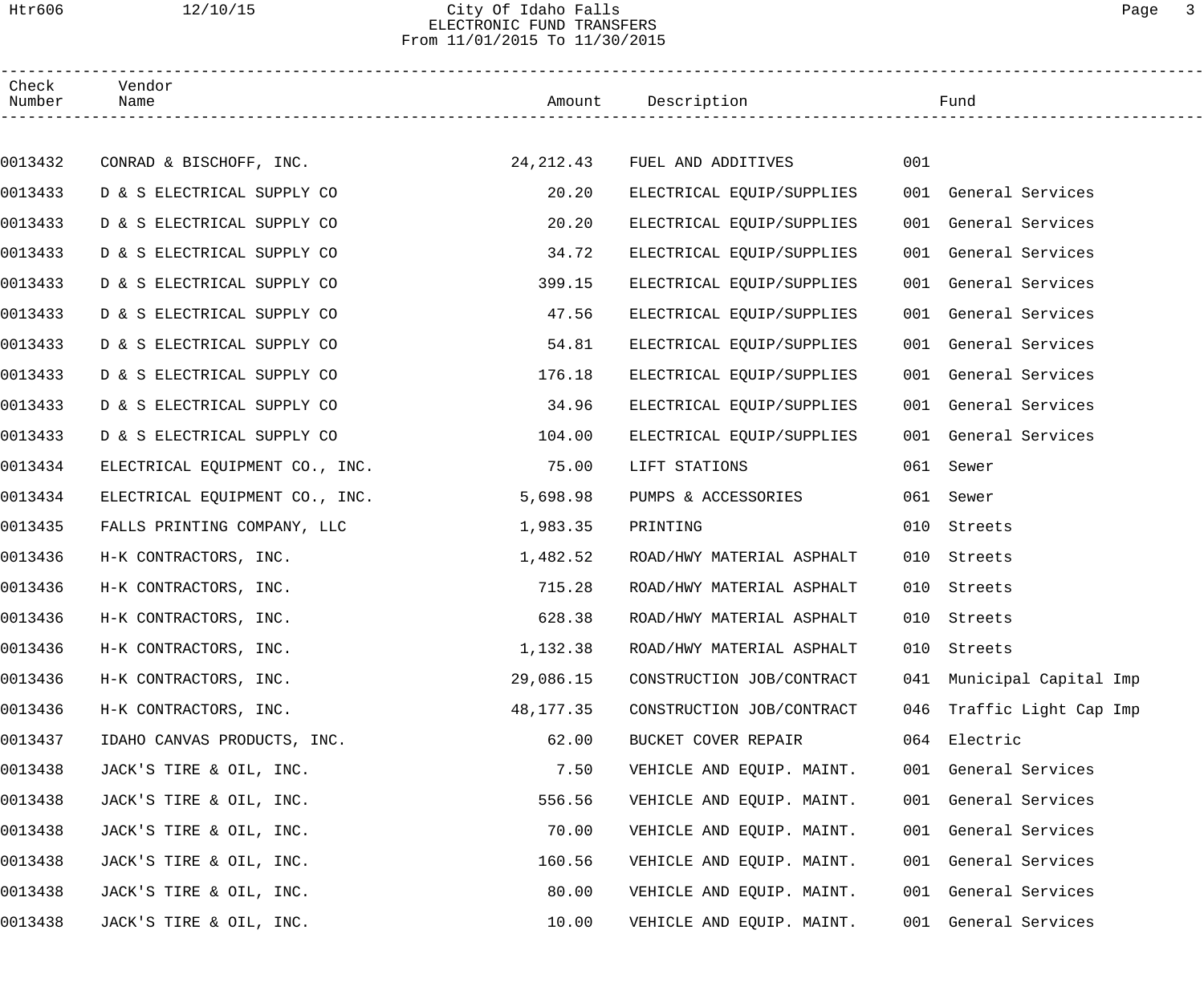City Of Idaho Falls
ELECTRONIC FUND TRANSFERS
From 11/01/2015 To 11/30/2015

| Check Number | Vendor Name | Amount | Description | Fund |
|---|---|---|---|---|
| 0013432 | CONRAD & BISCHOFF, INC. | 24,212.43 | FUEL AND ADDITIVES | 001 |
| 0013433 | D & S ELECTRICAL SUPPLY CO | 20.20 | ELECTRICAL EQUIP/SUPPLIES | 001 General Services |
| 0013433 | D & S ELECTRICAL SUPPLY CO | 20.20 | ELECTRICAL EQUIP/SUPPLIES | 001 General Services |
| 0013433 | D & S ELECTRICAL SUPPLY CO | 34.72 | ELECTRICAL EQUIP/SUPPLIES | 001 General Services |
| 0013433 | D & S ELECTRICAL SUPPLY CO | 399.15 | ELECTRICAL EQUIP/SUPPLIES | 001 General Services |
| 0013433 | D & S ELECTRICAL SUPPLY CO | 47.56 | ELECTRICAL EQUIP/SUPPLIES | 001 General Services |
| 0013433 | D & S ELECTRICAL SUPPLY CO | 54.81 | ELECTRICAL EQUIP/SUPPLIES | 001 General Services |
| 0013433 | D & S ELECTRICAL SUPPLY CO | 176.18 | ELECTRICAL EQUIP/SUPPLIES | 001 General Services |
| 0013433 | D & S ELECTRICAL SUPPLY CO | 34.96 | ELECTRICAL EQUIP/SUPPLIES | 001 General Services |
| 0013433 | D & S ELECTRICAL SUPPLY CO | 104.00 | ELECTRICAL EQUIP/SUPPLIES | 001 General Services |
| 0013434 | ELECTRICAL EQUIPMENT CO., INC. | 75.00 | LIFT STATIONS | 061 Sewer |
| 0013434 | ELECTRICAL EQUIPMENT CO., INC. | 5,698.98 | PUMPS & ACCESSORIES | 061 Sewer |
| 0013435 | FALLS PRINTING COMPANY, LLC | 1,983.35 | PRINTING | 010 Streets |
| 0013436 | H-K CONTRACTORS, INC. | 1,482.52 | ROAD/HWY MATERIAL ASPHALT | 010 Streets |
| 0013436 | H-K CONTRACTORS, INC. | 715.28 | ROAD/HWY MATERIAL ASPHALT | 010 Streets |
| 0013436 | H-K CONTRACTORS, INC. | 628.38 | ROAD/HWY MATERIAL ASPHALT | 010 Streets |
| 0013436 | H-K CONTRACTORS, INC. | 1,132.38 | ROAD/HWY MATERIAL ASPHALT | 010 Streets |
| 0013436 | H-K CONTRACTORS, INC. | 29,086.15 | CONSTRUCTION JOB/CONTRACT | 041 Municipal Capital Imp |
| 0013436 | H-K CONTRACTORS, INC. | 48,177.35 | CONSTRUCTION JOB/CONTRACT | 046 Traffic Light Cap Imp |
| 0013437 | IDAHO CANVAS PRODUCTS, INC. | 62.00 | BUCKET COVER REPAIR | 064 Electric |
| 0013438 | JACK'S TIRE & OIL, INC. | 7.50 | VEHICLE AND EQUIP. MAINT. | 001 General Services |
| 0013438 | JACK'S TIRE & OIL, INC. | 556.56 | VEHICLE AND EQUIP. MAINT. | 001 General Services |
| 0013438 | JACK'S TIRE & OIL, INC. | 70.00 | VEHICLE AND EQUIP. MAINT. | 001 General Services |
| 0013438 | JACK'S TIRE & OIL, INC. | 160.56 | VEHICLE AND EQUIP. MAINT. | 001 General Services |
| 0013438 | JACK'S TIRE & OIL, INC. | 80.00 | VEHICLE AND EQUIP. MAINT. | 001 General Services |
| 0013438 | JACK'S TIRE & OIL, INC. | 10.00 | VEHICLE AND EQUIP. MAINT. | 001 General Services |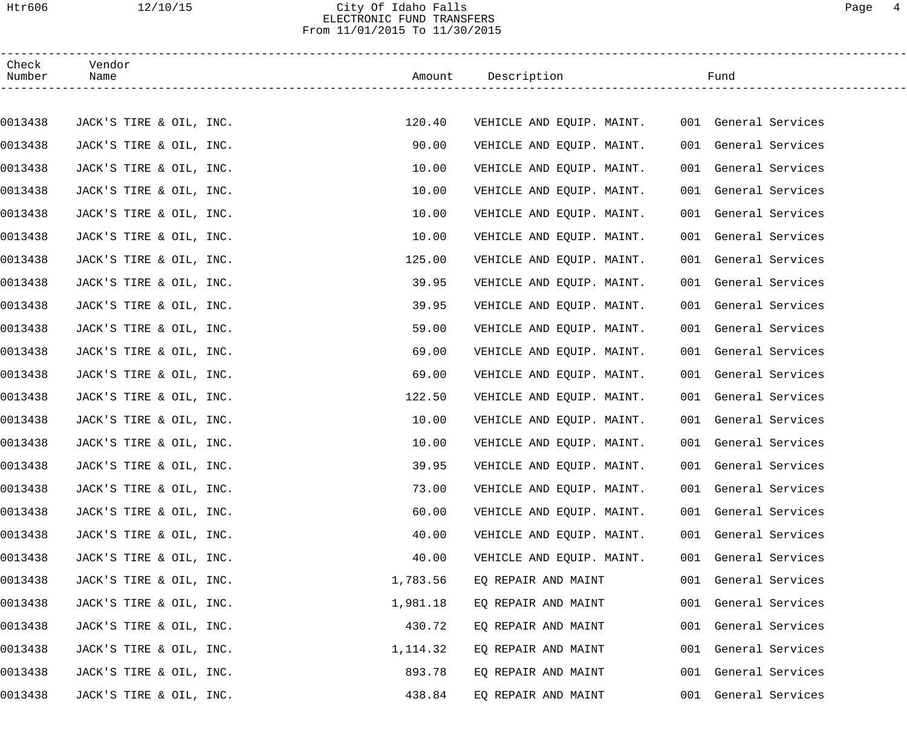# City Of Idaho Falls

## ELECTRONIC FUND TRANSFERS

From 11/01/2015 To 11/30/2015

| Check Number | Vendor Name | Amount | Description | Fund |
|---|---|---|---|---|
| 0013438 | JACK'S TIRE & OIL, INC. | 120.40 | VEHICLE AND EQUIP. MAINT. | 001 General Services |
| 0013438 | JACK'S TIRE & OIL, INC. | 90.00 | VEHICLE AND EQUIP. MAINT. | 001 General Services |
| 0013438 | JACK'S TIRE & OIL, INC. | 10.00 | VEHICLE AND EQUIP. MAINT. | 001 General Services |
| 0013438 | JACK'S TIRE & OIL, INC. | 10.00 | VEHICLE AND EQUIP. MAINT. | 001 General Services |
| 0013438 | JACK'S TIRE & OIL, INC. | 10.00 | VEHICLE AND EQUIP. MAINT. | 001 General Services |
| 0013438 | JACK'S TIRE & OIL, INC. | 10.00 | VEHICLE AND EQUIP. MAINT. | 001 General Services |
| 0013438 | JACK'S TIRE & OIL, INC. | 125.00 | VEHICLE AND EQUIP. MAINT. | 001 General Services |
| 0013438 | JACK'S TIRE & OIL, INC. | 39.95 | VEHICLE AND EQUIP. MAINT. | 001 General Services |
| 0013438 | JACK'S TIRE & OIL, INC. | 39.95 | VEHICLE AND EQUIP. MAINT. | 001 General Services |
| 0013438 | JACK'S TIRE & OIL, INC. | 59.00 | VEHICLE AND EQUIP. MAINT. | 001 General Services |
| 0013438 | JACK'S TIRE & OIL, INC. | 69.00 | VEHICLE AND EQUIP. MAINT. | 001 General Services |
| 0013438 | JACK'S TIRE & OIL, INC. | 69.00 | VEHICLE AND EQUIP. MAINT. | 001 General Services |
| 0013438 | JACK'S TIRE & OIL, INC. | 122.50 | VEHICLE AND EQUIP. MAINT. | 001 General Services |
| 0013438 | JACK'S TIRE & OIL, INC. | 10.00 | VEHICLE AND EQUIP. MAINT. | 001 General Services |
| 0013438 | JACK'S TIRE & OIL, INC. | 10.00 | VEHICLE AND EQUIP. MAINT. | 001 General Services |
| 0013438 | JACK'S TIRE & OIL, INC. | 39.95 | VEHICLE AND EQUIP. MAINT. | 001 General Services |
| 0013438 | JACK'S TIRE & OIL, INC. | 73.00 | VEHICLE AND EQUIP. MAINT. | 001 General Services |
| 0013438 | JACK'S TIRE & OIL, INC. | 60.00 | VEHICLE AND EQUIP. MAINT. | 001 General Services |
| 0013438 | JACK'S TIRE & OIL, INC. | 40.00 | VEHICLE AND EQUIP. MAINT. | 001 General Services |
| 0013438 | JACK'S TIRE & OIL, INC. | 40.00 | VEHICLE AND EQUIP. MAINT. | 001 General Services |
| 0013438 | JACK'S TIRE & OIL, INC. | 1,783.56 | EQ REPAIR AND MAINT | 001 General Services |
| 0013438 | JACK'S TIRE & OIL, INC. | 1,981.18 | EQ REPAIR AND MAINT | 001 General Services |
| 0013438 | JACK'S TIRE & OIL, INC. | 430.72 | EQ REPAIR AND MAINT | 001 General Services |
| 0013438 | JACK'S TIRE & OIL, INC. | 1,114.32 | EQ REPAIR AND MAINT | 001 General Services |
| 0013438 | JACK'S TIRE & OIL, INC. | 893.78 | EQ REPAIR AND MAINT | 001 General Services |
| 0013438 | JACK'S TIRE & OIL, INC. | 438.84 | EQ REPAIR AND MAINT | 001 General Services |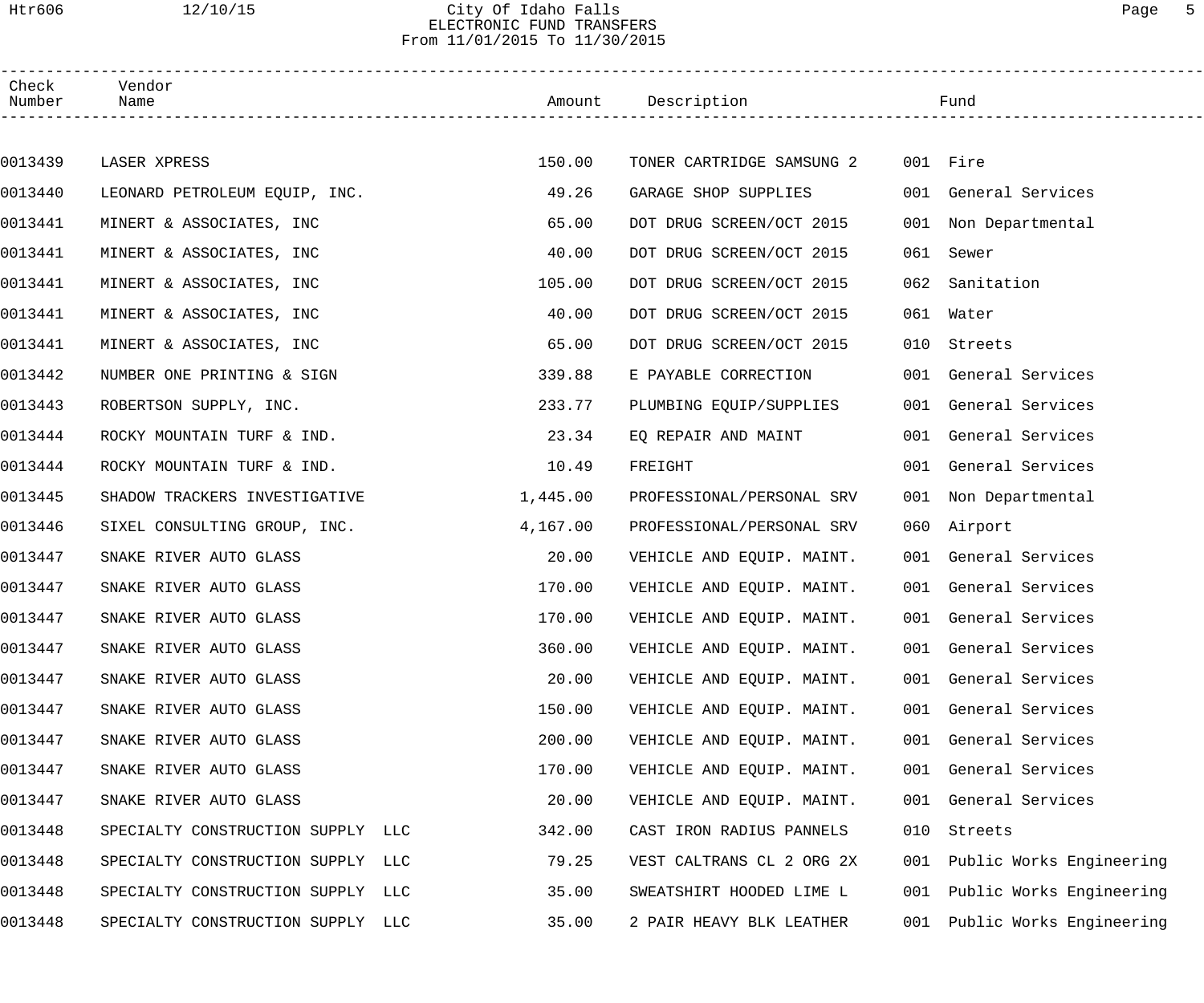City Of Idaho Falls
ELECTRONIC FUND TRANSFERS
From 11/01/2015 To 11/30/2015

| Check Number | Vendor Name | Amount | Description | Fund |
|---|---|---|---|---|
| 0013439 | LASER XPRESS | 150.00 | TONER CARTRIDGE SAMSUNG 2 | 001 Fire |
| 0013440 | LEONARD PETROLEUM EQUIP, INC. | 49.26 | GARAGE SHOP SUPPLIES | 001 General Services |
| 0013441 | MINERT & ASSOCIATES, INC | 65.00 | DOT DRUG SCREEN/OCT 2015 | 001 Non Departmental |
| 0013441 | MINERT & ASSOCIATES, INC | 40.00 | DOT DRUG SCREEN/OCT 2015 | 061 Sewer |
| 0013441 | MINERT & ASSOCIATES, INC | 105.00 | DOT DRUG SCREEN/OCT 2015 | 062 Sanitation |
| 0013441 | MINERT & ASSOCIATES, INC | 40.00 | DOT DRUG SCREEN/OCT 2015 | 061 Water |
| 0013441 | MINERT & ASSOCIATES, INC | 65.00 | DOT DRUG SCREEN/OCT 2015 | 010 Streets |
| 0013442 | NUMBER ONE PRINTING & SIGN | 339.88 | E PAYABLE CORRECTION | 001 General Services |
| 0013443 | ROBERTSON SUPPLY, INC. | 233.77 | PLUMBING EQUIP/SUPPLIES | 001 General Services |
| 0013444 | ROCKY MOUNTAIN TURF & IND. | 23.34 | EQ REPAIR AND MAINT | 001 General Services |
| 0013444 | ROCKY MOUNTAIN TURF & IND. | 10.49 | FREIGHT | 001 General Services |
| 0013445 | SHADOW TRACKERS INVESTIGATIVE | 1,445.00 | PROFESSIONAL/PERSONAL SRV | 001 Non Departmental |
| 0013446 | SIXEL CONSULTING GROUP, INC. | 4,167.00 | PROFESSIONAL/PERSONAL SRV | 060 Airport |
| 0013447 | SNAKE RIVER AUTO GLASS | 20.00 | VEHICLE AND EQUIP. MAINT. | 001 General Services |
| 0013447 | SNAKE RIVER AUTO GLASS | 170.00 | VEHICLE AND EQUIP. MAINT. | 001 General Services |
| 0013447 | SNAKE RIVER AUTO GLASS | 170.00 | VEHICLE AND EQUIP. MAINT. | 001 General Services |
| 0013447 | SNAKE RIVER AUTO GLASS | 360.00 | VEHICLE AND EQUIP. MAINT. | 001 General Services |
| 0013447 | SNAKE RIVER AUTO GLASS | 20.00 | VEHICLE AND EQUIP. MAINT. | 001 General Services |
| 0013447 | SNAKE RIVER AUTO GLASS | 150.00 | VEHICLE AND EQUIP. MAINT. | 001 General Services |
| 0013447 | SNAKE RIVER AUTO GLASS | 200.00 | VEHICLE AND EQUIP. MAINT. | 001 General Services |
| 0013447 | SNAKE RIVER AUTO GLASS | 170.00 | VEHICLE AND EQUIP. MAINT. | 001 General Services |
| 0013447 | SNAKE RIVER AUTO GLASS | 20.00 | VEHICLE AND EQUIP. MAINT. | 001 General Services |
| 0013448 | SPECIALTY CONSTRUCTION SUPPLY LLC | 342.00 | CAST IRON RADIUS PANNELS | 010 Streets |
| 0013448 | SPECIALTY CONSTRUCTION SUPPLY LLC | 79.25 | VEST CALTRANS CL 2 ORG 2X | 001 Public Works Engineering |
| 0013448 | SPECIALTY CONSTRUCTION SUPPLY LLC | 35.00 | SWEATSHIRT HOODED LIME L | 001 Public Works Engineering |
| 0013448 | SPECIALTY CONSTRUCTION SUPPLY LLC | 35.00 | 2 PAIR HEAVY BLK LEATHER | 001 Public Works Engineering |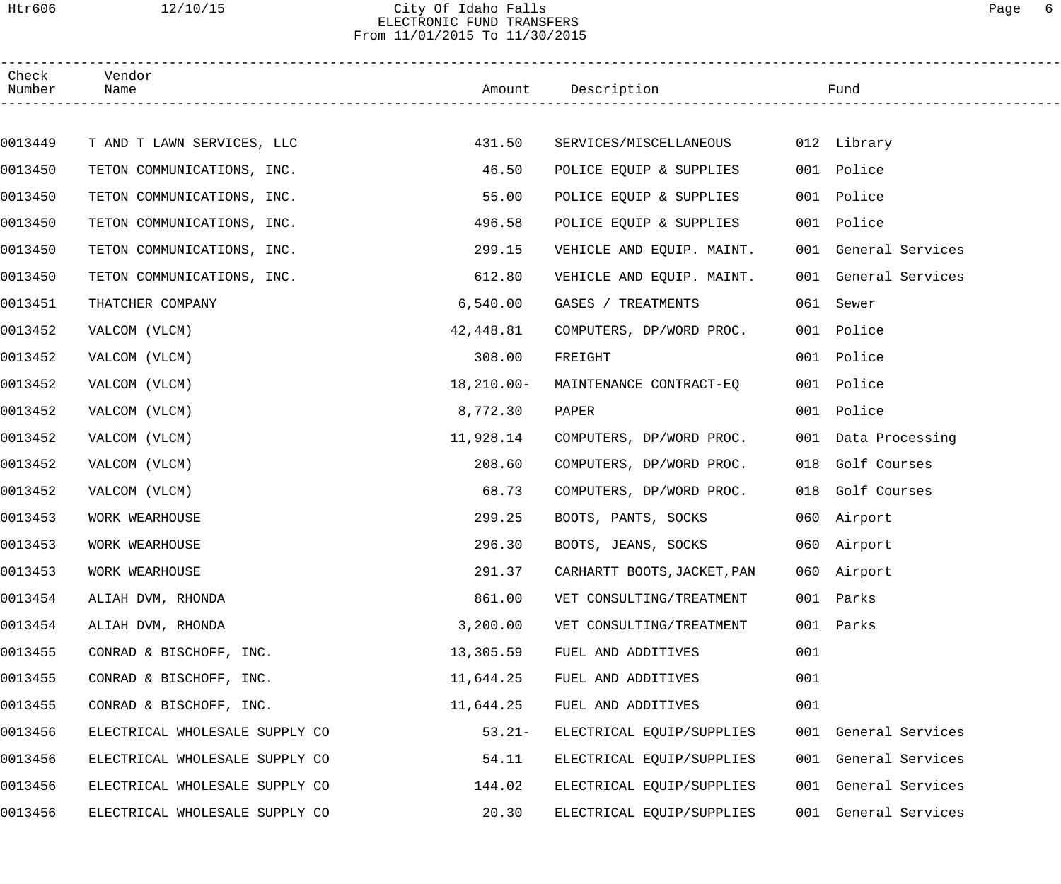City Of Idaho Falls
ELECTRONIC FUND TRANSFERS
From 11/01/2015 To 11/30/2015

| Check Number | Vendor Name | Amount | Description | Fund |
|---|---|---|---|---|
| 0013449 | T AND T LAWN SERVICES, LLC | 431.50 | SERVICES/MISCELLANEOUS | 012 Library |
| 0013450 | TETON COMMUNICATIONS, INC. | 46.50 | POLICE EQUIP & SUPPLIES | 001 Police |
| 0013450 | TETON COMMUNICATIONS, INC. | 55.00 | POLICE EQUIP & SUPPLIES | 001 Police |
| 0013450 | TETON COMMUNICATIONS, INC. | 496.58 | POLICE EQUIP & SUPPLIES | 001 Police |
| 0013450 | TETON COMMUNICATIONS, INC. | 299.15 | VEHICLE AND EQUIP. MAINT. | 001 General Services |
| 0013450 | TETON COMMUNICATIONS, INC. | 612.80 | VEHICLE AND EQUIP. MAINT. | 001 General Services |
| 0013451 | THATCHER COMPANY | 6,540.00 | GASES / TREATMENTS | 061 Sewer |
| 0013452 | VALCOM (VLCM) | 42,448.81 | COMPUTERS, DP/WORD PROC. | 001 Police |
| 0013452 | VALCOM (VLCM) | 308.00 | FREIGHT | 001 Police |
| 0013452 | VALCOM (VLCM) | 18,210.00- | MAINTENANCE CONTRACT-EQ | 001 Police |
| 0013452 | VALCOM (VLCM) | 8,772.30 | PAPER | 001 Police |
| 0013452 | VALCOM (VLCM) | 11,928.14 | COMPUTERS, DP/WORD PROC. | 001 Data Processing |
| 0013452 | VALCOM (VLCM) | 208.60 | COMPUTERS, DP/WORD PROC. | 018 Golf Courses |
| 0013452 | VALCOM (VLCM) | 68.73 | COMPUTERS, DP/WORD PROC. | 018 Golf Courses |
| 0013453 | WORK WEARHOUSE | 299.25 | BOOTS, PANTS, SOCKS | 060 Airport |
| 0013453 | WORK WEARHOUSE | 296.30 | BOOTS, JEANS, SOCKS | 060 Airport |
| 0013453 | WORK WEARHOUSE | 291.37 | CARHARTT BOOTS,JACKET,PAN | 060 Airport |
| 0013454 | ALIAH DVM, RHONDA | 861.00 | VET CONSULTING/TREATMENT | 001 Parks |
| 0013454 | ALIAH DVM, RHONDA | 3,200.00 | VET CONSULTING/TREATMENT | 001 Parks |
| 0013455 | CONRAD & BISCHOFF, INC. | 13,305.59 | FUEL AND ADDITIVES | 001 |
| 0013455 | CONRAD & BISCHOFF, INC. | 11,644.25 | FUEL AND ADDITIVES | 001 |
| 0013455 | CONRAD & BISCHOFF, INC. | 11,644.25 | FUEL AND ADDITIVES | 001 |
| 0013456 | ELECTRICAL WHOLESALE SUPPLY CO | 53.21- | ELECTRICAL EQUIP/SUPPLIES | 001 General Services |
| 0013456 | ELECTRICAL WHOLESALE SUPPLY CO | 54.11 | ELECTRICAL EQUIP/SUPPLIES | 001 General Services |
| 0013456 | ELECTRICAL WHOLESALE SUPPLY CO | 144.02 | ELECTRICAL EQUIP/SUPPLIES | 001 General Services |
| 0013456 | ELECTRICAL WHOLESALE SUPPLY CO | 20.30 | ELECTRICAL EQUIP/SUPPLIES | 001 General Services |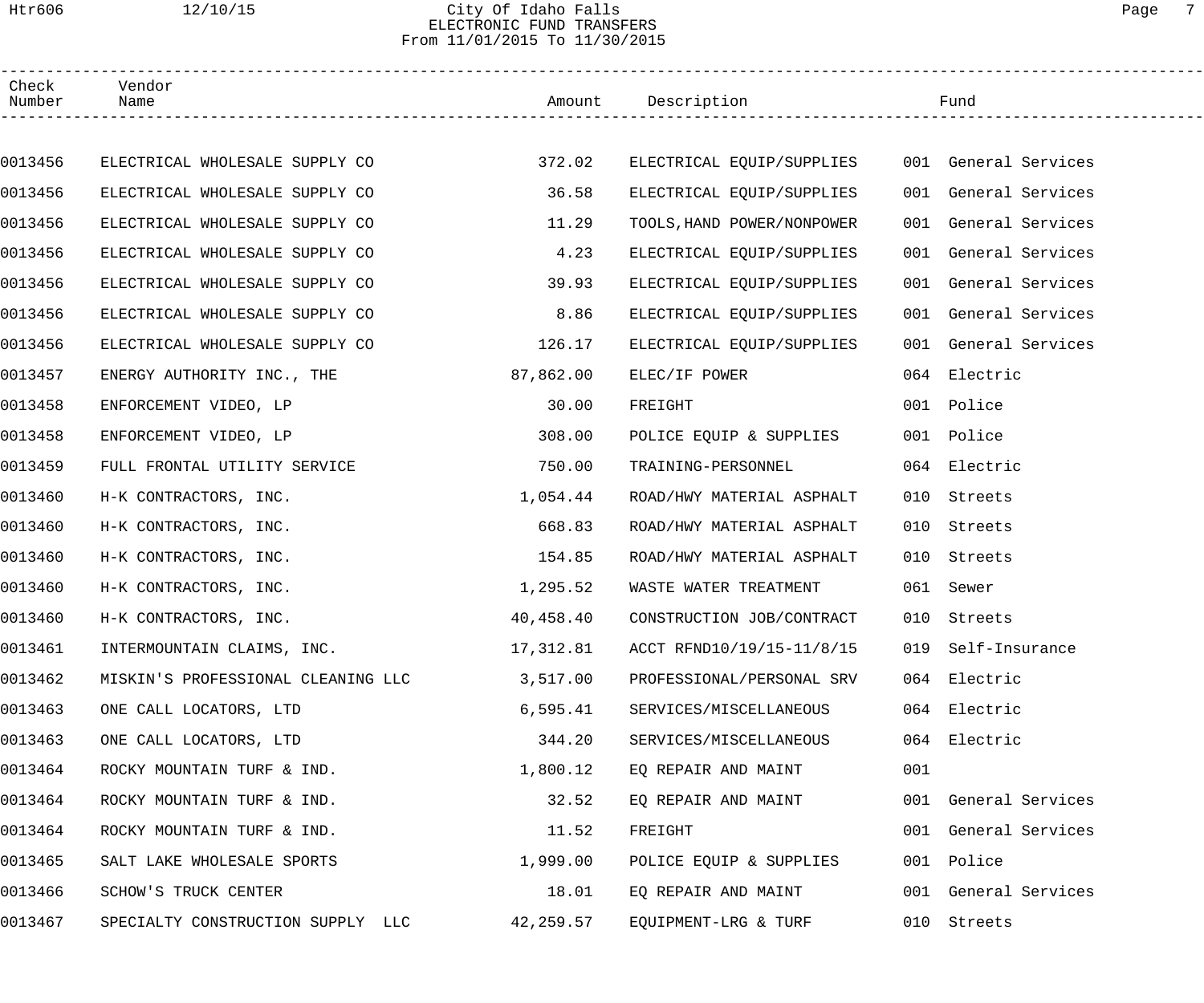City Of Idaho Falls
ELECTRONIC FUND TRANSFERS
From 11/01/2015 To 11/30/2015

| Check Number | Vendor Name | Amount | Description | Fund | |
|---|---|---|---|---|---|
| 0013456 | ELECTRICAL WHOLESALE SUPPLY CO | 372.02 | ELECTRICAL EQUIP/SUPPLIES | 001 | General Services |
| 0013456 | ELECTRICAL WHOLESALE SUPPLY CO | 36.58 | ELECTRICAL EQUIP/SUPPLIES | 001 | General Services |
| 0013456 | ELECTRICAL WHOLESALE SUPPLY CO | 11.29 | TOOLS,HAND POWER/NONPOWER | 001 | General Services |
| 0013456 | ELECTRICAL WHOLESALE SUPPLY CO | 4.23 | ELECTRICAL EQUIP/SUPPLIES | 001 | General Services |
| 0013456 | ELECTRICAL WHOLESALE SUPPLY CO | 39.93 | ELECTRICAL EQUIP/SUPPLIES | 001 | General Services |
| 0013456 | ELECTRICAL WHOLESALE SUPPLY CO | 8.86 | ELECTRICAL EQUIP/SUPPLIES | 001 | General Services |
| 0013456 | ELECTRICAL WHOLESALE SUPPLY CO | 126.17 | ELECTRICAL EQUIP/SUPPLIES | 001 | General Services |
| 0013457 | ENERGY AUTHORITY INC., THE | 87,862.00 | ELEC/IF POWER | 064 | Electric |
| 0013458 | ENFORCEMENT VIDEO, LP | 30.00 | FREIGHT | 001 | Police |
| 0013458 | ENFORCEMENT VIDEO, LP | 308.00 | POLICE EQUIP & SUPPLIES | 001 | Police |
| 0013459 | FULL FRONTAL UTILITY SERVICE | 750.00 | TRAINING-PERSONNEL | 064 | Electric |
| 0013460 | H-K CONTRACTORS, INC. | 1,054.44 | ROAD/HWY MATERIAL ASPHALT | 010 | Streets |
| 0013460 | H-K CONTRACTORS, INC. | 668.83 | ROAD/HWY MATERIAL ASPHALT | 010 | Streets |
| 0013460 | H-K CONTRACTORS, INC. | 154.85 | ROAD/HWY MATERIAL ASPHALT | 010 | Streets |
| 0013460 | H-K CONTRACTORS, INC. | 1,295.52 | WASTE WATER TREATMENT | 061 | Sewer |
| 0013460 | H-K CONTRACTORS, INC. | 40,458.40 | CONSTRUCTION JOB/CONTRACT | 010 | Streets |
| 0013461 | INTERMOUNTAIN CLAIMS, INC. | 17,312.81 | ACCT RFND10/19/15-11/8/15 | 019 | Self-Insurance |
| 0013462 | MISKIN'S PROFESSIONAL CLEANING LLC | 3,517.00 | PROFESSIONAL/PERSONAL SRV | 064 | Electric |
| 0013463 | ONE CALL LOCATORS, LTD | 6,595.41 | SERVICES/MISCELLANEOUS | 064 | Electric |
| 0013463 | ONE CALL LOCATORS, LTD | 344.20 | SERVICES/MISCELLANEOUS | 064 | Electric |
| 0013464 | ROCKY MOUNTAIN TURF & IND. | 1,800.12 | EQ REPAIR AND MAINT | 001 | |
| 0013464 | ROCKY MOUNTAIN TURF & IND. | 32.52 | EQ REPAIR AND MAINT | 001 | General Services |
| 0013464 | ROCKY MOUNTAIN TURF & IND. | 11.52 | FREIGHT | 001 | General Services |
| 0013465 | SALT LAKE WHOLESALE SPORTS | 1,999.00 | POLICE EQUIP & SUPPLIES | 001 | Police |
| 0013466 | SCHOW'S TRUCK CENTER | 18.01 | EQ REPAIR AND MAINT | 001 | General Services |
| 0013467 | SPECIALTY CONSTRUCTION SUPPLY LLC | 42,259.57 | EQUIPMENT-LRG & TURF | 010 | Streets |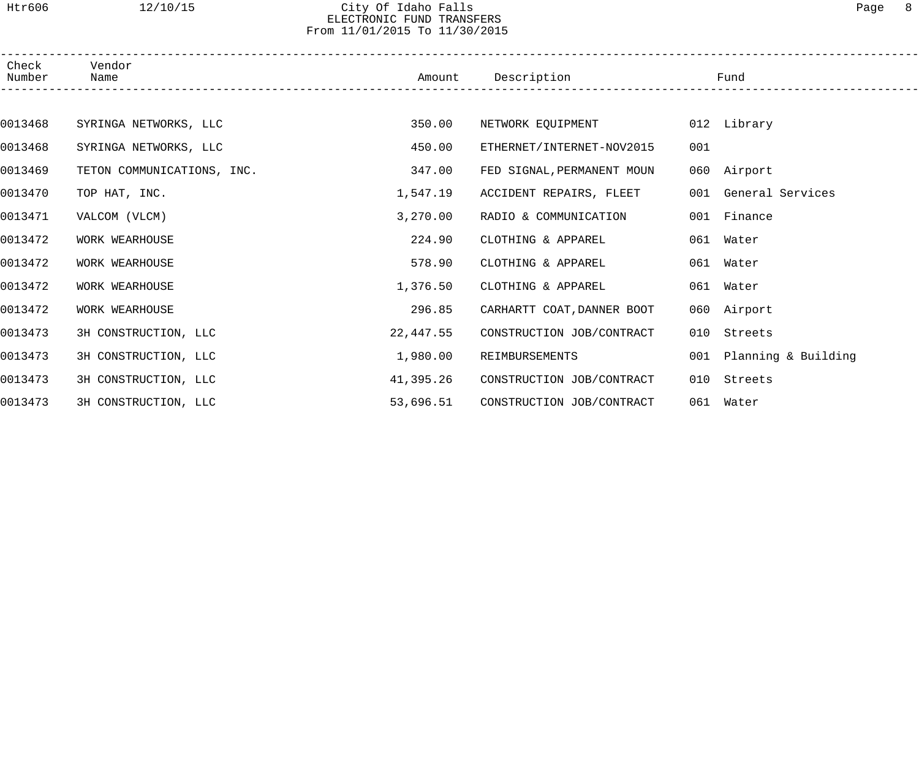# City Of Idaho Falls
## ELECTRONIC FUND TRANSFERS
### From 11/01/2015 To 11/30/2015

| Check Number | Vendor Name | Amount | Description | Fund | |
|---|---|---|---|---|---|
| 0013468 | SYRINGA NETWORKS, LLC | 350.00 | NETWORK EQUIPMENT | 012 | Library |
| 0013468 | SYRINGA NETWORKS, LLC | 450.00 | ETHERNET/INTERNET-NOV2015 | 001 | |
| 0013469 | TETON COMMUNICATIONS, INC. | 347.00 | FED SIGNAL,PERMANENT MOUN | 060 | Airport |
| 0013470 | TOP HAT, INC. | 1,547.19 | ACCIDENT REPAIRS, FLEET | 001 | General Services |
| 0013471 | VALCOM (VLCM) | 3,270.00 | RADIO & COMMUNICATION | 001 | Finance |
| 0013472 | WORK WEARHOUSE | 224.90 | CLOTHING & APPAREL | 061 | Water |
| 0013472 | WORK WEARHOUSE | 578.90 | CLOTHING & APPAREL | 061 | Water |
| 0013472 | WORK WEARHOUSE | 1,376.50 | CLOTHING & APPAREL | 061 | Water |
| 0013472 | WORK WEARHOUSE | 296.85 | CARHARTT COAT,DANNER BOOT | 060 | Airport |
| 0013473 | 3H CONSTRUCTION, LLC | 22,447.55 | CONSTRUCTION JOB/CONTRACT | 010 | Streets |
| 0013473 | 3H CONSTRUCTION, LLC | 1,980.00 | REIMBURSEMENTS | 001 | Planning & Building |
| 0013473 | 3H CONSTRUCTION, LLC | 41,395.26 | CONSTRUCTION JOB/CONTRACT | 010 | Streets |
| 0013473 | 3H CONSTRUCTION, LLC | 53,696.51 | CONSTRUCTION JOB/CONTRACT | 061 | Water |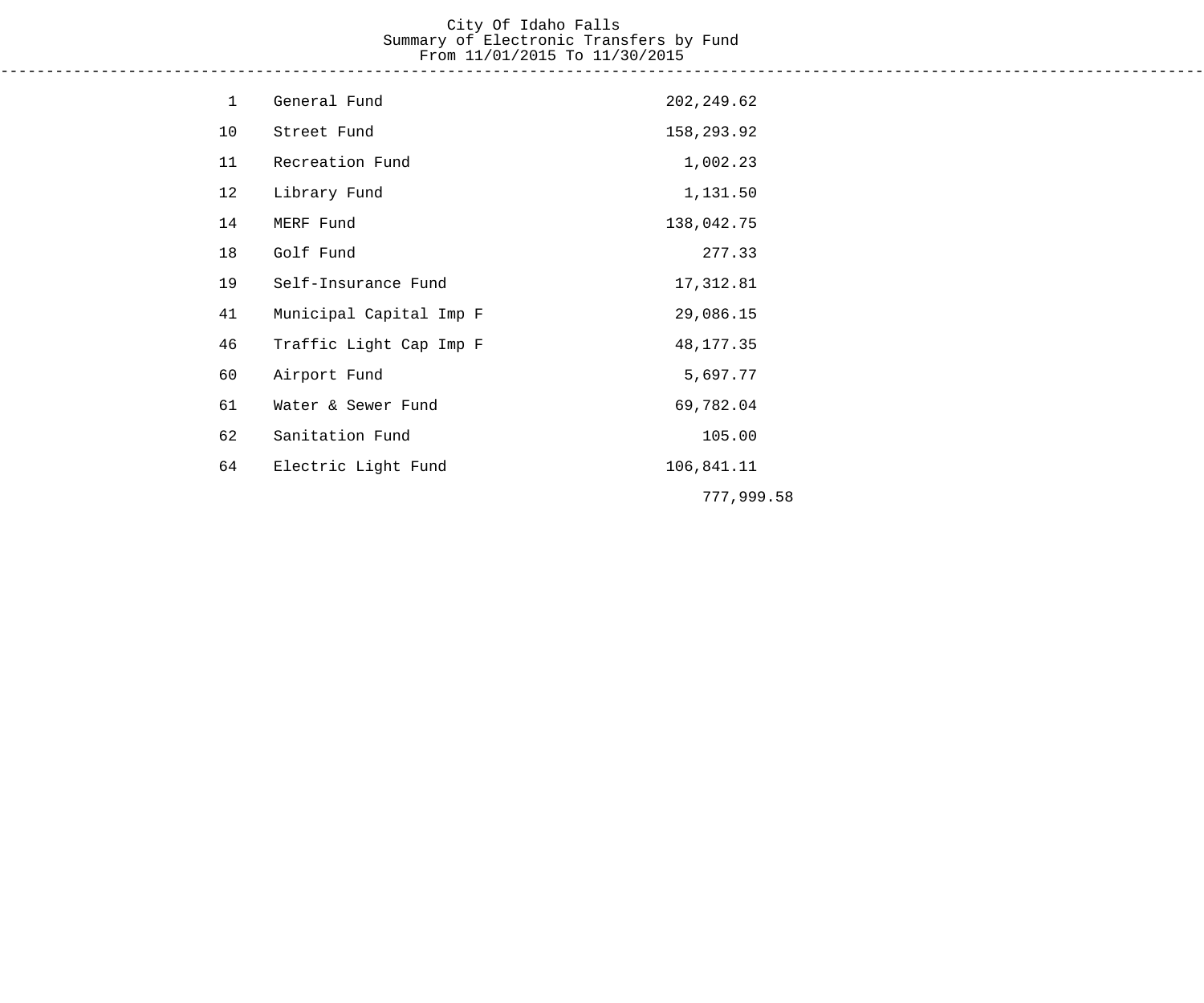# City Of Idaho Falls
## Summary of Electronic Transfers by Fund
### From 11/01/2015 To 11/30/2015

| Fund | Name | Amount |
|---|---|---|
| 1 | General Fund | 202,249.62 |
| 10 | Street Fund | 158,293.92 |
| 11 | Recreation Fund | 1,002.23 |
| 12 | Library Fund | 1,131.50 |
| 14 | MERF Fund | 138,042.75 |
| 18 | Golf Fund | 277.33 |
| 19 | Self-Insurance Fund | 17,312.81 |
| 41 | Municipal Capital Imp F | 29,086.15 |
| 46 | Traffic Light Cap Imp F | 48,177.35 |
| 60 | Airport Fund | 5,697.77 |
| 61 | Water & Sewer Fund | 69,782.04 |
| 62 | Sanitation Fund | 105.00 |
| 64 | Electric Light Fund | 106,841.11 |
| | | 777,999.58 |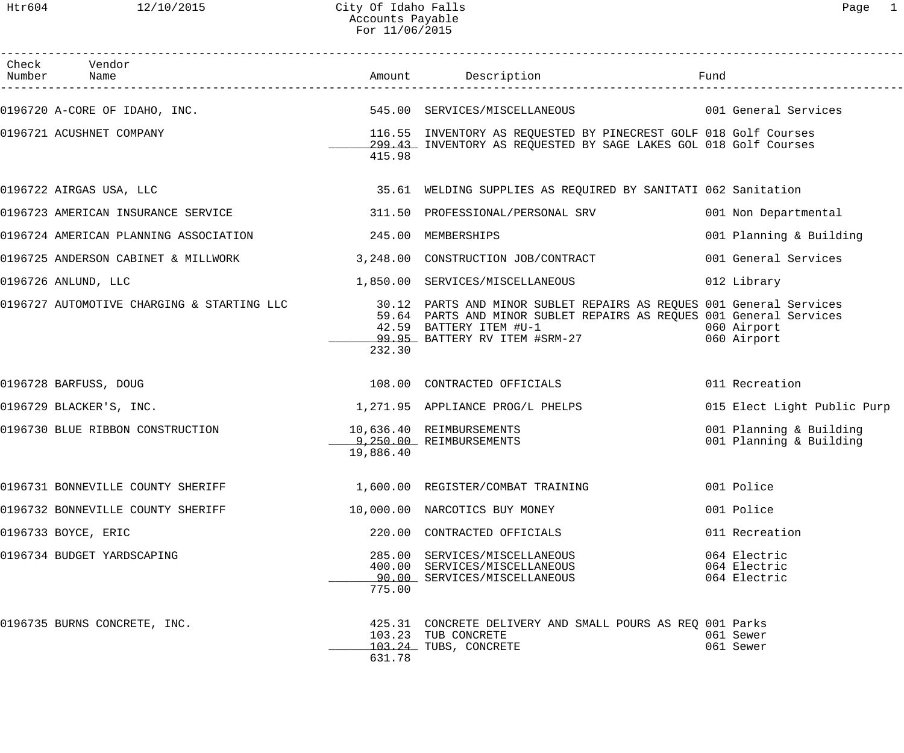# City Of Idaho Falls
## Accounts Payable
### For 11/06/2015

| Check Number | Vendor Name | Amount | Description | Fund |
|---|---|---|---|---|
| 0196720 | A-CORE OF IDAHO, INC. | 545.00 | SERVICES/MISCELLANEOUS | 001 General Services |
| 0196721 | ACUSHNET COMPANY | 116.55 | INVENTORY AS REQUESTED BY PINECREST GOLF | 018 Golf Courses |
| | | 299.43 | INVENTORY AS REQUESTED BY SAGE LAKES GOL | 018 Golf Courses |
| | | 415.98 | | |
| 0196722 | AIRGAS USA, LLC | 35.61 | WELDING SUPPLIES AS REQUIRED BY SANITATI | 062 Sanitation |
| 0196723 | AMERICAN INSURANCE SERVICE | 311.50 | PROFESSIONAL/PERSONAL SRV | 001 Non Departmental |
| 0196724 | AMERICAN PLANNING ASSOCIATION | 245.00 | MEMBERSHIPS | 001 Planning & Building |
| 0196725 | ANDERSON CABINET & MILLWORK | 3,248.00 | CONSTRUCTION JOB/CONTRACT | 001 General Services |
| 0196726 | ANLUND, LLC | 1,850.00 | SERVICES/MISCELLANEOUS | 012 Library |
| 0196727 | AUTOMOTIVE CHARGING & STARTING LLC | 30.12 | PARTS AND MINOR SUBLET REPAIRS AS REQUES | 001 General Services |
| | | 59.64 | PARTS AND MINOR SUBLET REPAIRS AS REQUES | 001 General Services |
| | | 42.59 | BATTERY ITEM #U-1 | 060 Airport |
| | | 99.95 | BATTERY RV ITEM #SRM-27 | 060 Airport |
| | | 232.30 | | |
| 0196728 | BARFUSS, DOUG | 108.00 | CONTRACTED OFFICIALS | 011 Recreation |
| 0196729 | BLACKER'S, INC. | 1,271.95 | APPLIANCE PROG/L PHELPS | 015 Elect Light Public Purp |
| 0196730 | BLUE RIBBON CONSTRUCTION | 10,636.40 | REIMBURSEMENTS | 001 Planning & Building |
| | | 9,250.00 | REIMBURSEMENTS | 001 Planning & Building |
| | | 19,886.40 | | |
| 0196731 | BONNEVILLE COUNTY SHERIFF | 1,600.00 | REGISTER/COMBAT TRAINING | 001 Police |
| 0196732 | BONNEVILLE COUNTY SHERIFF | 10,000.00 | NARCOTICS BUY MONEY | 001 Police |
| 0196733 | BOYCE, ERIC | 220.00 | CONTRACTED OFFICIALS | 011 Recreation |
| 0196734 | BUDGET YARDSCAPING | 285.00 | SERVICES/MISCELLANEOUS | 064 Electric |
| | | 400.00 | SERVICES/MISCELLANEOUS | 064 Electric |
| | | 90.00 | SERVICES/MISCELLANEOUS | 064 Electric |
| | | 775.00 | | |
| 0196735 | BURNS CONCRETE, INC. | 425.31 | CONCRETE DELIVERY AND SMALL POURS AS REQ | 001 Parks |
| | | 103.23 | TUB CONCRETE | 061 Sewer |
| | | 103.24 | TUBS, CONCRETE | 061 Sewer |
| | | 631.78 | | |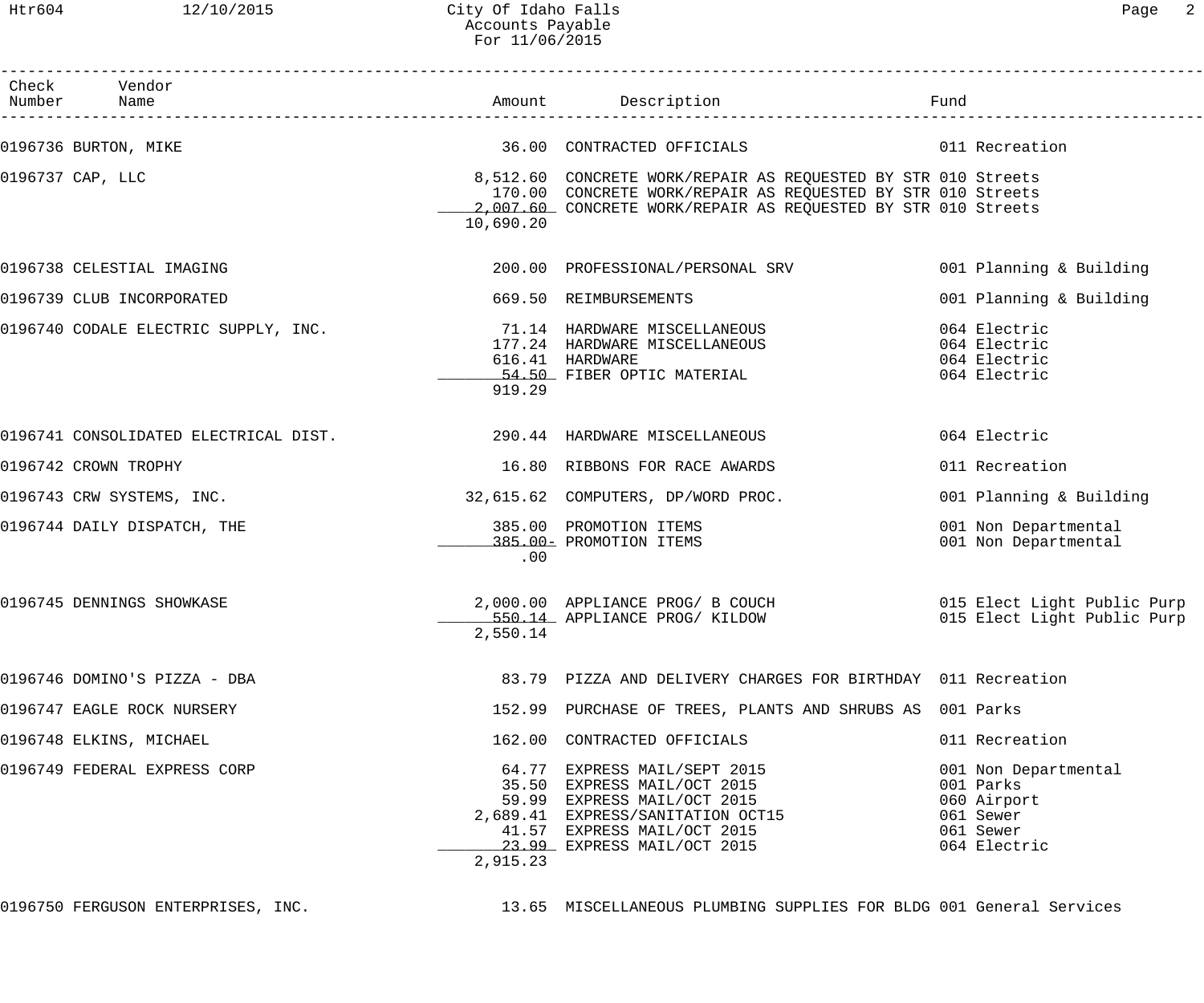# City Of Idaho Falls
## Accounts Payable
### For 11/06/2015

| Check Number | Vendor Name | Amount | Description | Fund |
|---|---|---|---|---|
| 0196736 | BURTON, MIKE | 36.00 | CONTRACTED OFFICIALS | 011 Recreation |
| 0196737 | CAP, LLC | 8,512.60 | CONCRETE WORK/REPAIR AS REQUESTED BY STR | 010 Streets |
| | | 170.00 | CONCRETE WORK/REPAIR AS REQUESTED BY STR | 010 Streets |
| | | 2,007.60 | CONCRETE WORK/REPAIR AS REQUESTED BY STR | 010 Streets |
| | | 10,690.20 | | |
| 0196738 | CELESTIAL IMAGING | 200.00 | PROFESSIONAL/PERSONAL SRV | 001 Planning & Building |
| 0196739 | CLUB INCORPORATED | 669.50 | REIMBURSEMENTS | 001 Planning & Building |
| 0196740 | CODALE ELECTRIC SUPPLY, INC. | 71.14 | HARDWARE MISCELLANEOUS | 064 Electric |
| | | 177.24 | HARDWARE MISCELLANEOUS | 064 Electric |
| | | 616.41 | HARDWARE | 064 Electric |
| | | 54.50 | FIBER OPTIC MATERIAL | 064 Electric |
| | | 919.29 | | |
| 0196741 | CONSOLIDATED ELECTRICAL DIST. | 290.44 | HARDWARE MISCELLANEOUS | 064 Electric |
| 0196742 | CROWN TROPHY | 16.80 | RIBBONS FOR RACE AWARDS | 011 Recreation |
| 0196743 | CRW SYSTEMS, INC. | 32,615.62 | COMPUTERS, DP/WORD PROC. | 001 Planning & Building |
| 0196744 | DAILY DISPATCH, THE | 385.00 | PROMOTION ITEMS | 001 Non Departmental |
| | | 385.00- | PROMOTION ITEMS | 001 Non Departmental |
| | | .00 | | |
| 0196745 | DENNINGS SHOWKASE | 2,000.00 | APPLIANCE PROG/ B COUCH | 015 Elect Light Public Purp |
| | | 550.14 | APPLIANCE PROG/ KILDOW | 015 Elect Light Public Purp |
| | | 2,550.14 | | |
| 0196746 | DOMINO'S PIZZA - DBA | 83.79 | PIZZA AND DELIVERY CHARGES FOR BIRTHDAY | 011 Recreation |
| 0196747 | EAGLE ROCK NURSERY | 152.99 | PURCHASE OF TREES, PLANTS AND SHRUBS AS | 001 Parks |
| 0196748 | ELKINS, MICHAEL | 162.00 | CONTRACTED OFFICIALS | 011 Recreation |
| 0196749 | FEDERAL EXPRESS CORP | 64.77 | EXPRESS MAIL/SEPT 2015 | 001 Non Departmental |
| | | 35.50 | EXPRESS MAIL/OCT 2015 | 001 Parks |
| | | 59.99 | EXPRESS MAIL/OCT 2015 | 060 Airport |
| | | 2,689.41 | EXPRESS/SANITATION OCT15 | 061 Sewer |
| | | 41.57 | EXPRESS MAIL/OCT 2015 | 061 Sewer |
| | | 23.99 | EXPRESS MAIL/OCT 2015 | 064 Electric |
| | | 2,915.23 | | |
| 0196750 | FERGUSON ENTERPRISES, INC. | 13.65 | MISCELLANEOUS PLUMBING SUPPLIES FOR BLDG | 001 General Services |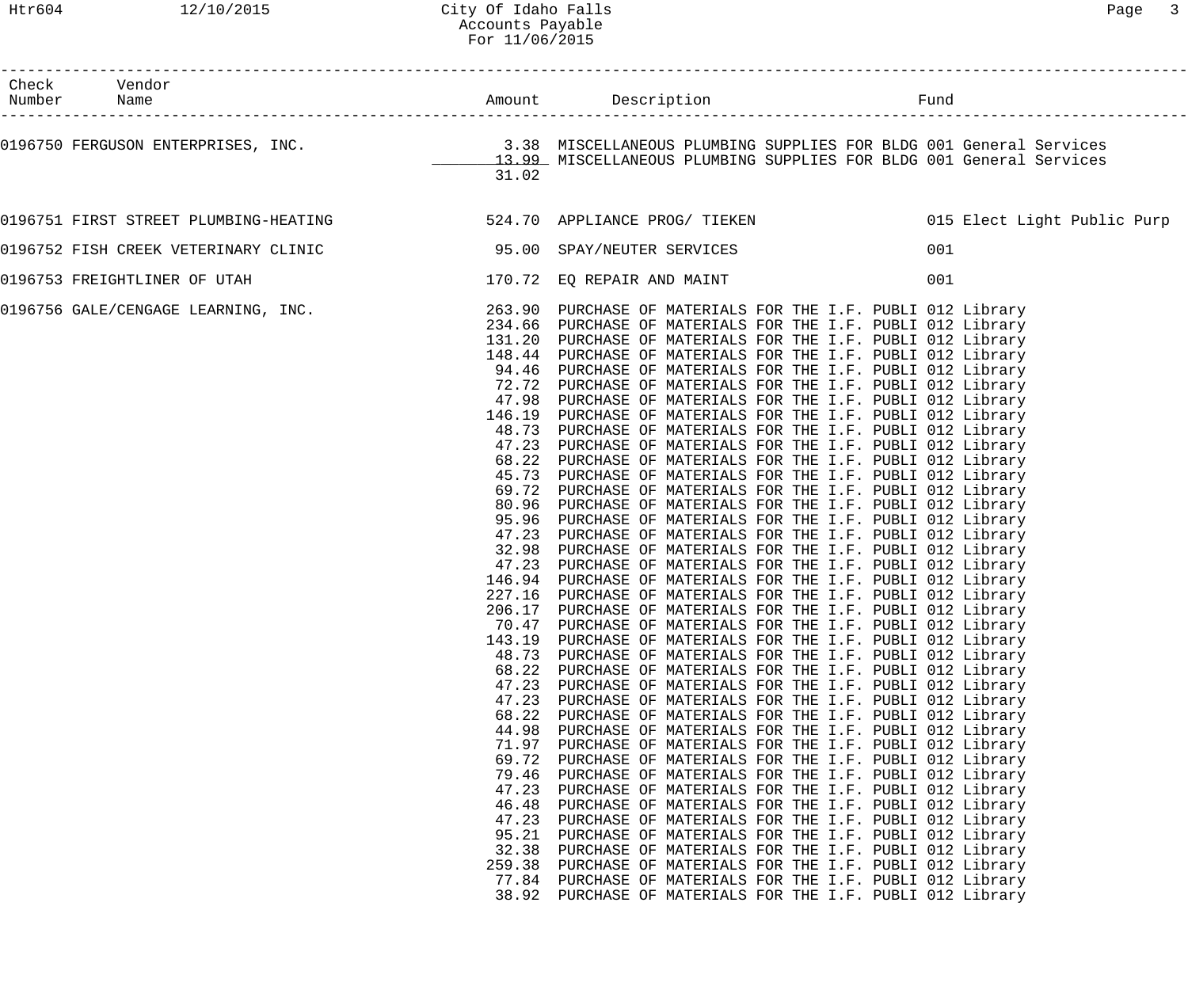City Of Idaho Falls
Accounts Payable
For 11/06/2015

| Check Number | Vendor Name | Amount | Description | Fund |
|---|---|---|---|---|
| 0196750 | FERGUSON ENTERPRISES, INC. | 3.38 | MISCELLANEOUS PLUMBING SUPPLIES FOR BLDG | 001 General Services |
| | | 13.99 | MISCELLANEOUS PLUMBING SUPPLIES FOR BLDG | 001 General Services |
| | | 31.02 | | |
| 0196751 | FIRST STREET PLUMBING-HEATING | 524.70 | APPLIANCE PROG/ TIEKEN | 015 Elect Light Public Purp |
| 0196752 | FISH CREEK VETERINARY CLINIC | 95.00 | SPAY/NEUTER SERVICES | 001 |
| 0196753 | FREIGHTLINER OF UTAH | 170.72 | EQ REPAIR AND MAINT | 001 |
| 0196756 | GALE/CENGAGE LEARNING, INC. | 263.90 | PURCHASE OF MATERIALS FOR THE I.F. PUBLI | 012 Library |
| | | 234.66 | PURCHASE OF MATERIALS FOR THE I.F. PUBLI | 012 Library |
| | | 131.20 | PURCHASE OF MATERIALS FOR THE I.F. PUBLI | 012 Library |
| | | 148.44 | PURCHASE OF MATERIALS FOR THE I.F. PUBLI | 012 Library |
| | | 94.46 | PURCHASE OF MATERIALS FOR THE I.F. PUBLI | 012 Library |
| | | 72.72 | PURCHASE OF MATERIALS FOR THE I.F. PUBLI | 012 Library |
| | | 47.98 | PURCHASE OF MATERIALS FOR THE I.F. PUBLI | 012 Library |
| | | 146.19 | PURCHASE OF MATERIALS FOR THE I.F. PUBLI | 012 Library |
| | | 48.73 | PURCHASE OF MATERIALS FOR THE I.F. PUBLI | 012 Library |
| | | 47.23 | PURCHASE OF MATERIALS FOR THE I.F. PUBLI | 012 Library |
| | | 68.22 | PURCHASE OF MATERIALS FOR THE I.F. PUBLI | 012 Library |
| | | 45.73 | PURCHASE OF MATERIALS FOR THE I.F. PUBLI | 012 Library |
| | | 69.72 | PURCHASE OF MATERIALS FOR THE I.F. PUBLI | 012 Library |
| | | 80.96 | PURCHASE OF MATERIALS FOR THE I.F. PUBLI | 012 Library |
| | | 95.96 | PURCHASE OF MATERIALS FOR THE I.F. PUBLI | 012 Library |
| | | 47.23 | PURCHASE OF MATERIALS FOR THE I.F. PUBLI | 012 Library |
| | | 32.98 | PURCHASE OF MATERIALS FOR THE I.F. PUBLI | 012 Library |
| | | 47.23 | PURCHASE OF MATERIALS FOR THE I.F. PUBLI | 012 Library |
| | | 146.94 | PURCHASE OF MATERIALS FOR THE I.F. PUBLI | 012 Library |
| | | 227.16 | PURCHASE OF MATERIALS FOR THE I.F. PUBLI | 012 Library |
| | | 206.17 | PURCHASE OF MATERIALS FOR THE I.F. PUBLI | 012 Library |
| | | 70.47 | PURCHASE OF MATERIALS FOR THE I.F. PUBLI | 012 Library |
| | | 143.19 | PURCHASE OF MATERIALS FOR THE I.F. PUBLI | 012 Library |
| | | 48.73 | PURCHASE OF MATERIALS FOR THE I.F. PUBLI | 012 Library |
| | | 68.22 | PURCHASE OF MATERIALS FOR THE I.F. PUBLI | 012 Library |
| | | 47.23 | PURCHASE OF MATERIALS FOR THE I.F. PUBLI | 012 Library |
| | | 47.23 | PURCHASE OF MATERIALS FOR THE I.F. PUBLI | 012 Library |
| | | 68.22 | PURCHASE OF MATERIALS FOR THE I.F. PUBLI | 012 Library |
| | | 44.98 | PURCHASE OF MATERIALS FOR THE I.F. PUBLI | 012 Library |
| | | 71.97 | PURCHASE OF MATERIALS FOR THE I.F. PUBLI | 012 Library |
| | | 69.72 | PURCHASE OF MATERIALS FOR THE I.F. PUBLI | 012 Library |
| | | 79.46 | PURCHASE OF MATERIALS FOR THE I.F. PUBLI | 012 Library |
| | | 47.23 | PURCHASE OF MATERIALS FOR THE I.F. PUBLI | 012 Library |
| | | 46.48 | PURCHASE OF MATERIALS FOR THE I.F. PUBLI | 012 Library |
| | | 47.23 | PURCHASE OF MATERIALS FOR THE I.F. PUBLI | 012 Library |
| | | 95.21 | PURCHASE OF MATERIALS FOR THE I.F. PUBLI | 012 Library |
| | | 32.38 | PURCHASE OF MATERIALS FOR THE I.F. PUBLI | 012 Library |
| | | 259.38 | PURCHASE OF MATERIALS FOR THE I.F. PUBLI | 012 Library |
| | | 77.84 | PURCHASE OF MATERIALS FOR THE I.F. PUBLI | 012 Library |
| | | 38.92 | PURCHASE OF MATERIALS FOR THE I.F. PUBLI | 012 Library |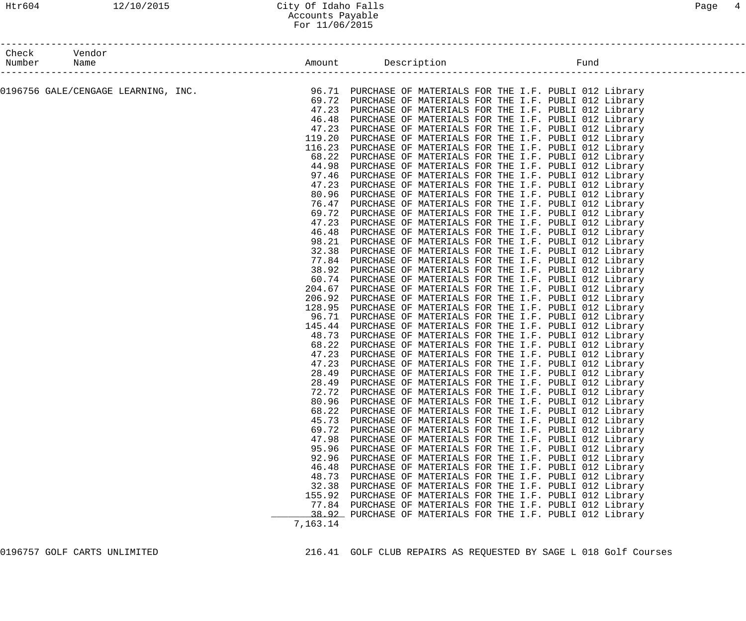| Check Number | Vendor Name | Amount | Description | Fund |
|---|---|---|---|---|
| 0196756 | GALE/CENGAGE LEARNING, INC. | 96.71 | PURCHASE OF MATERIALS FOR THE I.F. PUBLI | 012 Library |
| | | 69.72 | PURCHASE OF MATERIALS FOR THE I.F. PUBLI | 012 Library |
| | | 47.23 | PURCHASE OF MATERIALS FOR THE I.F. PUBLI | 012 Library |
| | | 46.48 | PURCHASE OF MATERIALS FOR THE I.F. PUBLI | 012 Library |
| | | 47.23 | PURCHASE OF MATERIALS FOR THE I.F. PUBLI | 012 Library |
| | | 119.20 | PURCHASE OF MATERIALS FOR THE I.F. PUBLI | 012 Library |
| | | 116.23 | PURCHASE OF MATERIALS FOR THE I.F. PUBLI | 012 Library |
| | | 68.22 | PURCHASE OF MATERIALS FOR THE I.F. PUBLI | 012 Library |
| | | 44.98 | PURCHASE OF MATERIALS FOR THE I.F. PUBLI | 012 Library |
| | | 97.46 | PURCHASE OF MATERIALS FOR THE I.F. PUBLI | 012 Library |
| | | 47.23 | PURCHASE OF MATERIALS FOR THE I.F. PUBLI | 012 Library |
| | | 80.96 | PURCHASE OF MATERIALS FOR THE I.F. PUBLI | 012 Library |
| | | 76.47 | PURCHASE OF MATERIALS FOR THE I.F. PUBLI | 012 Library |
| | | 69.72 | PURCHASE OF MATERIALS FOR THE I.F. PUBLI | 012 Library |
| | | 47.23 | PURCHASE OF MATERIALS FOR THE I.F. PUBLI | 012 Library |
| | | 46.48 | PURCHASE OF MATERIALS FOR THE I.F. PUBLI | 012 Library |
| | | 98.21 | PURCHASE OF MATERIALS FOR THE I.F. PUBLI | 012 Library |
| | | 32.38 | PURCHASE OF MATERIALS FOR THE I.F. PUBLI | 012 Library |
| | | 77.84 | PURCHASE OF MATERIALS FOR THE I.F. PUBLI | 012 Library |
| | | 38.92 | PURCHASE OF MATERIALS FOR THE I.F. PUBLI | 012 Library |
| | | 60.74 | PURCHASE OF MATERIALS FOR THE I.F. PUBLI | 012 Library |
| | | 204.67 | PURCHASE OF MATERIALS FOR THE I.F. PUBLI | 012 Library |
| | | 206.92 | PURCHASE OF MATERIALS FOR THE I.F. PUBLI | 012 Library |
| | | 128.95 | PURCHASE OF MATERIALS FOR THE I.F. PUBLI | 012 Library |
| | | 96.71 | PURCHASE OF MATERIALS FOR THE I.F. PUBLI | 012 Library |
| | | 145.44 | PURCHASE OF MATERIALS FOR THE I.F. PUBLI | 012 Library |
| | | 48.73 | PURCHASE OF MATERIALS FOR THE I.F. PUBLI | 012 Library |
| | | 68.22 | PURCHASE OF MATERIALS FOR THE I.F. PUBLI | 012 Library |
| | | 47.23 | PURCHASE OF MATERIALS FOR THE I.F. PUBLI | 012 Library |
| | | 47.23 | PURCHASE OF MATERIALS FOR THE I.F. PUBLI | 012 Library |
| | | 28.49 | PURCHASE OF MATERIALS FOR THE I.F. PUBLI | 012 Library |
| | | 28.49 | PURCHASE OF MATERIALS FOR THE I.F. PUBLI | 012 Library |
| | | 72.72 | PURCHASE OF MATERIALS FOR THE I.F. PUBLI | 012 Library |
| | | 80.96 | PURCHASE OF MATERIALS FOR THE I.F. PUBLI | 012 Library |
| | | 68.22 | PURCHASE OF MATERIALS FOR THE I.F. PUBLI | 012 Library |
| | | 45.73 | PURCHASE OF MATERIALS FOR THE I.F. PUBLI | 012 Library |
| | | 69.72 | PURCHASE OF MATERIALS FOR THE I.F. PUBLI | 012 Library |
| | | 47.98 | PURCHASE OF MATERIALS FOR THE I.F. PUBLI | 012 Library |
| | | 95.96 | PURCHASE OF MATERIALS FOR THE I.F. PUBLI | 012 Library |
| | | 92.96 | PURCHASE OF MATERIALS FOR THE I.F. PUBLI | 012 Library |
| | | 46.48 | PURCHASE OF MATERIALS FOR THE I.F. PUBLI | 012 Library |
| | | 48.73 | PURCHASE OF MATERIALS FOR THE I.F. PUBLI | 012 Library |
| | | 32.38 | PURCHASE OF MATERIALS FOR THE I.F. PUBLI | 012 Library |
| | | 155.92 | PURCHASE OF MATERIALS FOR THE I.F. PUBLI | 012 Library |
| | | 77.84 | PURCHASE OF MATERIALS FOR THE I.F. PUBLI | 012 Library |
| | | 38.92 | PURCHASE OF MATERIALS FOR THE I.F. PUBLI | 012 Library |
| | | 7,163.14 | | |
| 0196757 | GOLF CARTS UNLIMITED | 216.41 | GOLF CLUB REPAIRS AS REQUESTED BY SAGE L | 018 Golf Courses |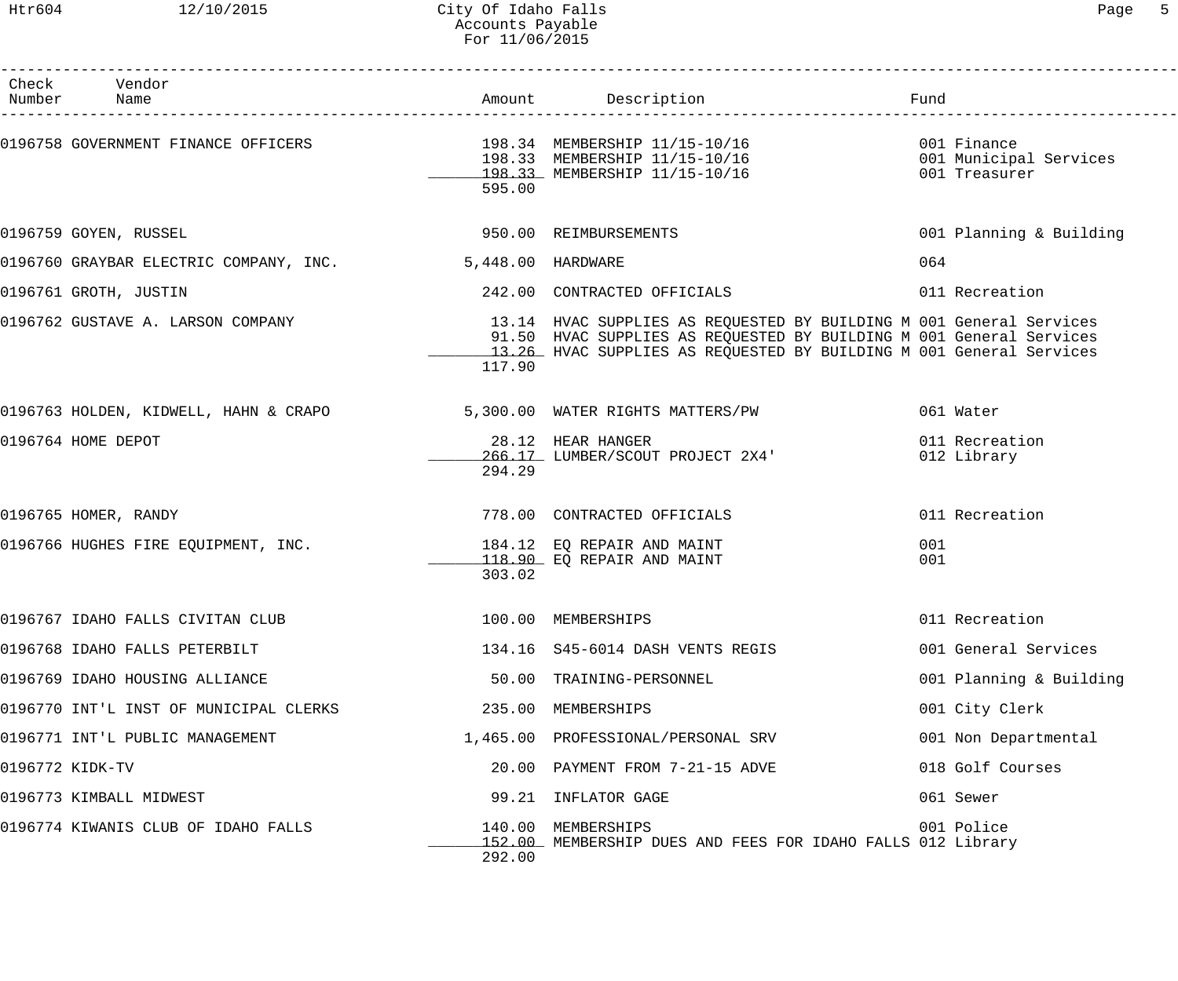City Of Idaho Falls
Accounts Payable
For 11/06/2015

| Check Number | Vendor Name | Amount | Description | Fund |
|---|---|---|---|---|
| 0196758 | GOVERNMENT FINANCE OFFICERS | 198.34 | MEMBERSHIP 11/15-10/16 | 001 Finance |
| | | 198.33 | MEMBERSHIP 11/15-10/16 | 001 Municipal Services |
| | | 198.33 | MEMBERSHIP 11/15-10/16 | 001 Treasurer |
| | | 595.00 | | |
| 0196759 | GOYEN, RUSSEL | 950.00 | REIMBURSEMENTS | 001 Planning & Building |
| 0196760 | GRAYBAR ELECTRIC COMPANY, INC. | 5,448.00 | HARDWARE | 064 |
| 0196761 | GROTH, JUSTIN | 242.00 | CONTRACTED OFFICIALS | 011 Recreation |
| 0196762 | GUSTAVE A. LARSON COMPANY | 13.14 | HVAC SUPPLIES AS REQUESTED BY BUILDING M | 001 General Services |
| | | 91.50 | HVAC SUPPLIES AS REQUESTED BY BUILDING M | 001 General Services |
| | | 13.26 | HVAC SUPPLIES AS REQUESTED BY BUILDING M | 001 General Services |
| | | 117.90 | | |
| 0196763 | HOLDEN, KIDWELL, HAHN & CRAPO | 5,300.00 | WATER RIGHTS MATTERS/PW | 061 Water |
| 0196764 | HOME DEPOT | 28.12 | HEAR HANGER | 011 Recreation |
| | | 266.17 | LUMBER/SCOUT PROJECT 2X4' | 012 Library |
| | | 294.29 | | |
| 0196765 | HOMER, RANDY | 778.00 | CONTRACTED OFFICIALS | 011 Recreation |
| 0196766 | HUGHES FIRE EQUIPMENT, INC. | 184.12 | EQ REPAIR AND MAINT | 001 |
| | | 118.90 | EQ REPAIR AND MAINT | 001 |
| | | 303.02 | | |
| 0196767 | IDAHO FALLS CIVITAN CLUB | 100.00 | MEMBERSHIPS | 011 Recreation |
| 0196768 | IDAHO FALLS PETERBILT | 134.16 | S45-6014 DASH VENTS REGIS | 001 General Services |
| 0196769 | IDAHO HOUSING ALLIANCE | 50.00 | TRAINING-PERSONNEL | 001 Planning & Building |
| 0196770 | INT'L INST OF MUNICIPAL CLERKS | 235.00 | MEMBERSHIPS | 001 City Clerk |
| 0196771 | INT'L PUBLIC MANAGEMENT | 1,465.00 | PROFESSIONAL/PERSONAL SRV | 001 Non Departmental |
| 0196772 | KIDK-TV | 20.00 | PAYMENT FROM 7-21-15 ADVE | 018 Golf Courses |
| 0196773 | KIMBALL MIDWEST | 99.21 | INFLATOR GAGE | 061 Sewer |
| 0196774 | KIWANIS CLUB OF IDAHO FALLS | 140.00 | MEMBERSHIPS | 001 Police |
| | | 152.00 | MEMBERSHIP DUES AND FEES FOR IDAHO FALLS | 012 Library |
| | | 292.00 | | |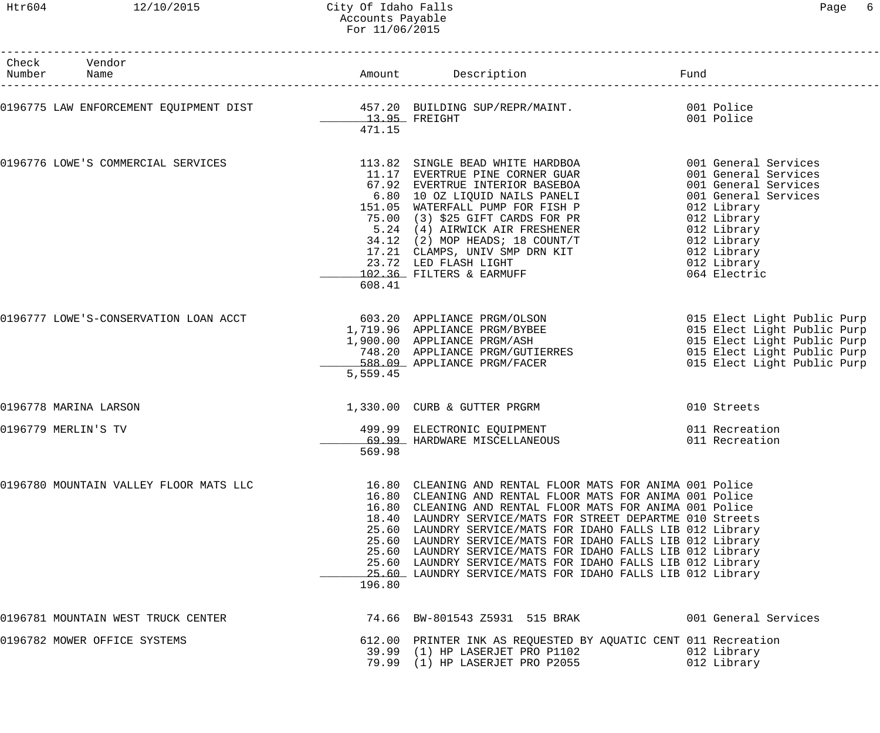| Check Number | Vendor Name | Amount | Description | Fund |
|---|---|---|---|---|
| 0196775 | LAW ENFORCEMENT EQUIPMENT DIST | 457.20 | BUILDING SUP/REPR/MAINT. | 001 Police |
| | | 13.95 | FREIGHT | 001 Police |
| | | 471.15 | | |
| 0196776 | LOWE'S COMMERCIAL SERVICES | 113.82 | SINGLE BEAD WHITE HARDBOA | 001 General Services |
| | | 11.17 | EVERTRUE PINE CORNER GUAR | 001 General Services |
| | | 67.92 | EVERTRUE INTERIOR BASEBOA | 001 General Services |
| | | 6.80 | 10 OZ LIQUID NAILS PANELI | 001 General Services |
| | | 151.05 | WATERFALL PUMP FOR FISH P | 012 Library |
| | | 75.00 | (3) $25 GIFT CARDS FOR PR | 012 Library |
| | | 5.24 | (4) AIRWICK AIR FRESHENER | 012 Library |
| | | 34.12 | (2) MOP HEADS; 18 COUNT/T | 012 Library |
| | | 17.21 | CLAMPS, UNIV SMP DRN KIT | 012 Library |
| | | 23.72 | LED FLASH LIGHT | 012 Library |
| | | 102.36 | FILTERS & EARMUFF | 064 Electric |
| | | 608.41 | | |
| 0196777 | LOWE'S-CONSERVATION LOAN ACCT | 603.20 | APPLIANCE PRGM/OLSON | 015 Elect Light Public Purp |
| | | 1,719.96 | APPLIANCE PRGM/BYBEE | 015 Elect Light Public Purp |
| | | 1,900.00 | APPLIANCE PRGM/ASH | 015 Elect Light Public Purp |
| | | 748.20 | APPLIANCE PRGM/GUTIERRES | 015 Elect Light Public Purp |
| | | 588.09 | APPLIANCE PRGM/FACER | 015 Elect Light Public Purp |
| | | 5,559.45 | | |
| 0196778 | MARINA LARSON | 1,330.00 | CURB & GUTTER PRGRM | 010 Streets |
| 0196779 | MERLIN'S TV | 499.99 | ELECTRONIC EQUIPMENT | 011 Recreation |
| | | 69.99 | HARDWARE MISCELLANEOUS | 011 Recreation |
| | | 569.98 | | |
| 0196780 | MOUNTAIN VALLEY FLOOR MATS LLC | 16.80 | CLEANING AND RENTAL FLOOR MATS FOR ANIMA | 001 Police |
| | | 16.80 | CLEANING AND RENTAL FLOOR MATS FOR ANIMA | 001 Police |
| | | 16.80 | CLEANING AND RENTAL FLOOR MATS FOR ANIMA | 001 Police |
| | | 18.40 | LAUNDRY SERVICE/MATS FOR STREET DEPARTME | 010 Streets |
| | | 25.60 | LAUNDRY SERVICE/MATS FOR IDAHO FALLS LIB | 012 Library |
| | | 25.60 | LAUNDRY SERVICE/MATS FOR IDAHO FALLS LIB | 012 Library |
| | | 25.60 | LAUNDRY SERVICE/MATS FOR IDAHO FALLS LIB | 012 Library |
| | | 25.60 | LAUNDRY SERVICE/MATS FOR IDAHO FALLS LIB | 012 Library |
| | | 25.60 | LAUNDRY SERVICE/MATS FOR IDAHO FALLS LIB | 012 Library |
| | | 196.80 | | |
| 0196781 | MOUNTAIN WEST TRUCK CENTER | 74.66 | BW-801543 Z5931 515 BRAK | 001 General Services |
| 0196782 | MOWER OFFICE SYSTEMS | 612.00 | PRINTER INK AS REQUESTED BY AQUATIC CENT | 011 Recreation |
| | | 39.99 | (1) HP LASERJET PRO P1102 | 012 Library |
| | | 79.99 | (1) HP LASERJET PRO P2055 | 012 Library |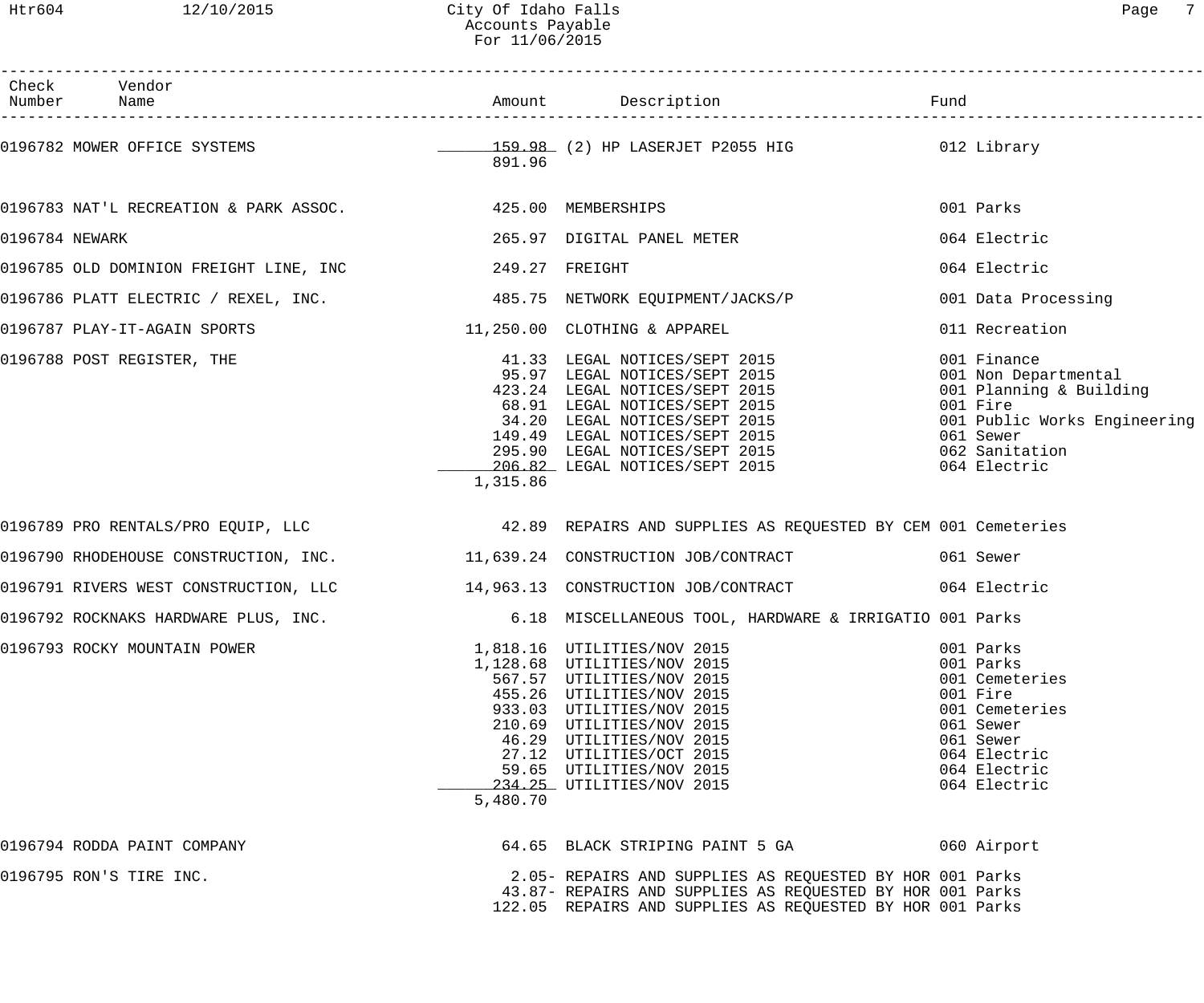City Of Idaho Falls
Accounts Payable
For 11/06/2015

| Check Number | Vendor Name | Amount | Description | Fund |
|---|---|---|---|---|
| 0196782 | MOWER OFFICE SYSTEMS | 159.98 | (2) HP LASERJET P2055 HIG | 012 Library |
| | | 891.96 | | |
| 0196783 | NAT'L RECREATION & PARK ASSOC. | 425.00 | MEMBERSHIPS | 001 Parks |
| 0196784 | NEWARK | 265.97 | DIGITAL PANEL METER | 064 Electric |
| 0196785 | OLD DOMINION FREIGHT LINE, INC | 249.27 | FREIGHT | 064 Electric |
| 0196786 | PLATT ELECTRIC / REXEL, INC. | 485.75 | NETWORK EQUIPMENT/JACKS/P | 001 Data Processing |
| 0196787 | PLAY-IT-AGAIN SPORTS | 11,250.00 | CLOTHING & APPAREL | 011 Recreation |
| 0196788 | POST REGISTER, THE | 41.33 | LEGAL NOTICES/SEPT 2015 | 001 Finance |
| | | 95.97 | LEGAL NOTICES/SEPT 2015 | 001 Non Departmental |
| | | 423.24 | LEGAL NOTICES/SEPT 2015 | 001 Planning & Building |
| | | 68.91 | LEGAL NOTICES/SEPT 2015 | 001 Fire |
| | | 34.20 | LEGAL NOTICES/SEPT 2015 | 001 Public Works Engineering |
| | | 149.49 | LEGAL NOTICES/SEPT 2015 | 061 Sewer |
| | | 295.90 | LEGAL NOTICES/SEPT 2015 | 062 Sanitation |
| | | 206.82 | LEGAL NOTICES/SEPT 2015 | 064 Electric |
| | | 1,315.86 | | |
| 0196789 | PRO RENTALS/PRO EQUIP, LLC | 42.89 | REPAIRS AND SUPPLIES AS REQUESTED BY CEM | 001 Cemeteries |
| 0196790 | RHODEHOUSE CONSTRUCTION, INC. | 11,639.24 | CONSTRUCTION JOB/CONTRACT | 061 Sewer |
| 0196791 | RIVERS WEST CONSTRUCTION, LLC | 14,963.13 | CONSTRUCTION JOB/CONTRACT | 064 Electric |
| 0196792 | ROCKNAKS HARDWARE PLUS, INC. | 6.18 | MISCELLANEOUS TOOL, HARDWARE & IRRIGATIO | 001 Parks |
| 0196793 | ROCKY MOUNTAIN POWER | 1,818.16 | UTILITIES/NOV 2015 | 001 Parks |
| | | 1,128.68 | UTILITIES/NOV 2015 | 001 Parks |
| | | 567.57 | UTILITIES/NOV 2015 | 001 Cemeteries |
| | | 455.26 | UTILITIES/NOV 2015 | 001 Fire |
| | | 933.03 | UTILITIES/NOV 2015 | 001 Cemeteries |
| | | 210.69 | UTILITIES/NOV 2015 | 061 Sewer |
| | | 46.29 | UTILITIES/NOV 2015 | 061 Sewer |
| | | 27.12 | UTILITIES/OCT 2015 | 064 Electric |
| | | 59.65 | UTILITIES/NOV 2015 | 064 Electric |
| | | 234.25 | UTILITIES/NOV 2015 | 064 Electric |
| | | 5,480.70 | | |
| 0196794 | RODDA PAINT COMPANY | 64.65 | BLACK STRIPING PAINT 5 GA | 060 Airport |
| 0196795 | RON'S TIRE INC. | 2.05- | REPAIRS AND SUPPLIES AS REQUESTED BY HOR | 001 Parks |
| | | 43.87- | REPAIRS AND SUPPLIES AS REQUESTED BY HOR | 001 Parks |
| | | 122.05 | REPAIRS AND SUPPLIES AS REQUESTED BY HOR | 001 Parks |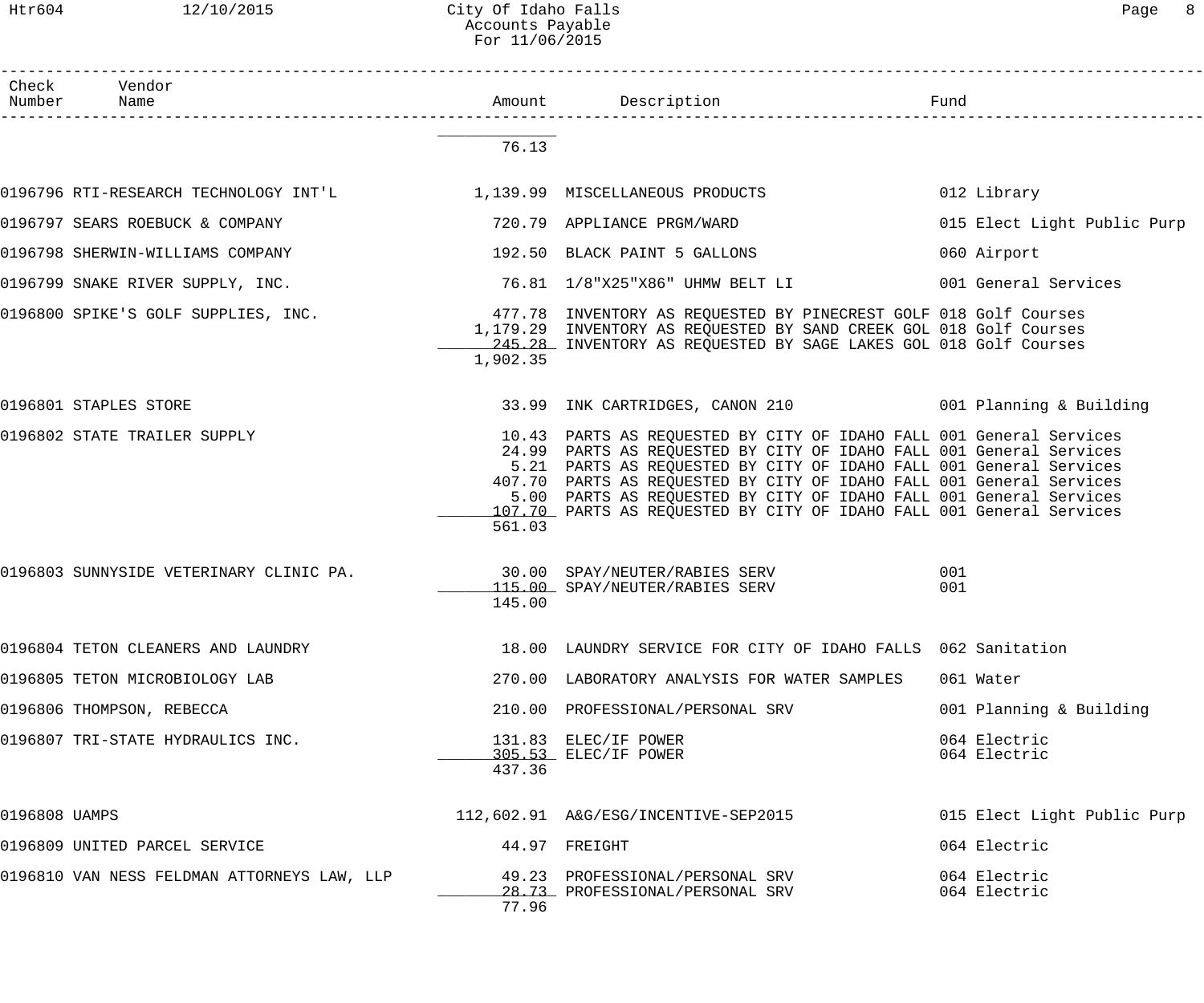# City Of Idaho Falls
## Accounts Payable
### For 11/06/2015

| Check Number | Vendor Name | Amount | Description | Fund |
|---|---|---|---|---|
| | | 76.13 | | |
| 0196796 | RTI-RESEARCH TECHNOLOGY INT'L | 1,139.99 | MISCELLANEOUS PRODUCTS | 012 Library |
| 0196797 | SEARS ROEBUCK & COMPANY | 720.79 | APPLIANCE PRGM/WARD | 015 Elect Light Public Purp |
| 0196798 | SHERWIN-WILLIAMS COMPANY | 192.50 | BLACK PAINT 5 GALLONS | 060 Airport |
| 0196799 | SNAKE RIVER SUPPLY, INC. | 76.81 | 1/8"X25"X86" UHMW BELT LI | 001 General Services |
| 0196800 | SPIKE'S GOLF SUPPLIES, INC. | 477.78 | INVENTORY AS REQUESTED BY PINECREST GOLF | 018 Golf Courses |
| | | 1,179.29 | INVENTORY AS REQUESTED BY SAND CREEK GOL | 018 Golf Courses |
| | | 245.28 | INVENTORY AS REQUESTED BY SAGE LAKES GOL | 018 Golf Courses |
| | | 1,902.35 | | |
| 0196801 | STAPLES STORE | 33.99 | INK CARTRIDGES, CANON 210 | 001 Planning & Building |
| 0196802 | STATE TRAILER SUPPLY | 10.43 | PARTS AS REQUESTED BY CITY OF IDAHO FALL | 001 General Services |
| | | 24.99 | PARTS AS REQUESTED BY CITY OF IDAHO FALL | 001 General Services |
| | | 5.21 | PARTS AS REQUESTED BY CITY OF IDAHO FALL | 001 General Services |
| | | 407.70 | PARTS AS REQUESTED BY CITY OF IDAHO FALL | 001 General Services |
| | | 5.00 | PARTS AS REQUESTED BY CITY OF IDAHO FALL | 001 General Services |
| | | 107.70 | PARTS AS REQUESTED BY CITY OF IDAHO FALL | 001 General Services |
| | | 561.03 | | |
| 0196803 | SUNNYSIDE VETERINARY CLINIC PA. | 30.00 | SPAY/NEUTER/RABIES SERV | 001 |
| | | 115.00 | SPAY/NEUTER/RABIES SERV | 001 |
| | | 145.00 | | |
| 0196804 | TETON CLEANERS AND LAUNDRY | 18.00 | LAUNDRY SERVICE FOR CITY OF IDAHO FALLS | 062 Sanitation |
| 0196805 | TETON MICROBIOLOGY LAB | 270.00 | LABORATORY ANALYSIS FOR WATER SAMPLES | 061 Water |
| 0196806 | THOMPSON, REBECCA | 210.00 | PROFESSIONAL/PERSONAL SRV | 001 Planning & Building |
| 0196807 | TRI-STATE HYDRAULICS INC. | 131.83 | ELEC/IF POWER | 064 Electric |
| | | 305.53 | ELEC/IF POWER | 064 Electric |
| | | 437.36 | | |
| 0196808 | UAMPS | 112,602.91 | A&G/ESG/INCENTIVE-SEP2015 | 015 Elect Light Public Purp |
| 0196809 | UNITED PARCEL SERVICE | 44.97 | FREIGHT | 064 Electric |
| 0196810 | VAN NESS FELDMAN ATTORNEYS LAW, LLP | 49.23 | PROFESSIONAL/PERSONAL SRV | 064 Electric |
| | | 28.73 | PROFESSIONAL/PERSONAL SRV | 064 Electric |
| | | 77.96 | | |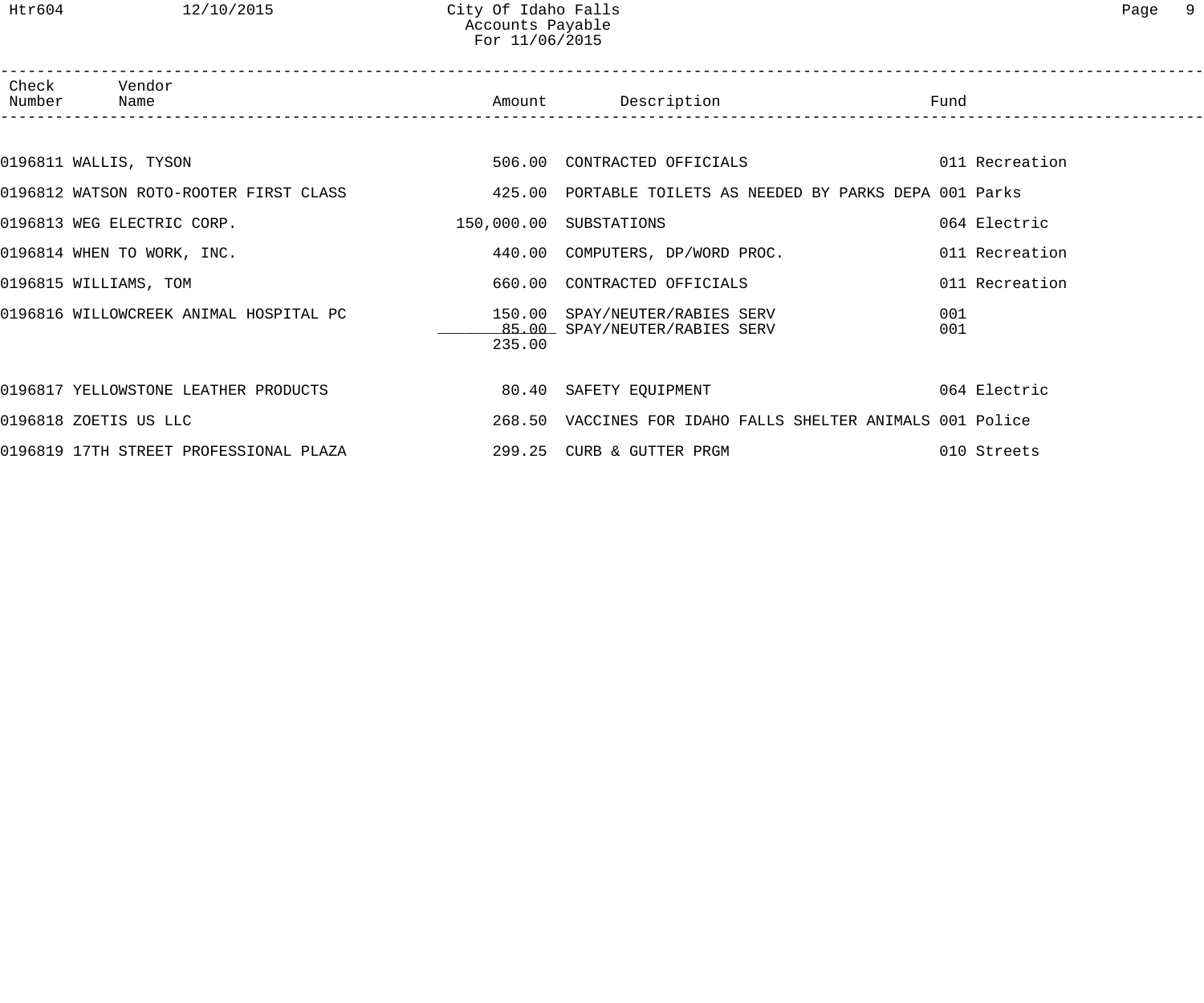| Check Number | Vendor Name | Amount | Description | Fund |
|---|---|---|---|---|
| 0196811 | WALLIS, TYSON | 506.00 | CONTRACTED OFFICIALS | 011 Recreation |
| 0196812 | WATSON ROTO-ROOTER FIRST CLASS | 425.00 | PORTABLE TOILETS AS NEEDED BY PARKS DEPA | 001 Parks |
| 0196813 | WEG ELECTRIC CORP. | 150,000.00 | SUBSTATIONS | 064 Electric |
| 0196814 | WHEN TO WORK, INC. | 440.00 | COMPUTERS, DP/WORD PROC. | 011 Recreation |
| 0196815 | WILLIAMS, TOM | 660.00 | CONTRACTED OFFICIALS | 011 Recreation |
| 0196816 | WILLOWCREEK ANIMAL HOSPITAL PC | 150.00 | SPAY/NEUTER/RABIES SERV | 001 |
| | | 85.00 | SPAY/NEUTER/RABIES SERV | 001 |
| | | 235.00 | | |
| 0196817 | YELLOWSTONE LEATHER PRODUCTS | 80.40 | SAFETY EQUIPMENT | 064 Electric |
| 0196818 | ZOETIS US LLC | 268.50 | VACCINES FOR IDAHO FALLS SHELTER ANIMALS | 001 Police |
| 0196819 | 17TH STREET PROFESSIONAL PLAZA | 299.25 | CURB & GUTTER PRGM | 010 Streets |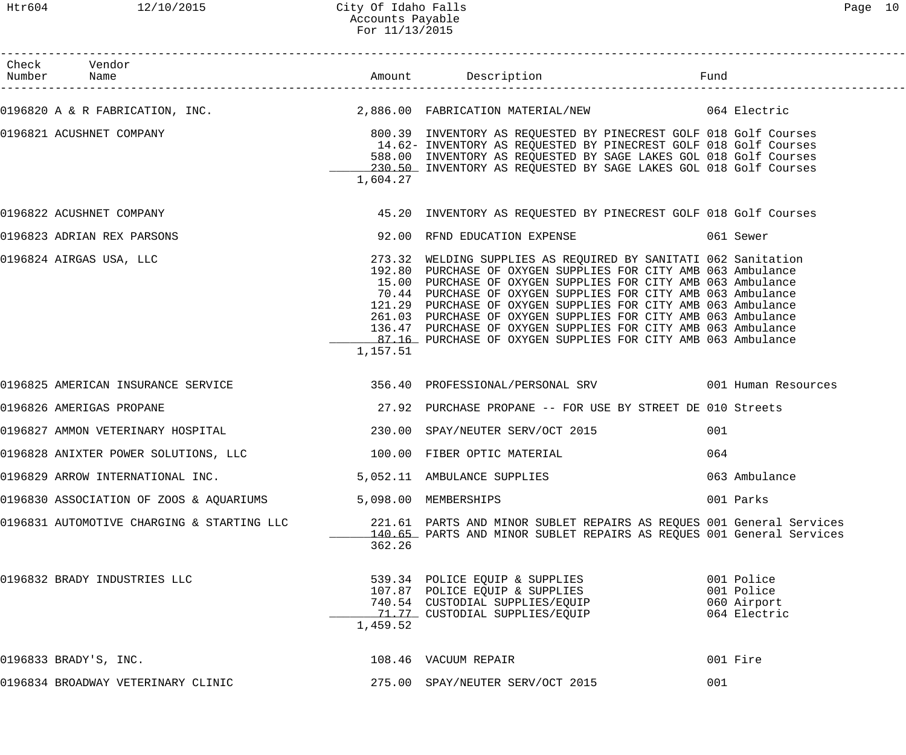City Of Idaho Falls
Accounts Payable
For 11/13/2015

| Check Number | Vendor Name | Amount | Description | Fund |
|---|---|---|---|---|
| 0196820 | A & R FABRICATION, INC. | 2,886.00 | FABRICATION MATERIAL/NEW | 064 Electric |
| 0196821 | ACUSHNET COMPANY | 800.39 | INVENTORY AS REQUESTED BY PINECREST GOLF | 018 Golf Courses |
| | | 14.62- | INVENTORY AS REQUESTED BY PINECREST GOLF | 018 Golf Courses |
| | | 588.00 | INVENTORY AS REQUESTED BY SAGE LAKES GOL | 018 Golf Courses |
| | | 230.50 | INVENTORY AS REQUESTED BY SAGE LAKES GOL | 018 Golf Courses |
| | | 1,604.27 | | |
| 0196822 | ACUSHNET COMPANY | 45.20 | INVENTORY AS REQUESTED BY PINECREST GOLF | 018 Golf Courses |
| 0196823 | ADRIAN REX PARSONS | 92.00 | RFND EDUCATION EXPENSE | 061 Sewer |
| 0196824 | AIRGAS USA, LLC | 273.32 | WELDING SUPPLIES AS REQUIRED BY SANITATI | 062 Sanitation |
| | | 192.80 | PURCHASE OF OXYGEN SUPPLIES FOR CITY AMB | 063 Ambulance |
| | | 15.00 | PURCHASE OF OXYGEN SUPPLIES FOR CITY AMB | 063 Ambulance |
| | | 70.44 | PURCHASE OF OXYGEN SUPPLIES FOR CITY AMB | 063 Ambulance |
| | | 121.29 | PURCHASE OF OXYGEN SUPPLIES FOR CITY AMB | 063 Ambulance |
| | | 261.03 | PURCHASE OF OXYGEN SUPPLIES FOR CITY AMB | 063 Ambulance |
| | | 136.47 | PURCHASE OF OXYGEN SUPPLIES FOR CITY AMB | 063 Ambulance |
| | | 87.16 | PURCHASE OF OXYGEN SUPPLIES FOR CITY AMB | 063 Ambulance |
| | | 1,157.51 | | |
| 0196825 | AMERICAN INSURANCE SERVICE | 356.40 | PROFESSIONAL/PERSONAL SRV | 001 Human Resources |
| 0196826 | AMERIGAS PROPANE | 27.92 | PURCHASE PROPANE -- FOR USE BY STREET DE | 010 Streets |
| 0196827 | AMMON VETERINARY HOSPITAL | 230.00 | SPAY/NEUTER SERV/OCT 2015 | 001 |
| 0196828 | ANIXTER POWER SOLUTIONS, LLC | 100.00 | FIBER OPTIC MATERIAL | 064 |
| 0196829 | ARROW INTERNATIONAL INC. | 5,052.11 | AMBULANCE SUPPLIES | 063 Ambulance |
| 0196830 | ASSOCIATION OF ZOOS & AQUARIUMS | 5,098.00 | MEMBERSHIPS | 001 Parks |
| 0196831 | AUTOMOTIVE CHARGING & STARTING LLC | 221.61 | PARTS AND MINOR SUBLET REPAIRS AS REQUES | 001 General Services |
| | | 140.65 | PARTS AND MINOR SUBLET REPAIRS AS REQUES | 001 General Services |
| | | 362.26 | | |
| 0196832 | BRADY INDUSTRIES LLC | 539.34 | POLICE EQUIP & SUPPLIES | 001 Police |
| | | 107.87 | POLICE EQUIP & SUPPLIES | 001 Police |
| | | 740.54 | CUSTODIAL SUPPLIES/EQUIP | 060 Airport |
| | | 71.77 | CUSTODIAL SUPPLIES/EQUIP | 064 Electric |
| | | 1,459.52 | | |
| 0196833 | BRADY'S, INC. | 108.46 | VACUUM REPAIR | 001 Fire |
| 0196834 | BROADWAY VETERINARY CLINIC | 275.00 | SPAY/NEUTER SERV/OCT 2015 | 001 |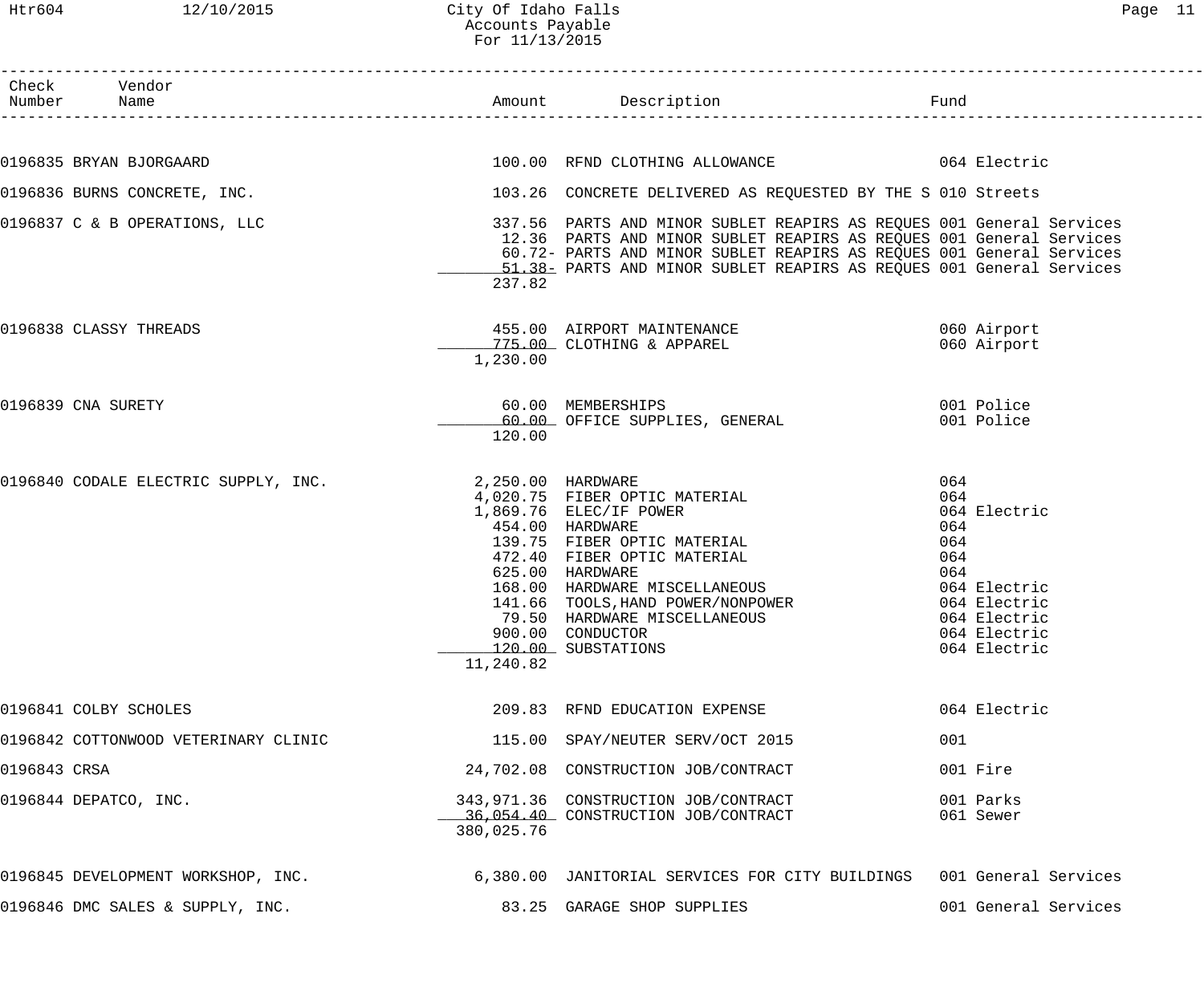# City Of Idaho Falls
## Accounts Payable
### For 11/13/2015

| Check Number | Vendor Name | Amount | Description | Fund |
|---|---|---|---|---|
| 0196835 | BRYAN BJORGAARD | 100.00 | RFND CLOTHING ALLOWANCE | 064 Electric |
| 0196836 | BURNS CONCRETE, INC. | 103.26 | CONCRETE DELIVERED AS REQUESTED BY THE S | 010 Streets |
| 0196837 | C & B OPERATIONS, LLC | 337.56 | PARTS AND MINOR SUBLET REAPIRS AS REQUES | 001 General Services |
| | | 12.36 | PARTS AND MINOR SUBLET REAPIRS AS REQUES | 001 General Services |
| | | 60.72- | PARTS AND MINOR SUBLET REAPIRS AS REQUES | 001 General Services |
| | | 51.38- | PARTS AND MINOR SUBLET REAPIRS AS REQUES | 001 General Services |
| | | 237.82 | | |
| 0196838 | CLASSY THREADS | 455.00 | AIRPORT MAINTENANCE | 060 Airport |
| | | 775.00 | CLOTHING & APPAREL | 060 Airport |
| | | 1,230.00 | | |
| 0196839 | CNA SURETY | 60.00 | MEMBERSHIPS | 001 Police |
| | | 60.00 | OFFICE SUPPLIES, GENERAL | 001 Police |
| | | 120.00 | | |
| 0196840 | CODALE ELECTRIC SUPPLY, INC. | 2,250.00 | HARDWARE | 064 |
| | | 4,020.75 | FIBER OPTIC MATERIAL | 064 |
| | | 1,869.76 | ELEC/IF POWER | 064 Electric |
| | | 454.00 | HARDWARE | 064 |
| | | 139.75 | FIBER OPTIC MATERIAL | 064 |
| | | 472.40 | FIBER OPTIC MATERIAL | 064 |
| | | 625.00 | HARDWARE | 064 |
| | | 168.00 | HARDWARE MISCELLANEOUS | 064 Electric |
| | | 141.66 | TOOLS,HAND POWER/NONPOWER | 064 Electric |
| | | 79.50 | HARDWARE MISCELLANEOUS | 064 Electric |
| | | 900.00 | CONDUCTOR | 064 Electric |
| | | 120.00 | SUBSTATIONS | 064 Electric |
| | | 11,240.82 | | |
| 0196841 | COLBY SCHOLES | 209.83 | RFND EDUCATION EXPENSE | 064 Electric |
| 0196842 | COTTONWOOD VETERINARY CLINIC | 115.00 | SPAY/NEUTER SERV/OCT 2015 | 001 |
| 0196843 | CRSA | 24,702.08 | CONSTRUCTION JOB/CONTRACT | 001 Fire |
| 0196844 | DEPATCO, INC. | 343,971.36 | CONSTRUCTION JOB/CONTRACT | 001 Parks |
| | | 36,054.40 | CONSTRUCTION JOB/CONTRACT | 061 Sewer |
| | | 380,025.76 | | |
| 0196845 | DEVELOPMENT WORKSHOP, INC. | 6,380.00 | JANITORIAL SERVICES FOR CITY BUILDINGS | 001 General Services |
| 0196846 | DMC SALES & SUPPLY, INC. | 83.25 | GARAGE SHOP SUPPLIES | 001 General Services |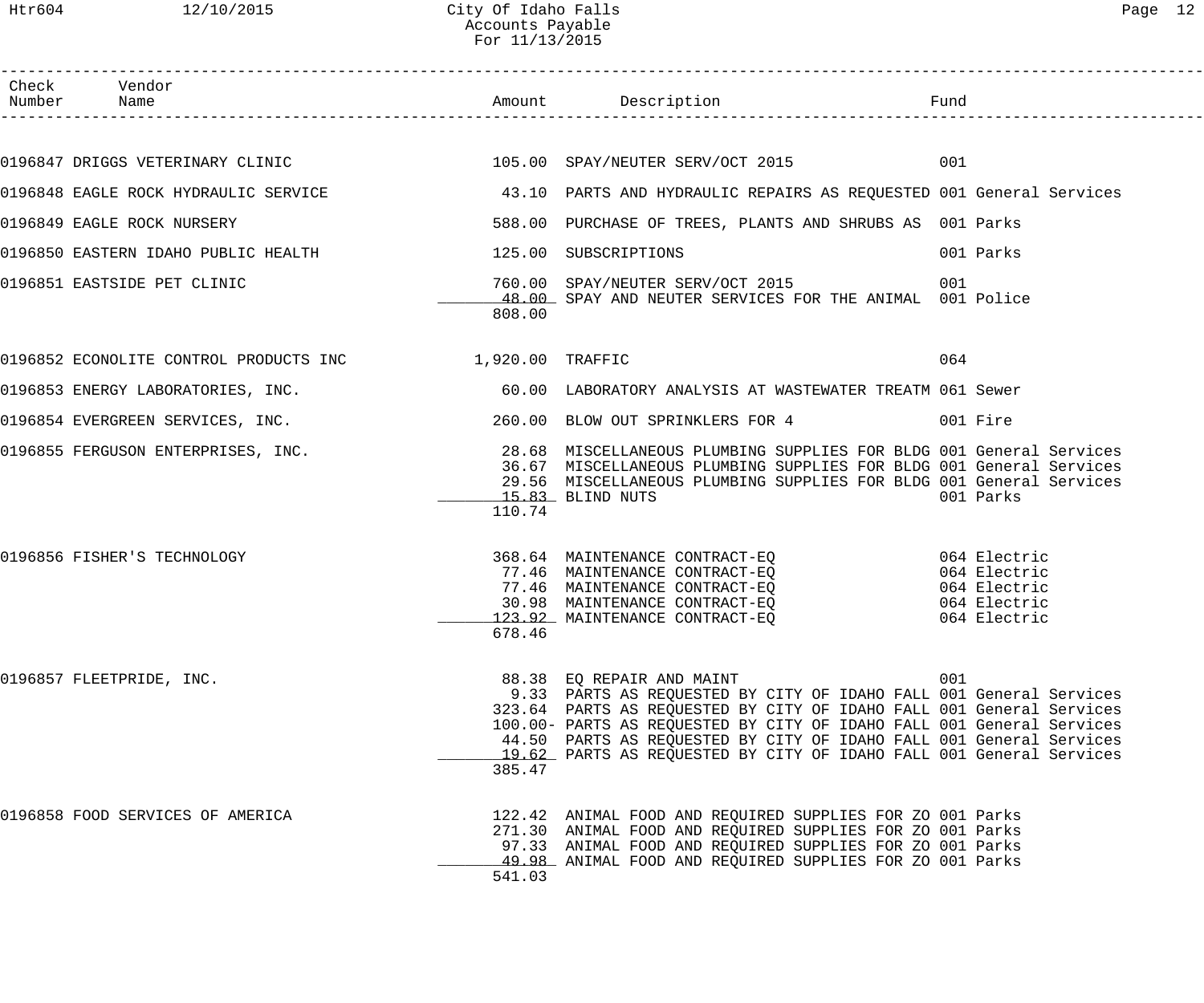# City Of Idaho Falls
## Accounts Payable
### For 11/13/2015

| Check Number | Vendor Name | Amount | Description | Fund |
|---|---|---|---|---|
| 0196847 | DRIGGS VETERINARY CLINIC | 105.00 | SPAY/NEUTER SERV/OCT 2015 | 001 |
| 0196848 | EAGLE ROCK HYDRAULIC SERVICE | 43.10 | PARTS AND HYDRAULIC REPAIRS AS REQUESTED | 001 General Services |
| 0196849 | EAGLE ROCK NURSERY | 588.00 | PURCHASE OF TREES, PLANTS AND SHRUBS AS | 001 Parks |
| 0196850 | EASTERN IDAHO PUBLIC HEALTH | 125.00 | SUBSCRIPTIONS | 001 Parks |
| 0196851 | EASTSIDE PET CLINIC | 760.00 | SPAY/NEUTER SERV/OCT 2015 | 001 |
| | | 48.00 | SPAY AND NEUTER SERVICES FOR THE ANIMAL | 001 Police |
| | | 808.00 | | |
| 0196852 | ECONOLITE CONTROL PRODUCTS INC | 1,920.00 | TRAFFIC | 064 |
| 0196853 | ENERGY LABORATORIES, INC. | 60.00 | LABORATORY ANALYSIS AT WASTEWATER TREATM | 061 Sewer |
| 0196854 | EVERGREEN SERVICES, INC. | 260.00 | BLOW OUT SPRINKLERS FOR 4 | 001 Fire |
| 0196855 | FERGUSON ENTERPRISES, INC. | 28.68 | MISCELLANEOUS PLUMBING SUPPLIES FOR BLDG | 001 General Services |
| | | 36.67 | MISCELLANEOUS PLUMBING SUPPLIES FOR BLDG | 001 General Services |
| | | 29.56 | MISCELLANEOUS PLUMBING SUPPLIES FOR BLDG | 001 General Services |
| | | 15.83 | BLIND NUTS | 001 Parks |
| | | 110.74 | | |
| 0196856 | FISHER'S TECHNOLOGY | 368.64 | MAINTENANCE CONTRACT-EQ | 064 Electric |
| | | 77.46 | MAINTENANCE CONTRACT-EQ | 064 Electric |
| | | 77.46 | MAINTENANCE CONTRACT-EQ | 064 Electric |
| | | 30.98 | MAINTENANCE CONTRACT-EQ | 064 Electric |
| | | 123.92 | MAINTENANCE CONTRACT-EQ | 064 Electric |
| | | 678.46 | | |
| 0196857 | FLEETPRIDE, INC. | 88.38 | EQ REPAIR AND MAINT | 001 |
| | | 9.33 | PARTS AS REQUESTED BY CITY OF IDAHO FALL | 001 General Services |
| | | 323.64 | PARTS AS REQUESTED BY CITY OF IDAHO FALL | 001 General Services |
| | | 100.00- | PARTS AS REQUESTED BY CITY OF IDAHO FALL | 001 General Services |
| | | 44.50 | PARTS AS REQUESTED BY CITY OF IDAHO FALL | 001 General Services |
| | | 19.62 | PARTS AS REQUESTED BY CITY OF IDAHO FALL | 001 General Services |
| | | 385.47 | | |
| 0196858 | FOOD SERVICES OF AMERICA | 122.42 | ANIMAL FOOD AND REQUIRED SUPPLIES FOR ZO | 001 Parks |
| | | 271.30 | ANIMAL FOOD AND REQUIRED SUPPLIES FOR ZO | 001 Parks |
| | | 97.33 | ANIMAL FOOD AND REQUIRED SUPPLIES FOR ZO | 001 Parks |
| | | 49.98 | ANIMAL FOOD AND REQUIRED SUPPLIES FOR ZO | 001 Parks |
| | | 541.03 | | |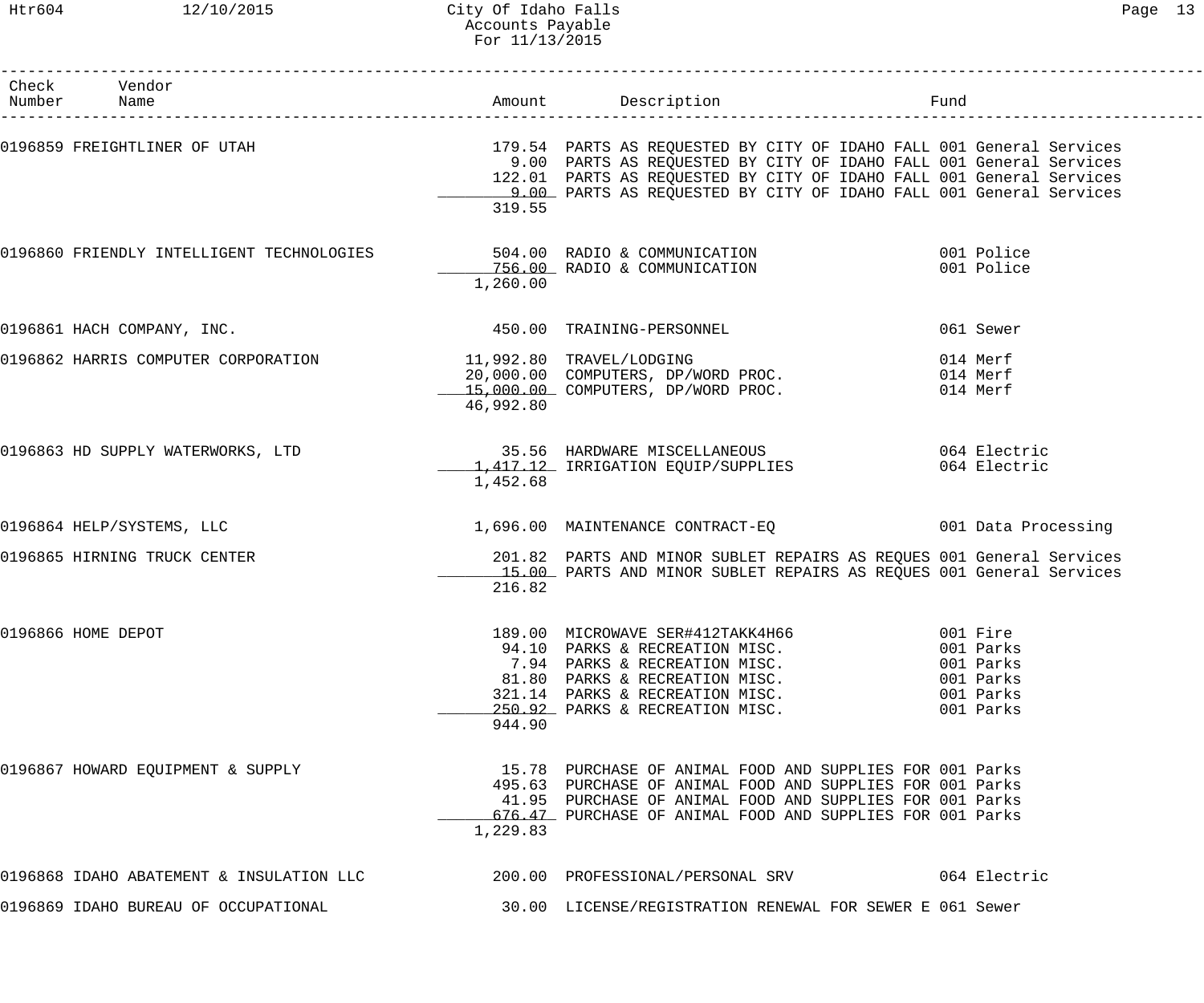City Of Idaho Falls
Accounts Payable
For 11/13/2015

| Check Number | Vendor Name | Amount | Description | Fund |
|---|---|---|---|---|
| 0196859 | FREIGHTLINER OF UTAH | 179.54 | PARTS AS REQUESTED BY CITY OF IDAHO FALL | 001 General Services |
| | | 9.00 | PARTS AS REQUESTED BY CITY OF IDAHO FALL | 001 General Services |
| | | 122.01 | PARTS AS REQUESTED BY CITY OF IDAHO FALL | 001 General Services |
| | | 9.00 | PARTS AS REQUESTED BY CITY OF IDAHO FALL | 001 General Services |
| | | 319.55 | | |
| 0196860 | FRIENDLY INTELLIGENT TECHNOLOGIES | 504.00 | RADIO & COMMUNICATION | 001 Police |
| | | 756.00 | RADIO & COMMUNICATION | 001 Police |
| | | 1,260.00 | | |
| 0196861 | HACH COMPANY, INC. | 450.00 | TRAINING-PERSONNEL | 061 Sewer |
| 0196862 | HARRIS COMPUTER CORPORATION | 11,992.80 | TRAVEL/LODGING | 014 Merf |
| | | 20,000.00 | COMPUTERS, DP/WORD PROC. | 014 Merf |
| | | 15,000.00 | COMPUTERS, DP/WORD PROC. | 014 Merf |
| | | 46,992.80 | | |
| 0196863 | HD SUPPLY WATERWORKS, LTD | 35.56 | HARDWARE MISCELLANEOUS | 064 Electric |
| | | 1,417.12 | IRRIGATION EQUIP/SUPPLIES | 064 Electric |
| | | 1,452.68 | | |
| 0196864 | HELP/SYSTEMS, LLC | 1,696.00 | MAINTENANCE CONTRACT-EQ | 001 Data Processing |
| 0196865 | HIRNING TRUCK CENTER | 201.82 | PARTS AND MINOR SUBLET REPAIRS AS REQUES | 001 General Services |
| | | 15.00 | PARTS AND MINOR SUBLET REPAIRS AS REQUES | 001 General Services |
| | | 216.82 | | |
| 0196866 | HOME DEPOT | 189.00 | MICROWAVE SER#412TAKK4H66 | 001 Fire |
| | | 94.10 | PARKS & RECREATION MISC. | 001 Parks |
| | | 7.94 | PARKS & RECREATION MISC. | 001 Parks |
| | | 81.80 | PARKS & RECREATION MISC. | 001 Parks |
| | | 321.14 | PARKS & RECREATION MISC. | 001 Parks |
| | | 250.92 | PARKS & RECREATION MISC. | 001 Parks |
| | | 944.90 | | |
| 0196867 | HOWARD EQUIPMENT & SUPPLY | 15.78 | PURCHASE OF ANIMAL FOOD AND SUPPLIES FOR | 001 Parks |
| | | 495.63 | PURCHASE OF ANIMAL FOOD AND SUPPLIES FOR | 001 Parks |
| | | 41.95 | PURCHASE OF ANIMAL FOOD AND SUPPLIES FOR | 001 Parks |
| | | 676.47 | PURCHASE OF ANIMAL FOOD AND SUPPLIES FOR | 001 Parks |
| | | 1,229.83 | | |
| 0196868 | IDAHO ABATEMENT & INSULATION LLC | 200.00 | PROFESSIONAL/PERSONAL SRV | 064 Electric |
| 0196869 | IDAHO BUREAU OF OCCUPATIONAL | 30.00 | LICENSE/REGISTRATION RENEWAL FOR SEWER E | 061 Sewer |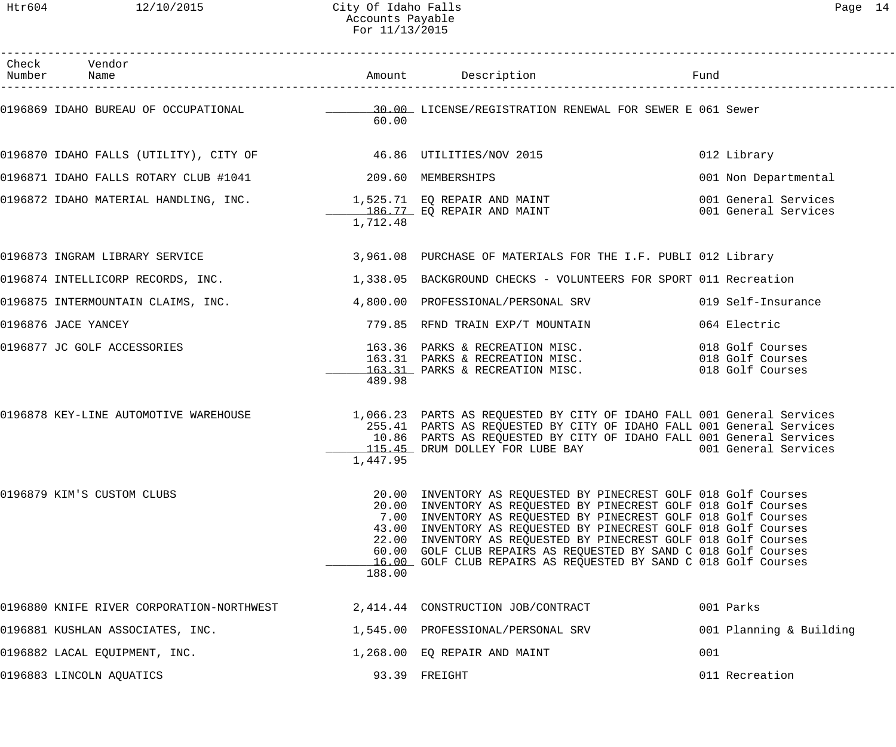| Check Number | Vendor Name | Amount | Description | Fund |
|---|---|---|---|---|
| 0196869 | IDAHO BUREAU OF OCCUPATIONAL | 30.00 | LICENSE/REGISTRATION RENEWAL FOR SEWER E | 061 Sewer |
| | | 60.00 | | |
| 0196870 | IDAHO FALLS (UTILITY), CITY OF | 46.86 | UTILITIES/NOV 2015 | 012 Library |
| 0196871 | IDAHO FALLS ROTARY CLUB #1041 | 209.60 | MEMBERSHIPS | 001 Non Departmental |
| 0196872 | IDAHO MATERIAL HANDLING, INC. | 1,525.71 | EQ REPAIR AND MAINT | 001 General Services |
| | | 186.77 | EQ REPAIR AND MAINT | 001 General Services |
| | | 1,712.48 | | |
| 0196873 | INGRAM LIBRARY SERVICE | 3,961.08 | PURCHASE OF MATERIALS FOR THE I.F. PUBLI | 012 Library |
| 0196874 | INTELLICORP RECORDS, INC. | 1,338.05 | BACKGROUND CHECKS - VOLUNTEERS FOR SPORT | 011 Recreation |
| 0196875 | INTERMOUNTAIN CLAIMS, INC. | 4,800.00 | PROFESSIONAL/PERSONAL SRV | 019 Self-Insurance |
| 0196876 | JACE YANCEY | 779.85 | RFND TRAIN EXP/T MOUNTAIN | 064 Electric |
| 0196877 | JC GOLF ACCESSORIES | 163.36 | PARKS & RECREATION MISC. | 018 Golf Courses |
| | | 163.31 | PARKS & RECREATION MISC. | 018 Golf Courses |
| | | 163.31 | PARKS & RECREATION MISC. | 018 Golf Courses |
| | | 489.98 | | |
| 0196878 | KEY-LINE AUTOMOTIVE WAREHOUSE | 1,066.23 | PARTS AS REQUESTED BY CITY OF IDAHO FALL | 001 General Services |
| | | 255.41 | PARTS AS REQUESTED BY CITY OF IDAHO FALL | 001 General Services |
| | | 10.86 | PARTS AS REQUESTED BY CITY OF IDAHO FALL | 001 General Services |
| | | 115.45 | DRUM DOLLEY FOR LUBE BAY | 001 General Services |
| | | 1,447.95 | | |
| 0196879 | KIM'S CUSTOM CLUBS | 20.00 | INVENTORY AS REQUESTED BY PINECREST GOLF | 018 Golf Courses |
| | | 20.00 | INVENTORY AS REQUESTED BY PINECREST GOLF | 018 Golf Courses |
| | | 7.00 | INVENTORY AS REQUESTED BY PINECREST GOLF | 018 Golf Courses |
| | | 43.00 | INVENTORY AS REQUESTED BY PINECREST GOLF | 018 Golf Courses |
| | | 22.00 | INVENTORY AS REQUESTED BY PINECREST GOLF | 018 Golf Courses |
| | | 60.00 | GOLF CLUB REPAIRS AS REQUESTED BY SAND C | 018 Golf Courses |
| | | 16.00 | GOLF CLUB REPAIRS AS REQUESTED BY SAND C | 018 Golf Courses |
| | | 188.00 | | |
| 0196880 | KNIFE RIVER CORPORATION-NORTHWEST | 2,414.44 | CONSTRUCTION JOB/CONTRACT | 001 Parks |
| 0196881 | KUSHLAN ASSOCIATES, INC. | 1,545.00 | PROFESSIONAL/PERSONAL SRV | 001 Planning & Building |
| 0196882 | LACAL EQUIPMENT, INC. | 1,268.00 | EQ REPAIR AND MAINT | 001 |
| 0196883 | LINCOLN AQUATICS | 93.39 | FREIGHT | 011 Recreation |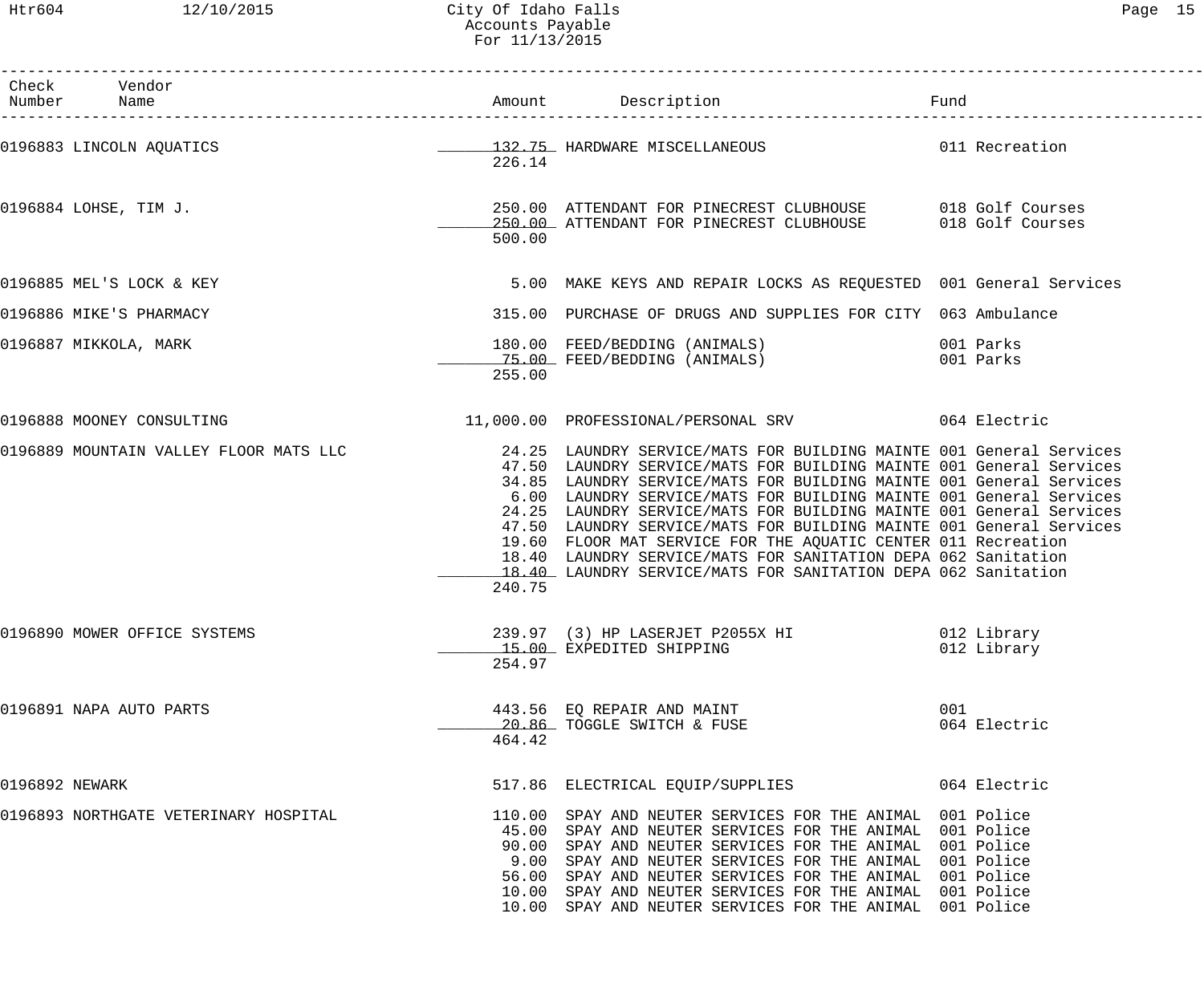| Check Number | Vendor Name | Amount | Description | Fund |
|---|---|---|---|---|
| 0196883 | LINCOLN AQUATICS | 132.75 | HARDWARE MISCELLANEOUS | 011 Recreation |
| | | 226.14 | | |
| 0196884 | LOHSE, TIM J. | 250.00 | ATTENDANT FOR PINECREST CLUBHOUSE | 018 Golf Courses |
| | | 250.00 | ATTENDANT FOR PINECREST CLUBHOUSE | 018 Golf Courses |
| | | 500.00 | | |
| 0196885 | MEL'S LOCK & KEY | 5.00 | MAKE KEYS AND REPAIR LOCKS AS REQUESTED | 001 General Services |
| 0196886 | MIKE'S PHARMACY | 315.00 | PURCHASE OF DRUGS AND SUPPLIES FOR CITY | 063 Ambulance |
| 0196887 | MIKKOLA, MARK | 180.00 | FEED/BEDDING (ANIMALS) | 001 Parks |
| | | 75.00 | FEED/BEDDING (ANIMALS) | 001 Parks |
| | | 255.00 | | |
| 0196888 | MOONEY CONSULTING | 11,000.00 | PROFESSIONAL/PERSONAL SRV | 064 Electric |
| 0196889 | MOUNTAIN VALLEY FLOOR MATS LLC | 24.25 | LAUNDRY SERVICE/MATS FOR BUILDING MAINTE | 001 General Services |
| | | 47.50 | LAUNDRY SERVICE/MATS FOR BUILDING MAINTE | 001 General Services |
| | | 34.85 | LAUNDRY SERVICE/MATS FOR BUILDING MAINTE | 001 General Services |
| | | 6.00 | LAUNDRY SERVICE/MATS FOR BUILDING MAINTE | 001 General Services |
| | | 24.25 | LAUNDRY SERVICE/MATS FOR BUILDING MAINTE | 001 General Services |
| | | 47.50 | LAUNDRY SERVICE/MATS FOR BUILDING MAINTE | 001 General Services |
| | | 19.60 | FLOOR MAT SERVICE FOR THE AQUATIC CENTER | 011 Recreation |
| | | 18.40 | LAUNDRY SERVICE/MATS FOR SANITATION DEPA | 062 Sanitation |
| | | 18.40 | LAUNDRY SERVICE/MATS FOR SANITATION DEPA | 062 Sanitation |
| | | 240.75 | | |
| 0196890 | MOWER OFFICE SYSTEMS | 239.97 | (3) HP LASERJET P2055X HI | 012 Library |
| | | 15.00 | EXPEDITED SHIPPING | 012 Library |
| | | 254.97 | | |
| 0196891 | NAPA AUTO PARTS | 443.56 | EQ REPAIR AND MAINT | 001 |
| | | 20.86 | TOGGLE SWITCH & FUSE | 064 Electric |
| | | 464.42 | | |
| 0196892 | NEWARK | 517.86 | ELECTRICAL EQUIP/SUPPLIES | 064 Electric |
| 0196893 | NORTHGATE VETERINARY HOSPITAL | 110.00 | SPAY AND NEUTER SERVICES FOR THE ANIMAL | 001 Police |
| | | 45.00 | SPAY AND NEUTER SERVICES FOR THE ANIMAL | 001 Police |
| | | 90.00 | SPAY AND NEUTER SERVICES FOR THE ANIMAL | 001 Police |
| | | 9.00 | SPAY AND NEUTER SERVICES FOR THE ANIMAL | 001 Police |
| | | 56.00 | SPAY AND NEUTER SERVICES FOR THE ANIMAL | 001 Police |
| | | 10.00 | SPAY AND NEUTER SERVICES FOR THE ANIMAL | 001 Police |
| | | 10.00 | SPAY AND NEUTER SERVICES FOR THE ANIMAL | 001 Police |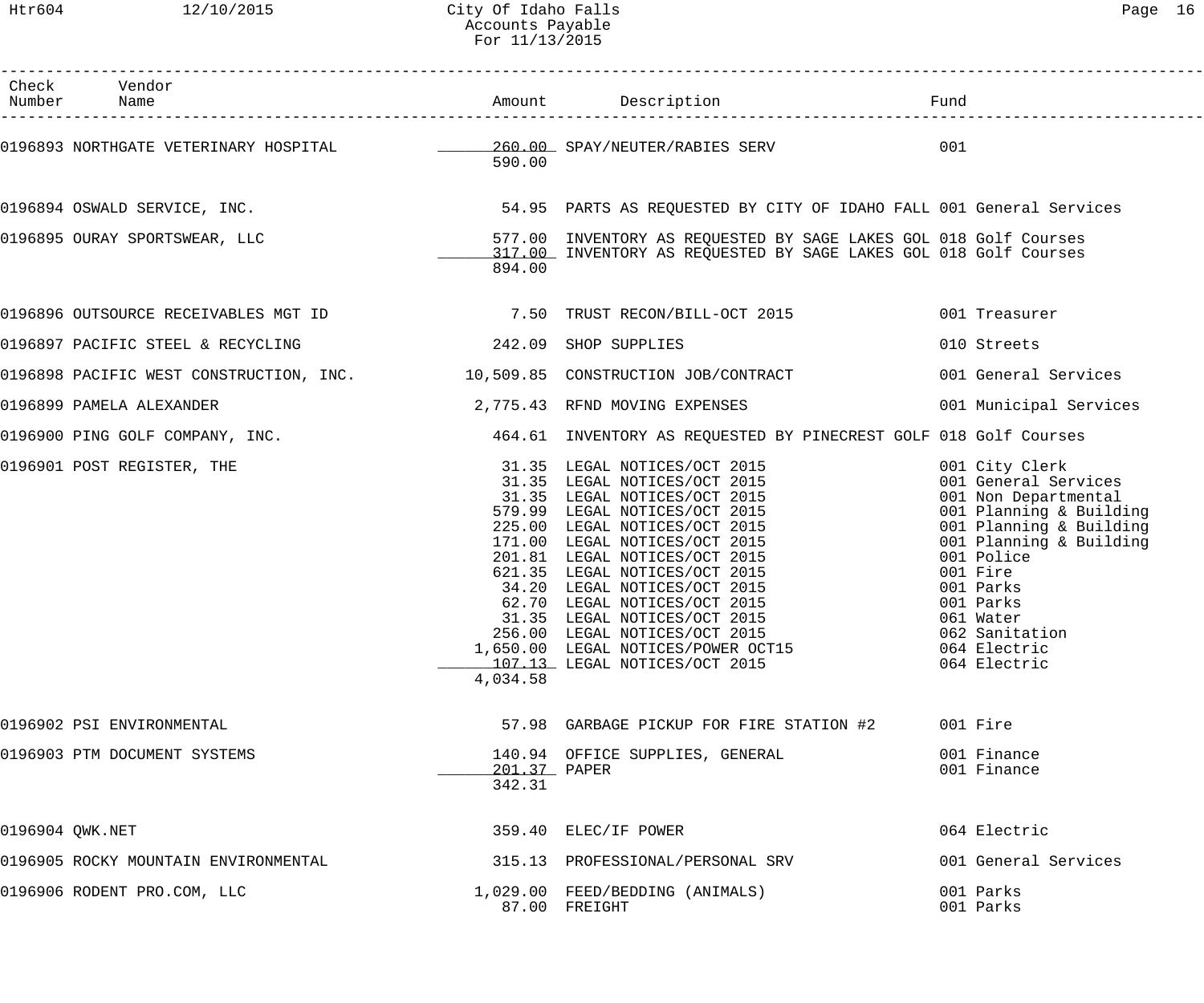| Check Number | Vendor Name | Amount | Description | Fund |
|---|---|---|---|---|
| 0196893 | NORTHGATE VETERINARY HOSPITAL | 260.00 | SPAY/NEUTER/RABIES SERV | 001 |
| | | 590.00 | | |
| 0196894 | OSWALD SERVICE, INC. | 54.95 | PARTS AS REQUESTED BY CITY OF IDAHO FALL | 001 General Services |
| 0196895 | OURAY SPORTSWEAR, LLC | 577.00 | INVENTORY AS REQUESTED BY SAGE LAKES GOL | 018 Golf Courses |
| | | 317.00 | INVENTORY AS REQUESTED BY SAGE LAKES GOL | 018 Golf Courses |
| | | 894.00 | | |
| 0196896 | OUTSOURCE RECEIVABLES MGT ID | 7.50 | TRUST RECON/BILL-OCT 2015 | 001 Treasurer |
| 0196897 | PACIFIC STEEL & RECYCLING | 242.09 | SHOP SUPPLIES | 010 Streets |
| 0196898 | PACIFIC WEST CONSTRUCTION, INC. | 10,509.85 | CONSTRUCTION JOB/CONTRACT | 001 General Services |
| 0196899 | PAMELA ALEXANDER | 2,775.43 | RFND MOVING EXPENSES | 001 Municipal Services |
| 0196900 | PING GOLF COMPANY, INC. | 464.61 | INVENTORY AS REQUESTED BY PINECREST GOLF | 018 Golf Courses |
| 0196901 | POST REGISTER, THE | 31.35 | LEGAL NOTICES/OCT 2015 | 001 City Clerk |
| | | 31.35 | LEGAL NOTICES/OCT 2015 | 001 General Services |
| | | 31.35 | LEGAL NOTICES/OCT 2015 | 001 Non Departmental |
| | | 579.99 | LEGAL NOTICES/OCT 2015 | 001 Planning & Building |
| | | 225.00 | LEGAL NOTICES/OCT 2015 | 001 Planning & Building |
| | | 171.00 | LEGAL NOTICES/OCT 2015 | 001 Planning & Building |
| | | 201.81 | LEGAL NOTICES/OCT 2015 | 001 Police |
| | | 621.35 | LEGAL NOTICES/OCT 2015 | 001 Fire |
| | | 34.20 | LEGAL NOTICES/OCT 2015 | 001 Parks |
| | | 62.70 | LEGAL NOTICES/OCT 2015 | 001 Parks |
| | | 31.35 | LEGAL NOTICES/OCT 2015 | 061 Water |
| | | 256.00 | LEGAL NOTICES/OCT 2015 | 062 Sanitation |
| | | 1,650.00 | LEGAL NOTICES/POWER OCT15 | 064 Electric |
| | | 107.13 | LEGAL NOTICES/OCT 2015 | 064 Electric |
| | | 4,034.58 | | |
| 0196902 | PSI ENVIRONMENTAL | 57.98 | GARBAGE PICKUP FOR FIRE STATION #2 | 001 Fire |
| 0196903 | PTM DOCUMENT SYSTEMS | 140.94 | OFFICE SUPPLIES, GENERAL | 001 Finance |
| | | 201.37 | PAPER | 001 Finance |
| | | 342.31 | | |
| 0196904 | QWK.NET | 359.40 | ELEC/IF POWER | 064 Electric |
| 0196905 | ROCKY MOUNTAIN ENVIRONMENTAL | 315.13 | PROFESSIONAL/PERSONAL SRV | 001 General Services |
| 0196906 | RODENT PRO.COM, LLC | 1,029.00 | FEED/BEDDING (ANIMALS) | 001 Parks |
| | | 87.00 | FREIGHT | 001 Parks |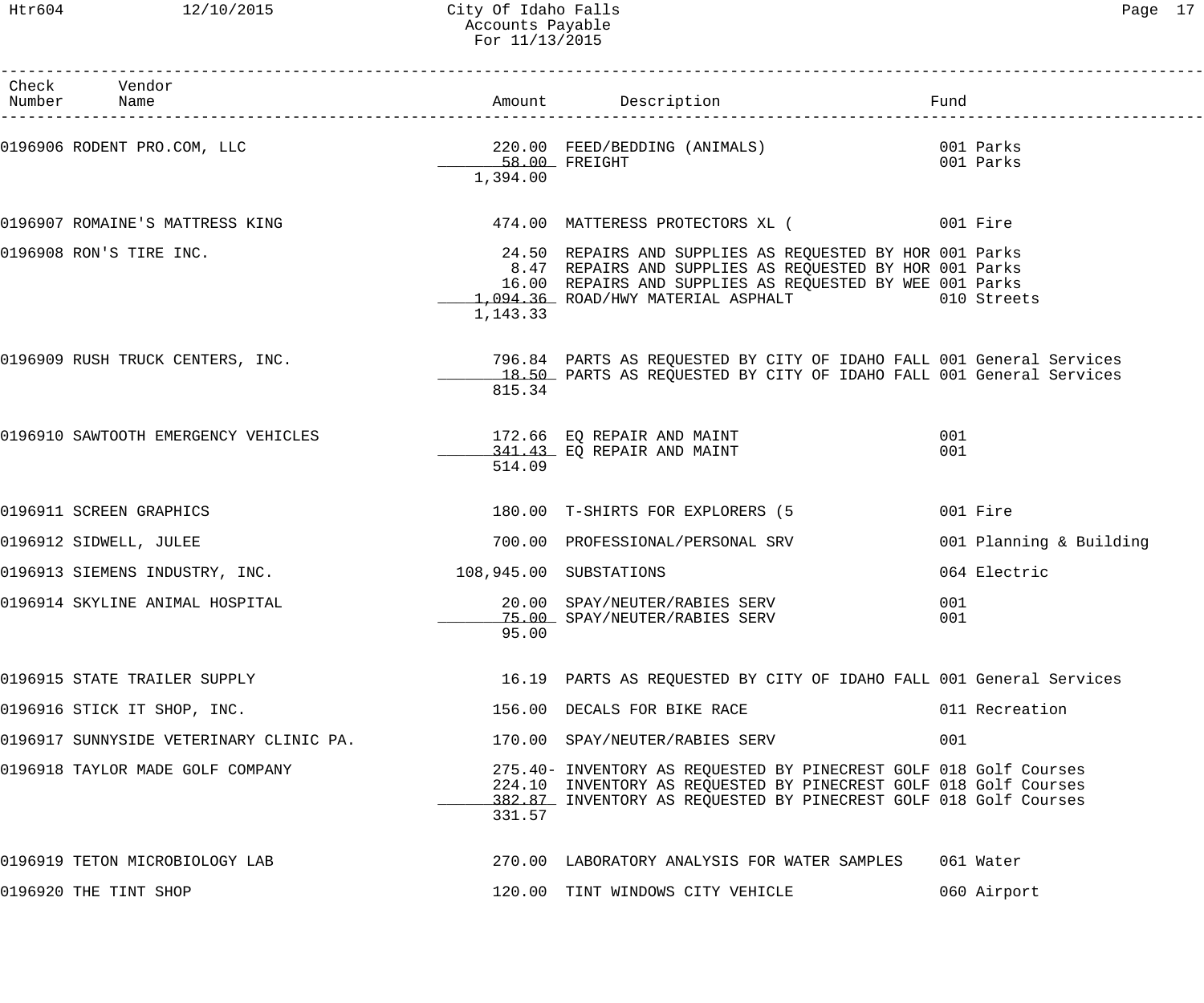| Check Number | Vendor Name | Amount | Description | Fund |
|---|---|---|---|---|
| 0196906 | RODENT PRO.COM, LLC | 220.00 | FEED/BEDDING (ANIMALS) | 001 Parks |
| | | 58.00 | FREIGHT | 001 Parks |
| | | 1,394.00 | | |
| 0196907 | ROMAINE'S MATTRESS KING | 474.00 | MATTERESS PROTECTORS XL ( | 001 Fire |
| 0196908 | RON'S TIRE INC. | 24.50 | REPAIRS AND SUPPLIES AS REQUESTED BY HOR | 001 Parks |
| | | 8.47 | REPAIRS AND SUPPLIES AS REQUESTED BY HOR | 001 Parks |
| | | 16.00 | REPAIRS AND SUPPLIES AS REQUESTED BY WEE | 001 Parks |
| | | 1,094.36 | ROAD/HWY MATERIAL ASPHALT | 010 Streets |
| | | 1,143.33 | | |
| 0196909 | RUSH TRUCK CENTERS, INC. | 796.84 | PARTS AS REQUESTED BY CITY OF IDAHO FALL | 001 General Services |
| | | 18.50 | PARTS AS REQUESTED BY CITY OF IDAHO FALL | 001 General Services |
| | | 815.34 | | |
| 0196910 | SAWTOOTH EMERGENCY VEHICLES | 172.66 | EQ REPAIR AND MAINT | 001 |
| | | 341.43 | EQ REPAIR AND MAINT | 001 |
| | | 514.09 | | |
| 0196911 | SCREEN GRAPHICS | 180.00 | T-SHIRTS FOR EXPLORERS (5 | 001 Fire |
| 0196912 | SIDWELL, JULEE | 700.00 | PROFESSIONAL/PERSONAL SRV | 001 Planning & Building |
| 0196913 | SIEMENS INDUSTRY, INC. | 108,945.00 | SUBSTATIONS | 064 Electric |
| 0196914 | SKYLINE ANIMAL HOSPITAL | 20.00 | SPAY/NEUTER/RABIES SERV | 001 |
| | | 75.00 | SPAY/NEUTER/RABIES SERV | 001 |
| | | 95.00 | | |
| 0196915 | STATE TRAILER SUPPLY | 16.19 | PARTS AS REQUESTED BY CITY OF IDAHO FALL | 001 General Services |
| 0196916 | STICK IT SHOP, INC. | 156.00 | DECALS FOR BIKE RACE | 011 Recreation |
| 0196917 | SUNNYSIDE VETERINARY CLINIC PA. | 170.00 | SPAY/NEUTER/RABIES SERV | 001 |
| 0196918 | TAYLOR MADE GOLF COMPANY | 275.40- | INVENTORY AS REQUESTED BY PINECREST GOLF | 018 Golf Courses |
| | | 224.10 | INVENTORY AS REQUESTED BY PINECREST GOLF | 018 Golf Courses |
| | | 382.87 | INVENTORY AS REQUESTED BY PINECREST GOLF | 018 Golf Courses |
| | | 331.57 | | |
| 0196919 | TETON MICROBIOLOGY LAB | 270.00 | LABORATORY ANALYSIS FOR WATER SAMPLES | 061 Water |
| 0196920 | THE TINT SHOP | 120.00 | TINT WINDOWS CITY VEHICLE | 060 Airport |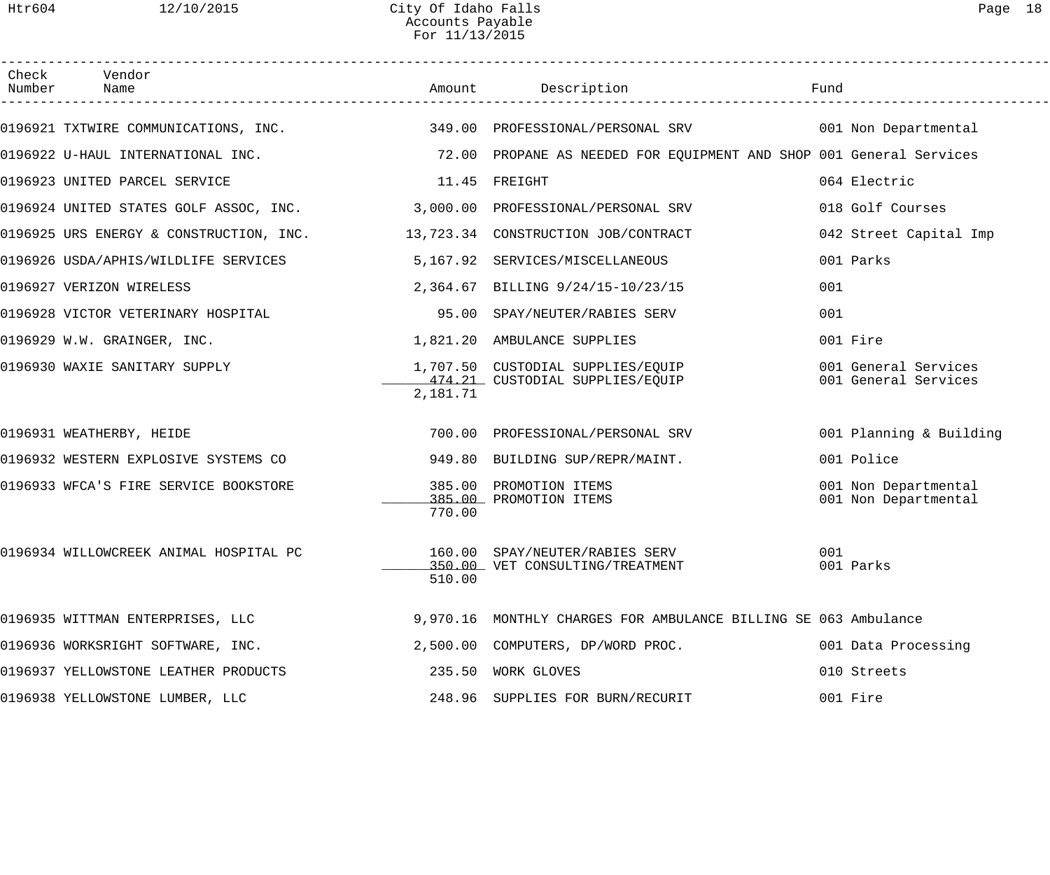| Check Number | Vendor Name | Amount | Description | Fund |
|---|---|---|---|---|
| 0196921 | TXTWIRE COMMUNICATIONS, INC. | 349.00 | PROFESSIONAL/PERSONAL SRV | 001 Non Departmental |
| 0196922 | U-HAUL INTERNATIONAL INC. | 72.00 | PROPANE AS NEEDED FOR EQUIPMENT AND SHOP | 001 General Services |
| 0196923 | UNITED PARCEL SERVICE | 11.45 | FREIGHT | 064 Electric |
| 0196924 | UNITED STATES GOLF ASSOC, INC. | 3,000.00 | PROFESSIONAL/PERSONAL SRV | 018 Golf Courses |
| 0196925 | URS ENERGY & CONSTRUCTION, INC. | 13,723.34 | CONSTRUCTION JOB/CONTRACT | 042 Street Capital Imp |
| 0196926 | USDA/APHIS/WILDLIFE SERVICES | 5,167.92 | SERVICES/MISCELLANEOUS | 001 Parks |
| 0196927 | VERIZON WIRELESS | 2,364.67 | BILLING 9/24/15-10/23/15 | 001 |
| 0196928 | VICTOR VETERINARY HOSPITAL | 95.00 | SPAY/NEUTER/RABIES SERV | 001 |
| 0196929 | W.W. GRAINGER, INC. | 1,821.20 | AMBULANCE SUPPLIES | 001 Fire |
| 0196930 | WAXIE SANITARY SUPPLY | 1,707.50 | CUSTODIAL SUPPLIES/EQUIP | 001 General Services |
| | | 474.21 | CUSTODIAL SUPPLIES/EQUIP | 001 General Services |
| | | 2,181.71 | | |
| 0196931 | WEATHERBY, HEIDE | 700.00 | PROFESSIONAL/PERSONAL SRV | 001 Planning & Building |
| 0196932 | WESTERN EXPLOSIVE SYSTEMS CO | 949.80 | BUILDING SUP/REPR/MAINT. | 001 Police |
| 0196933 | WFCA'S FIRE SERVICE BOOKSTORE | 385.00 | PROMOTION ITEMS | 001 Non Departmental |
| | | 385.00 | PROMOTION ITEMS | 001 Non Departmental |
| | | 770.00 | | |
| 0196934 | WILLOWCREEK ANIMAL HOSPITAL PC | 160.00 | SPAY/NEUTER/RABIES SERV | 001 |
| | | 350.00 | VET CONSULTING/TREATMENT | 001 Parks |
| | | 510.00 | | |
| 0196935 | WITTMAN ENTERPRISES, LLC | 9,970.16 | MONTHLY CHARGES FOR AMBULANCE BILLING SE | 063 Ambulance |
| 0196936 | WORKSRIGHT SOFTWARE, INC. | 2,500.00 | COMPUTERS, DP/WORD PROC. | 001 Data Processing |
| 0196937 | YELLOWSTONE LEATHER PRODUCTS | 235.50 | WORK GLOVES | 010 Streets |
| 0196938 | YELLOWSTONE LUMBER, LLC | 248.96 | SUPPLIES FOR BURN/RECURIT | 001 Fire |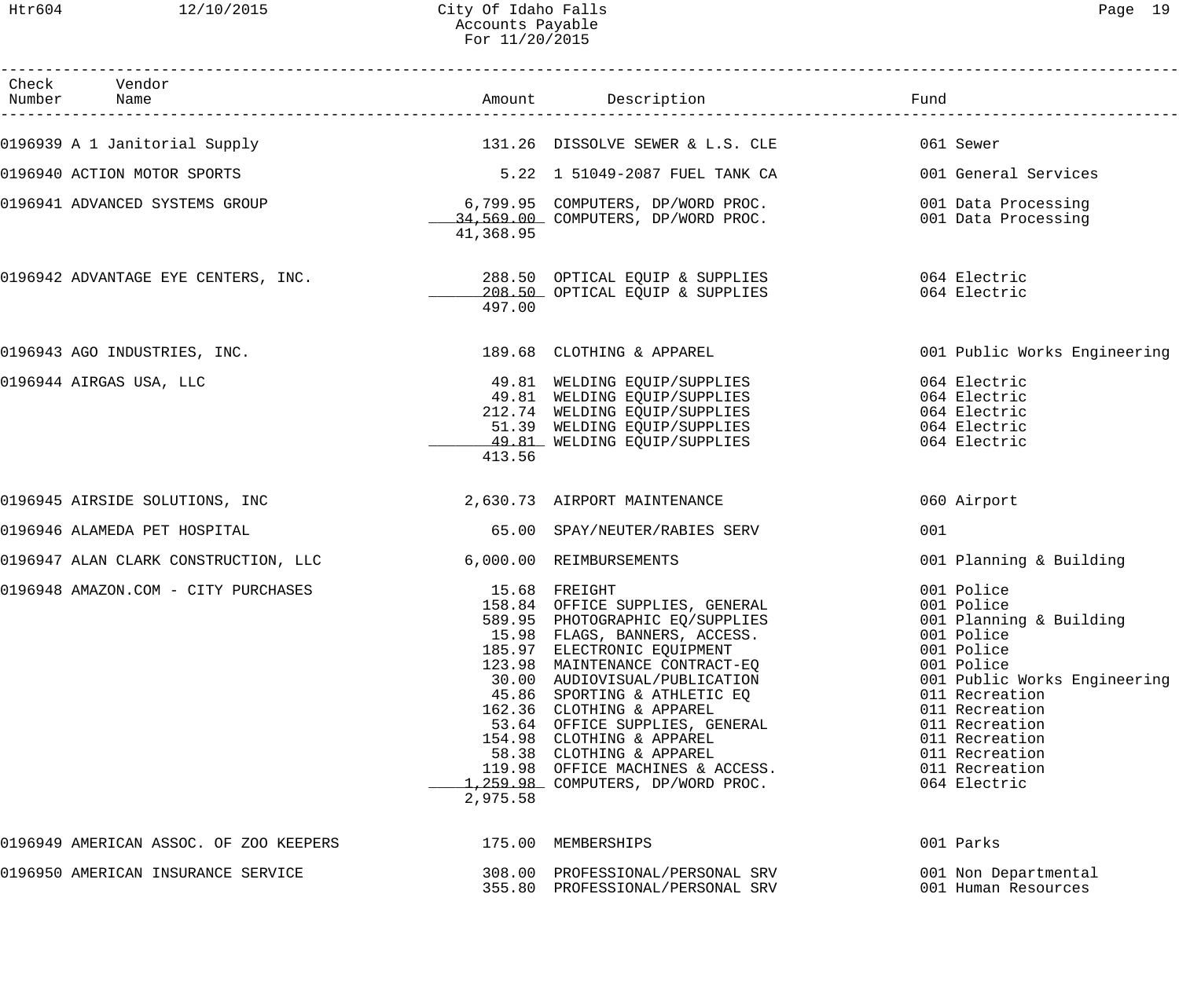City Of Idaho Falls
Accounts Payable
For 11/20/2015

| Check Number | Vendor Name | Amount | Description | Fund |
|---|---|---|---|---|
| 0196939 | A 1 Janitorial Supply | 131.26 | DISSOLVE SEWER & L.S. CLE | 061 Sewer |
| 0196940 | ACTION MOTOR SPORTS | 5.22 | 1 51049-2087 FUEL TANK CA | 001 General Services |
| 0196941 | ADVANCED SYSTEMS GROUP | 6,799.95 | COMPUTERS, DP/WORD PROC. | 001 Data Processing |
| | | 34,569.00 | COMPUTERS, DP/WORD PROC. | 001 Data Processing |
| | | 41,368.95 | | |
| 0196942 | ADVANTAGE EYE CENTERS, INC. | 288.50 | OPTICAL EQUIP & SUPPLIES | 064 Electric |
| | | 208.50 | OPTICAL EQUIP & SUPPLIES | 064 Electric |
| | | 497.00 | | |
| 0196943 | AGO INDUSTRIES, INC. | 189.68 | CLOTHING & APPAREL | 001 Public Works Engineering |
| 0196944 | AIRGAS USA, LLC | 49.81 | WELDING EQUIP/SUPPLIES | 064 Electric |
| | | 49.81 | WELDING EQUIP/SUPPLIES | 064 Electric |
| | | 212.74 | WELDING EQUIP/SUPPLIES | 064 Electric |
| | | 51.39 | WELDING EQUIP/SUPPLIES | 064 Electric |
| | | 49.81 | WELDING EQUIP/SUPPLIES | 064 Electric |
| | | 413.56 | | |
| 0196945 | AIRSIDE SOLUTIONS, INC | 2,630.73 | AIRPORT MAINTENANCE | 060 Airport |
| 0196946 | ALAMEDA PET HOSPITAL | 65.00 | SPAY/NEUTER/RABIES SERV | 001 |
| 0196947 | ALAN CLARK CONSTRUCTION, LLC | 6,000.00 | REIMBURSEMENTS | 001 Planning & Building |
| 0196948 | AMAZON.COM - CITY PURCHASES | 15.68 | FREIGHT | 001 Police |
| | | 158.84 | OFFICE SUPPLIES, GENERAL | 001 Police |
| | | 589.95 | PHOTOGRAPHIC EQ/SUPPLIES | 001 Planning & Building |
| | | 15.98 | FLAGS, BANNERS, ACCESS. | 001 Police |
| | | 185.97 | ELECTRONIC EQUIPMENT | 001 Police |
| | | 123.98 | MAINTENANCE CONTRACT-EQ | 001 Police |
| | | 30.00 | AUDIOVISUAL/PUBLICATION | 001 Public Works Engineering |
| | | 45.86 | SPORTING & ATHLETIC EQ | 011 Recreation |
| | | 162.36 | CLOTHING & APPAREL | 011 Recreation |
| | | 53.64 | OFFICE SUPPLIES, GENERAL | 011 Recreation |
| | | 154.98 | CLOTHING & APPAREL | 011 Recreation |
| | | 58.38 | CLOTHING & APPAREL | 011 Recreation |
| | | 119.98 | OFFICE MACHINES & ACCESS. | 011 Recreation |
| | | 1,259.98 | COMPUTERS, DP/WORD PROC. | 064 Electric |
| | | 2,975.58 | | |
| 0196949 | AMERICAN ASSOC. OF ZOO KEEPERS | 175.00 | MEMBERSHIPS | 001 Parks |
| 0196950 | AMERICAN INSURANCE SERVICE | 308.00 | PROFESSIONAL/PERSONAL SRV | 001 Non Departmental |
| | | 355.80 | PROFESSIONAL/PERSONAL SRV | 001 Human Resources |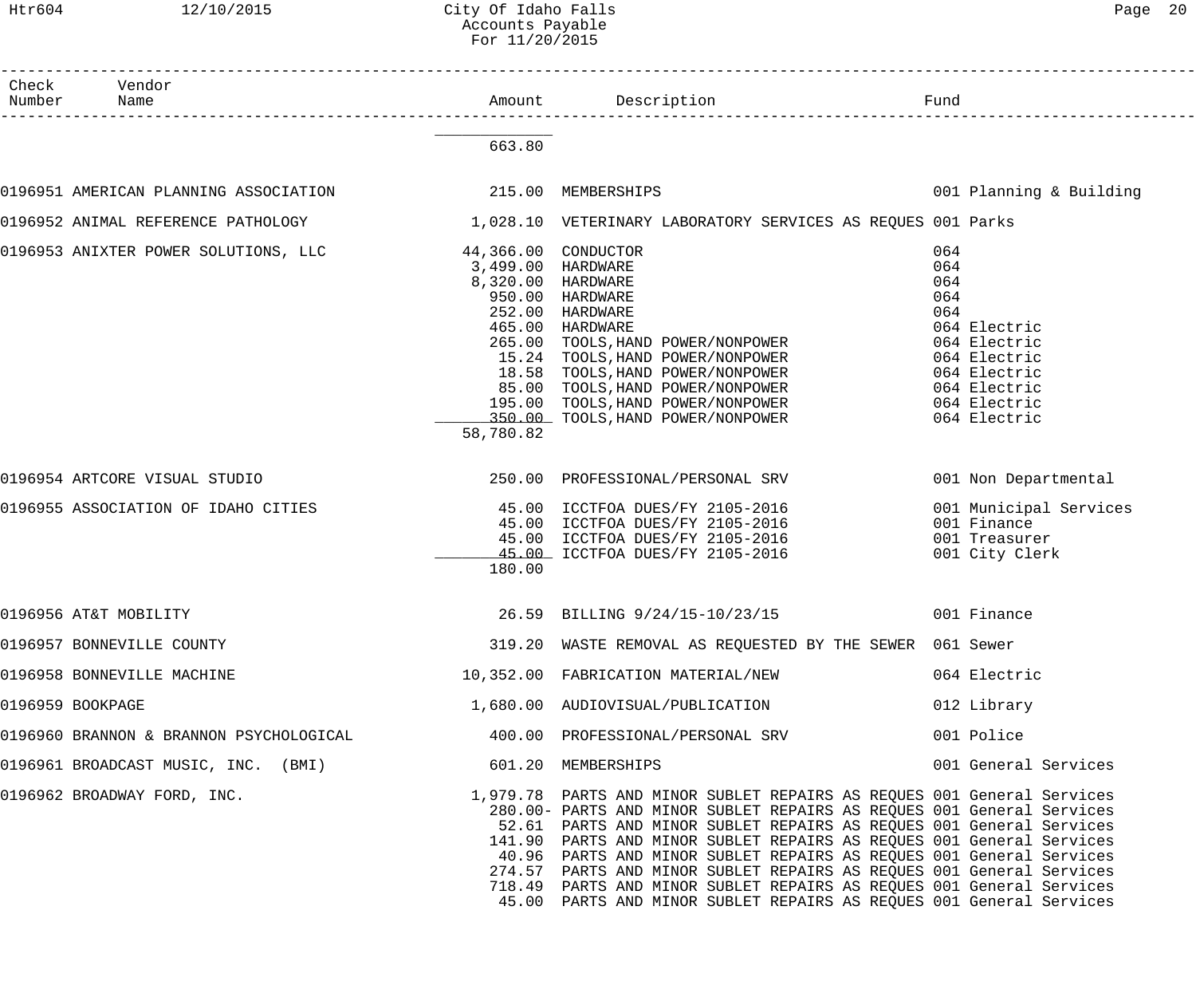| Check Number | Vendor Name | Amount | Description | Fund |
|---|---|---|---|---|
| | | 663.80 | | |
| 0196951 | AMERICAN PLANNING ASSOCIATION | 215.00 | MEMBERSHIPS | 001 Planning & Building |
| 0196952 | ANIMAL REFERENCE PATHOLOGY | 1,028.10 | VETERINARY LABORATORY SERVICES AS REQUES | 001 Parks |
| 0196953 | ANIXTER POWER SOLUTIONS, LLC | 44,366.00 | CONDUCTOR | 064 |
| | | 3,499.00 | HARDWARE | 064 |
| | | 8,320.00 | HARDWARE | 064 |
| | | 950.00 | HARDWARE | 064 |
| | | 252.00 | HARDWARE | 064 |
| | | 465.00 | HARDWARE | 064 Electric |
| | | 265.00 | TOOLS,HAND POWER/NONPOWER | 064 Electric |
| | | 15.24 | TOOLS,HAND POWER/NONPOWER | 064 Electric |
| | | 18.58 | TOOLS,HAND POWER/NONPOWER | 064 Electric |
| | | 85.00 | TOOLS,HAND POWER/NONPOWER | 064 Electric |
| | | 195.00 | TOOLS,HAND POWER/NONPOWER | 064 Electric |
| | | 350.00 | TOOLS,HAND POWER/NONPOWER | 064 Electric |
| | | 58,780.82 | | |
| 0196954 | ARTCORE VISUAL STUDIO | 250.00 | PROFESSIONAL/PERSONAL SRV | 001 Non Departmental |
| 0196955 | ASSOCIATION OF IDAHO CITIES | 45.00 | ICCTFOA DUES/FY 2105-2016 | 001 Municipal Services |
| | | 45.00 | ICCTFOA DUES/FY 2105-2016 | 001 Finance |
| | | 45.00 | ICCTFOA DUES/FY 2105-2016 | 001 Treasurer |
| | | 45.00 | ICCTFOA DUES/FY 2105-2016 | 001 City Clerk |
| | | 180.00 | | |
| 0196956 | AT&T MOBILITY | 26.59 | BILLING 9/24/15-10/23/15 | 001 Finance |
| 0196957 | BONNEVILLE COUNTY | 319.20 | WASTE REMOVAL AS REQUESTED BY THE SEWER | 061 Sewer |
| 0196958 | BONNEVILLE MACHINE | 10,352.00 | FABRICATION MATERIAL/NEW | 064 Electric |
| 0196959 | BOOKPAGE | 1,680.00 | AUDIOVISUAL/PUBLICATION | 012 Library |
| 0196960 | BRANNON & BRANNON PSYCHOLOGICAL | 400.00 | PROFESSIONAL/PERSONAL SRV | 001 Police |
| 0196961 | BROADCAST MUSIC, INC. (BMI) | 601.20 | MEMBERSHIPS | 001 General Services |
| 0196962 | BROADWAY FORD, INC. | 1,979.78 | PARTS AND MINOR SUBLET REPAIRS AS REQUES | 001 General Services |
| | | 280.00- | PARTS AND MINOR SUBLET REPAIRS AS REQUES | 001 General Services |
| | | 52.61 | PARTS AND MINOR SUBLET REPAIRS AS REQUES | 001 General Services |
| | | 141.90 | PARTS AND MINOR SUBLET REPAIRS AS REQUES | 001 General Services |
| | | 40.96 | PARTS AND MINOR SUBLET REPAIRS AS REQUES | 001 General Services |
| | | 274.57 | PARTS AND MINOR SUBLET REPAIRS AS REQUES | 001 General Services |
| | | 718.49 | PARTS AND MINOR SUBLET REPAIRS AS REQUES | 001 General Services |
| | | 45.00 | PARTS AND MINOR SUBLET REPAIRS AS REQUES | 001 General Services |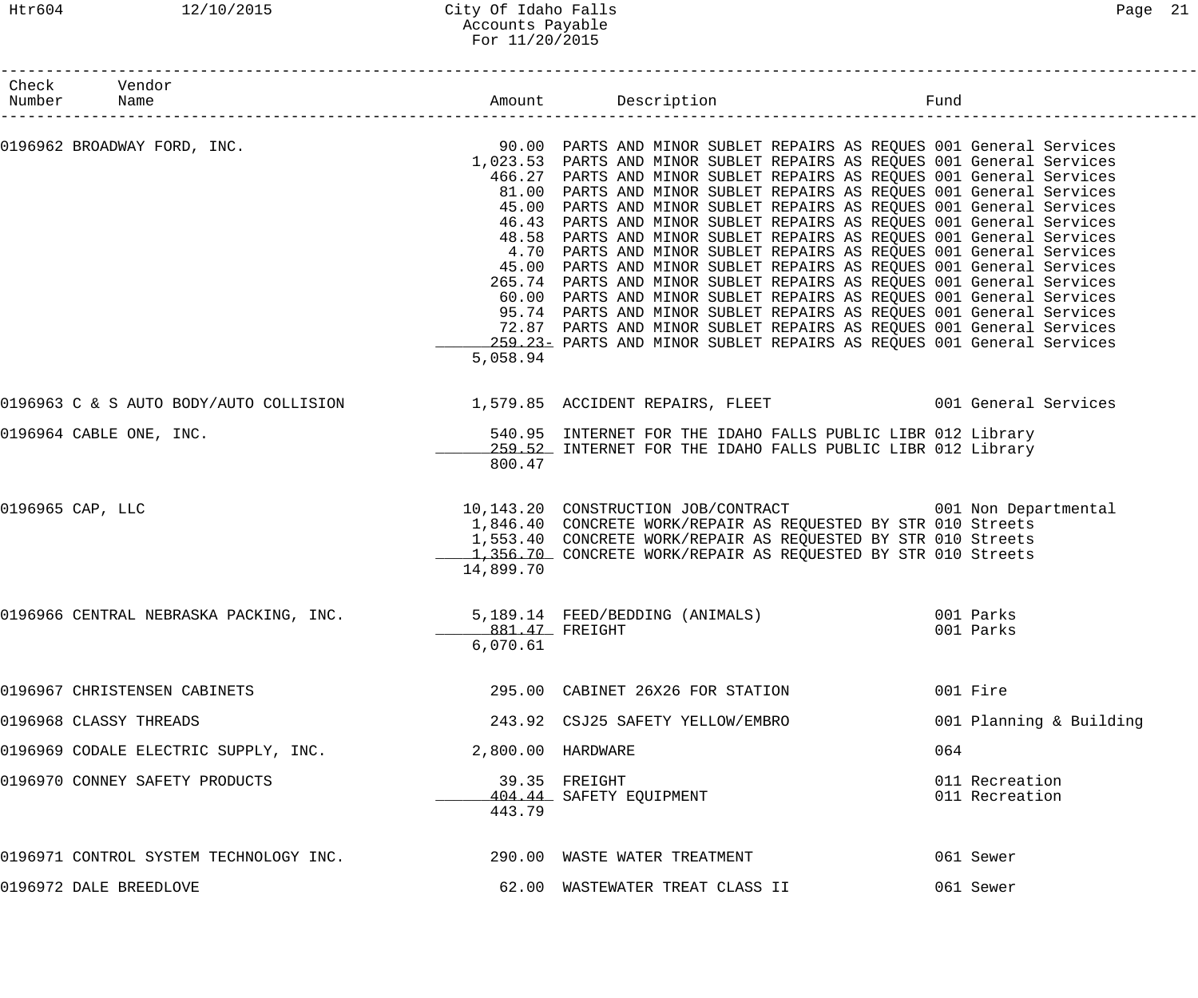| Check Number | Vendor Name | Amount | Description | Fund |
|---|---|---|---|---|
| 0196962 | BROADWAY FORD, INC. | 90.00 | PARTS AND MINOR SUBLET REPAIRS AS REQUES | 001 General Services |
| | | 1,023.53 | PARTS AND MINOR SUBLET REPAIRS AS REQUES | 001 General Services |
| | | 466.27 | PARTS AND MINOR SUBLET REPAIRS AS REQUES | 001 General Services |
| | | 81.00 | PARTS AND MINOR SUBLET REPAIRS AS REQUES | 001 General Services |
| | | 45.00 | PARTS AND MINOR SUBLET REPAIRS AS REQUES | 001 General Services |
| | | 46.43 | PARTS AND MINOR SUBLET REPAIRS AS REQUES | 001 General Services |
| | | 48.58 | PARTS AND MINOR SUBLET REPAIRS AS REQUES | 001 General Services |
| | | 4.70 | PARTS AND MINOR SUBLET REPAIRS AS REQUES | 001 General Services |
| | | 45.00 | PARTS AND MINOR SUBLET REPAIRS AS REQUES | 001 General Services |
| | | 265.74 | PARTS AND MINOR SUBLET REPAIRS AS REQUES | 001 General Services |
| | | 60.00 | PARTS AND MINOR SUBLET REPAIRS AS REQUES | 001 General Services |
| | | 95.74 | PARTS AND MINOR SUBLET REPAIRS AS REQUES | 001 General Services |
| | | 72.87 | PARTS AND MINOR SUBLET REPAIRS AS REQUES | 001 General Services |
| | | 259.23- | PARTS AND MINOR SUBLET REPAIRS AS REQUES | 001 General Services |
| | | 5,058.94 | | |
| 0196963 | C & S AUTO BODY/AUTO COLLISION | 1,579.85 | ACCIDENT REPAIRS, FLEET | 001 General Services |
| 0196964 | CABLE ONE, INC. | 540.95 | INTERNET FOR THE IDAHO FALLS PUBLIC LIBR | 012 Library |
| | | 259.52 | INTERNET FOR THE IDAHO FALLS PUBLIC LIBR | 012 Library |
| | | 800.47 | | |
| 0196965 | CAP, LLC | 10,143.20 | CONSTRUCTION JOB/CONTRACT | 001 Non Departmental |
| | | 1,846.40 | CONCRETE WORK/REPAIR AS REQUESTED BY STR | 010 Streets |
| | | 1,553.40 | CONCRETE WORK/REPAIR AS REQUESTED BY STR | 010 Streets |
| | | 1,356.70 | CONCRETE WORK/REPAIR AS REQUESTED BY STR | 010 Streets |
| | | 14,899.70 | | |
| 0196966 | CENTRAL NEBRASKA PACKING, INC. | 5,189.14 | FEED/BEDDING (ANIMALS) | 001 Parks |
| | | 881.47 | FREIGHT | 001 Parks |
| | | 6,070.61 | | |
| 0196967 | CHRISTENSEN CABINETS | 295.00 | CABINET 26X26 FOR STATION | 001 Fire |
| 0196968 | CLASSY THREADS | 243.92 | CSJ25 SAFETY YELLOW/EMBRO | 001 Planning & Building |
| 0196969 | CODALE ELECTRIC SUPPLY, INC. | 2,800.00 | HARDWARE | 064 |
| 0196970 | CONNEY SAFETY PRODUCTS | 39.35 | FREIGHT | 011 Recreation |
| | | 404.44 | SAFETY EQUIPMENT | 011 Recreation |
| | | 443.79 | | |
| 0196971 | CONTROL SYSTEM TECHNOLOGY INC. | 290.00 | WASTE WATER TREATMENT | 061 Sewer |
| 0196972 | DALE BREEDLOVE | 62.00 | WASTEWATER TREAT CLASS II | 061 Sewer |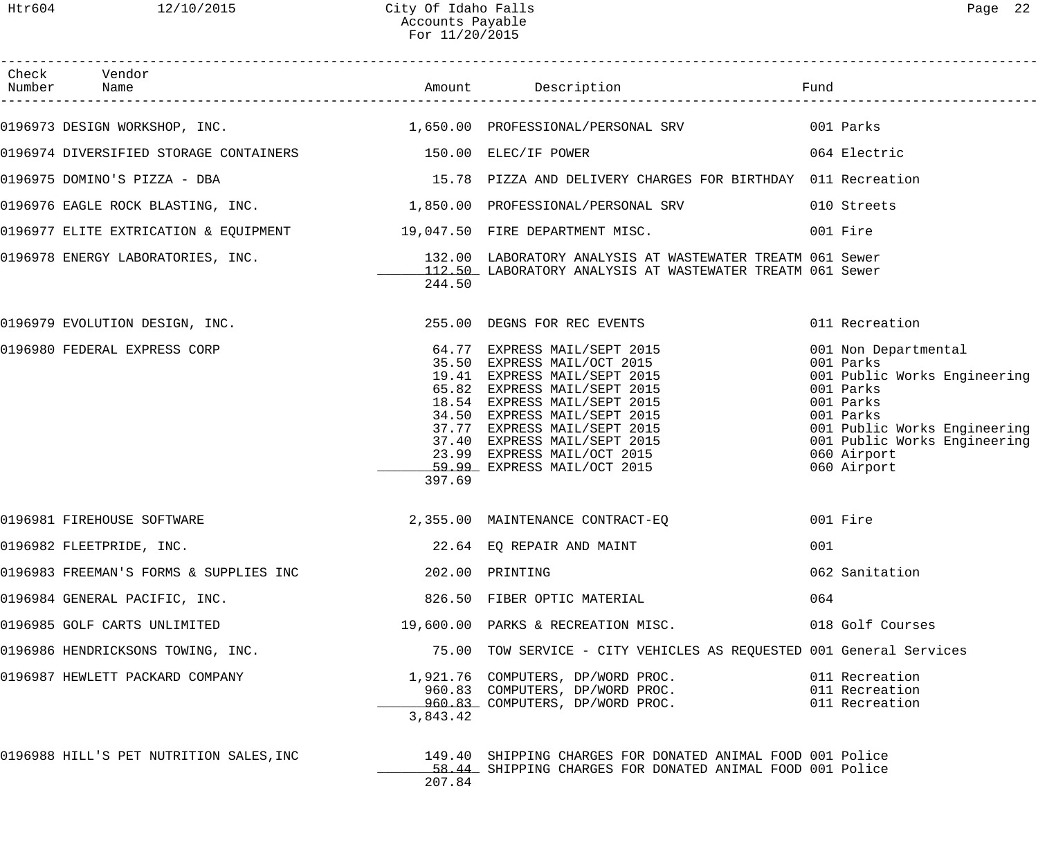City Of Idaho Falls
Accounts Payable
For 11/20/2015

| Check Number | Vendor Name | Amount | Description | Fund |
|---|---|---|---|---|
| 0196973 | DESIGN WORKSHOP, INC. | 1,650.00 | PROFESSIONAL/PERSONAL SRV | 001 Parks |
| 0196974 | DIVERSIFIED STORAGE CONTAINERS | 150.00 | ELEC/IF POWER | 064 Electric |
| 0196975 | DOMINO'S PIZZA - DBA | 15.78 | PIZZA AND DELIVERY CHARGES FOR BIRTHDAY | 011 Recreation |
| 0196976 | EAGLE ROCK BLASTING, INC. | 1,850.00 | PROFESSIONAL/PERSONAL SRV | 010 Streets |
| 0196977 | ELITE EXTRICATION & EQUIPMENT | 19,047.50 | FIRE DEPARTMENT MISC. | 001 Fire |
| 0196978 | ENERGY LABORATORIES, INC. | 132.00 | LABORATORY ANALYSIS AT WASTEWATER TREATM | 061 Sewer |
| | | 112.50 | LABORATORY ANALYSIS AT WASTEWATER TREATM | 061 Sewer |
| | | 244.50 | | |
| 0196979 | EVOLUTION DESIGN, INC. | 255.00 | DEGNS FOR REC EVENTS | 011 Recreation |
| 0196980 | FEDERAL EXPRESS CORP | 64.77 | EXPRESS MAIL/SEPT 2015 | 001 Non Departmental |
| | | 35.50 | EXPRESS MAIL/OCT 2015 | 001 Parks |
| | | 19.41 | EXPRESS MAIL/SEPT 2015 | 001 Public Works Engineering |
| | | 65.82 | EXPRESS MAIL/SEPT 2015 | 001 Parks |
| | | 18.54 | EXPRESS MAIL/SEPT 2015 | 001 Parks |
| | | 34.50 | EXPRESS MAIL/SEPT 2015 | 001 Parks |
| | | 37.77 | EXPRESS MAIL/SEPT 2015 | 001 Public Works Engineering |
| | | 37.40 | EXPRESS MAIL/SEPT 2015 | 001 Public Works Engineering |
| | | 23.99 | EXPRESS MAIL/OCT 2015 | 060 Airport |
| | | 59.99 | EXPRESS MAIL/OCT 2015 | 060 Airport |
| | | 397.69 | | |
| 0196981 | FIREHOUSE SOFTWARE | 2,355.00 | MAINTENANCE CONTRACT-EQ | 001 Fire |
| 0196982 | FLEETPRIDE, INC. | 22.64 | EQ REPAIR AND MAINT | 001 |
| 0196983 | FREEMAN'S FORMS & SUPPLIES INC | 202.00 | PRINTING | 062 Sanitation |
| 0196984 | GENERAL PACIFIC, INC. | 826.50 | FIBER OPTIC MATERIAL | 064 |
| 0196985 | GOLF CARTS UNLIMITED | 19,600.00 | PARKS & RECREATION MISC. | 018 Golf Courses |
| 0196986 | HENDRICKSONS TOWING, INC. | 75.00 | TOW SERVICE - CITY VEHICLES AS REQUESTED | 001 General Services |
| 0196987 | HEWLETT PACKARD COMPANY | 1,921.76 | COMPUTERS, DP/WORD PROC. | 011 Recreation |
| | | 960.83 | COMPUTERS, DP/WORD PROC. | 011 Recreation |
| | | 960.83 | COMPUTERS, DP/WORD PROC. | 011 Recreation |
| | | 3,843.42 | | |
| 0196988 | HILL'S PET NUTRITION SALES,INC | 149.40 | SHIPPING CHARGES FOR DONATED ANIMAL FOOD | 001 Police |
| | | 58.44 | SHIPPING CHARGES FOR DONATED ANIMAL FOOD | 001 Police |
| | | 207.84 | | |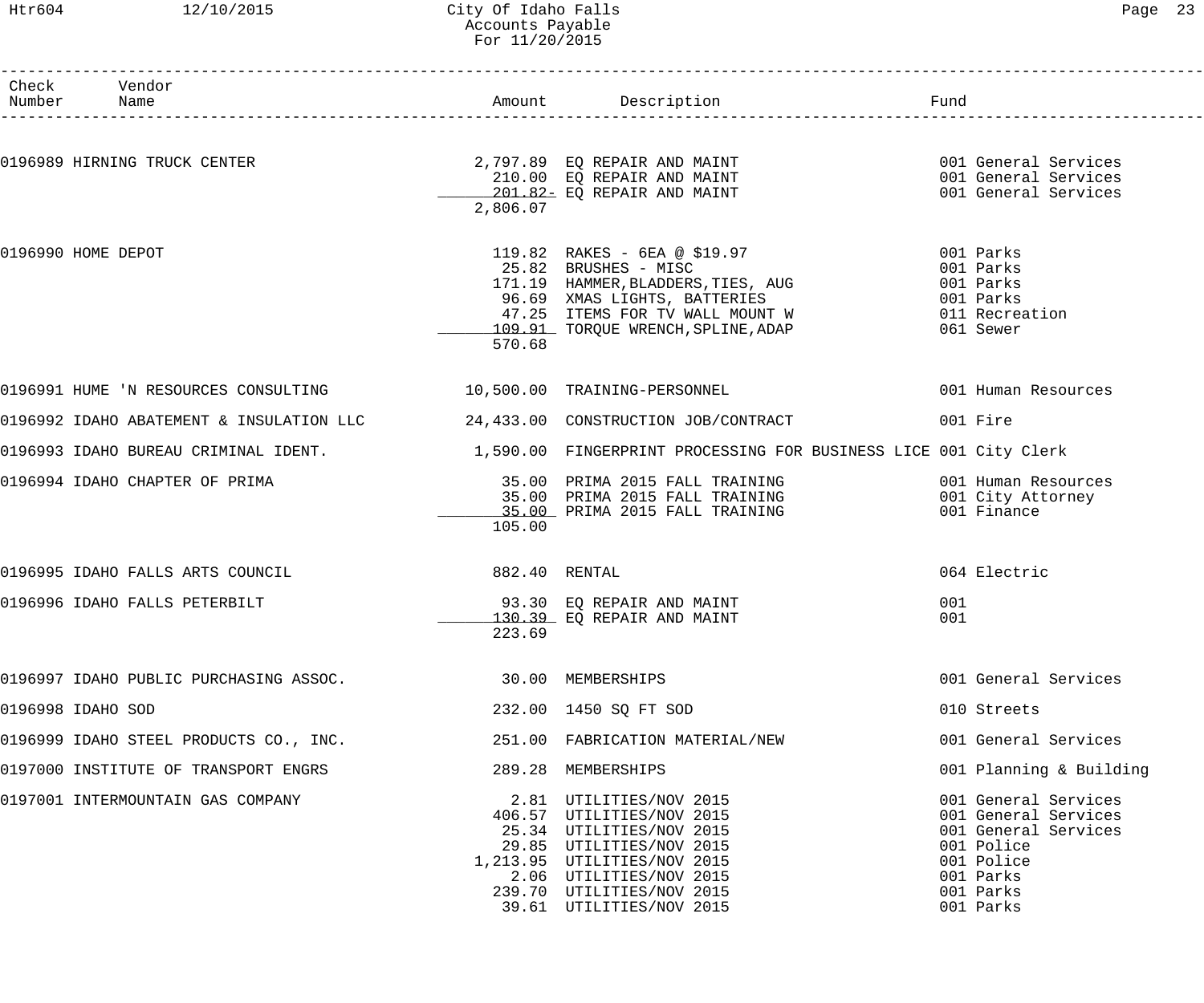City Of Idaho Falls
Accounts Payable
For 11/20/2015

| Check Number | Vendor Name | Amount | Description | Fund |
|---|---|---|---|---|
| 0196989 | HIRNING TRUCK CENTER | 2,797.89 | EQ REPAIR AND MAINT | 001 General Services |
| | | 210.00 | EQ REPAIR AND MAINT | 001 General Services |
| | | 201.82- | EQ REPAIR AND MAINT | 001 General Services |
| | | 2,806.07 | | |
| 0196990 | HOME DEPOT | 119.82 | RAKES - 6EA @ $19.97 | 001 Parks |
| | | 25.82 | BRUSHES - MISC | 001 Parks |
| | | 171.19 | HAMMER,BLADDERS,TIES, AUG | 001 Parks |
| | | 96.69 | XMAS LIGHTS, BATTERIES | 001 Parks |
| | | 47.25 | ITEMS FOR TV WALL MOUNT W | 011 Recreation |
| | | 109.91 | TORQUE WRENCH,SPLINE,ADAP | 061 Sewer |
| | | 570.68 | | |
| 0196991 | HUME 'N RESOURCES CONSULTING | 10,500.00 | TRAINING-PERSONNEL | 001 Human Resources |
| 0196992 | IDAHO ABATEMENT & INSULATION LLC | 24,433.00 | CONSTRUCTION JOB/CONTRACT | 001 Fire |
| 0196993 | IDAHO BUREAU CRIMINAL IDENT. | 1,590.00 | FINGERPRINT PROCESSING FOR BUSINESS LICE | 001 City Clerk |
| 0196994 | IDAHO CHAPTER OF PRIMA | 35.00 | PRIMA 2015 FALL TRAINING | 001 Human Resources |
| | | 35.00 | PRIMA 2015 FALL TRAINING | 001 City Attorney |
| | | 35.00 | PRIMA 2015 FALL TRAINING | 001 Finance |
| | | 105.00 | | |
| 0196995 | IDAHO FALLS ARTS COUNCIL | 882.40 | RENTAL | 064 Electric |
| 0196996 | IDAHO FALLS PETERBILT | 93.30 | EQ REPAIR AND MAINT | 001 |
| | | 130.39 | EQ REPAIR AND MAINT | 001 |
| | | 223.69 | | |
| 0196997 | IDAHO PUBLIC PURCHASING ASSOC. | 30.00 | MEMBERSHIPS | 001 General Services |
| 0196998 | IDAHO SOD | 232.00 | 1450 SQ FT SOD | 010 Streets |
| 0196999 | IDAHO STEEL PRODUCTS CO., INC. | 251.00 | FABRICATION MATERIAL/NEW | 001 General Services |
| 0197000 | INSTITUTE OF TRANSPORT ENGRS | 289.28 | MEMBERSHIPS | 001 Planning & Building |
| 0197001 | INTERMOUNTAIN GAS COMPANY | 2.81 | UTILITIES/NOV 2015 | 001 General Services |
| | | 406.57 | UTILITIES/NOV 2015 | 001 General Services |
| | | 25.34 | UTILITIES/NOV 2015 | 001 General Services |
| | | 29.85 | UTILITIES/NOV 2015 | 001 Police |
| | | 1,213.95 | UTILITIES/NOV 2015 | 001 Police |
| | | 2.06 | UTILITIES/NOV 2015 | 001 Parks |
| | | 239.70 | UTILITIES/NOV 2015 | 001 Parks |
| | | 39.61 | UTILITIES/NOV 2015 | 001 Parks |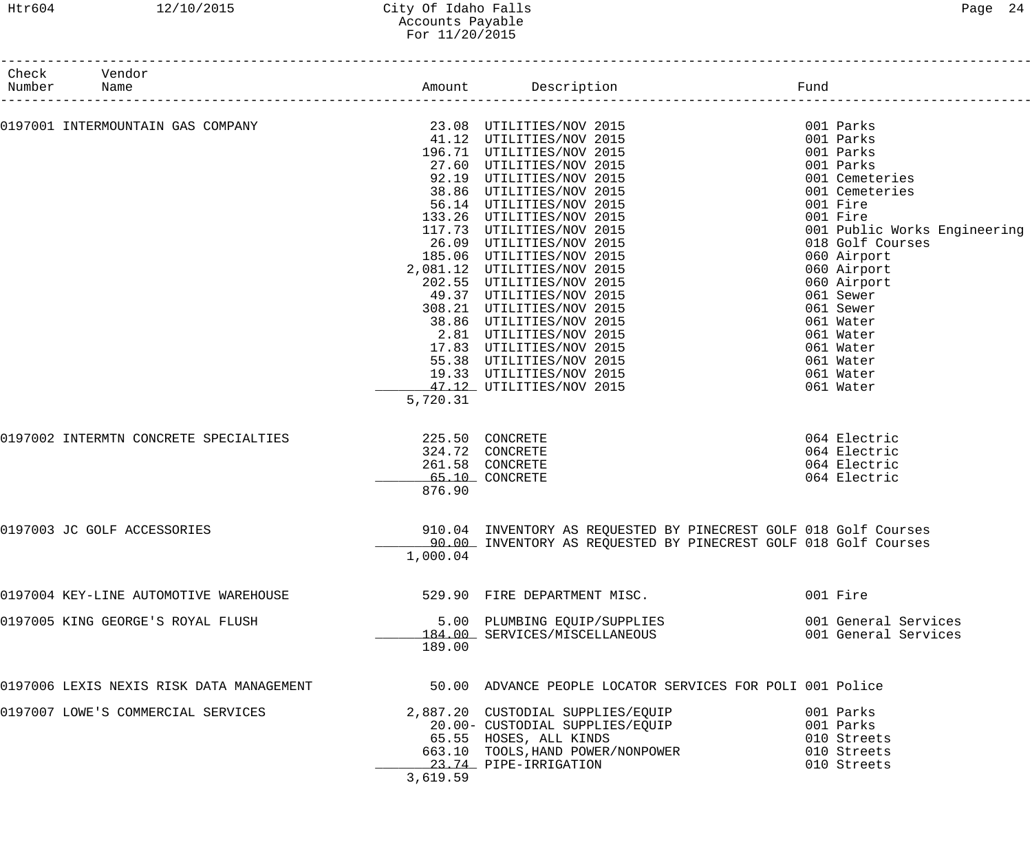| Check Number | Vendor Name | Amount | Description | Fund |
|---|---|---|---|---|
| 0197001 | INTERMOUNTAIN GAS COMPANY | 23.08 | UTILITIES/NOV 2015 | 001 Parks |
| | | 41.12 | UTILITIES/NOV 2015 | 001 Parks |
| | | 196.71 | UTILITIES/NOV 2015 | 001 Parks |
| | | 27.60 | UTILITIES/NOV 2015 | 001 Parks |
| | | 92.19 | UTILITIES/NOV 2015 | 001 Cemeteries |
| | | 38.86 | UTILITIES/NOV 2015 | 001 Cemeteries |
| | | 56.14 | UTILITIES/NOV 2015 | 001 Fire |
| | | 133.26 | UTILITIES/NOV 2015 | 001 Fire |
| | | 117.73 | UTILITIES/NOV 2015 | 001 Public Works Engineering |
| | | 26.09 | UTILITIES/NOV 2015 | 018 Golf Courses |
| | | 185.06 | UTILITIES/NOV 2015 | 060 Airport |
| | | 2,081.12 | UTILITIES/NOV 2015 | 060 Airport |
| | | 202.55 | UTILITIES/NOV 2015 | 060 Airport |
| | | 49.37 | UTILITIES/NOV 2015 | 061 Sewer |
| | | 308.21 | UTILITIES/NOV 2015 | 061 Sewer |
| | | 38.86 | UTILITIES/NOV 2015 | 061 Water |
| | | 2.81 | UTILITIES/NOV 2015 | 061 Water |
| | | 17.83 | UTILITIES/NOV 2015 | 061 Water |
| | | 55.38 | UTILITIES/NOV 2015 | 061 Water |
| | | 19.33 | UTILITIES/NOV 2015 | 061 Water |
| | | 47.12 | UTILITIES/NOV 2015 | 061 Water |
| | | 5,720.31 | | |
| 0197002 | INTERMTN CONCRETE SPECIALTIES | 225.50 | CONCRETE | 064 Electric |
| | | 324.72 | CONCRETE | 064 Electric |
| | | 261.58 | CONCRETE | 064 Electric |
| | | 65.10 | CONCRETE | 064 Electric |
| | | 876.90 | | |
| 0197003 | JC GOLF ACCESSORIES | 910.04 | INVENTORY AS REQUESTED BY PINECREST GOLF | 018 Golf Courses |
| | | 90.00 | INVENTORY AS REQUESTED BY PINECREST GOLF | 018 Golf Courses |
| | | 1,000.04 | | |
| 0197004 | KEY-LINE AUTOMOTIVE WAREHOUSE | 529.90 | FIRE DEPARTMENT MISC. | 001 Fire |
| 0197005 | KING GEORGE'S ROYAL FLUSH | 5.00 | PLUMBING EQUIP/SUPPLIES | 001 General Services |
| | | 184.00 | SERVICES/MISCELLANEOUS | 001 General Services |
| | | 189.00 | | |
| 0197006 | LEXIS NEXIS RISK DATA MANAGEMENT | 50.00 | ADVANCE PEOPLE LOCATOR SERVICES FOR POLI | 001 Police |
| 0197007 | LOWE'S COMMERCIAL SERVICES | 2,887.20 | CUSTODIAL SUPPLIES/EQUIP | 001 Parks |
| | | 20.00- | CUSTODIAL SUPPLIES/EQUIP | 001 Parks |
| | | 65.55 | HOSES, ALL KINDS | 010 Streets |
| | | 663.10 | TOOLS,HAND POWER/NONPOWER | 010 Streets |
| | | 23.74 | PIPE-IRRIGATION | 010 Streets |
| | | 3,619.59 | | |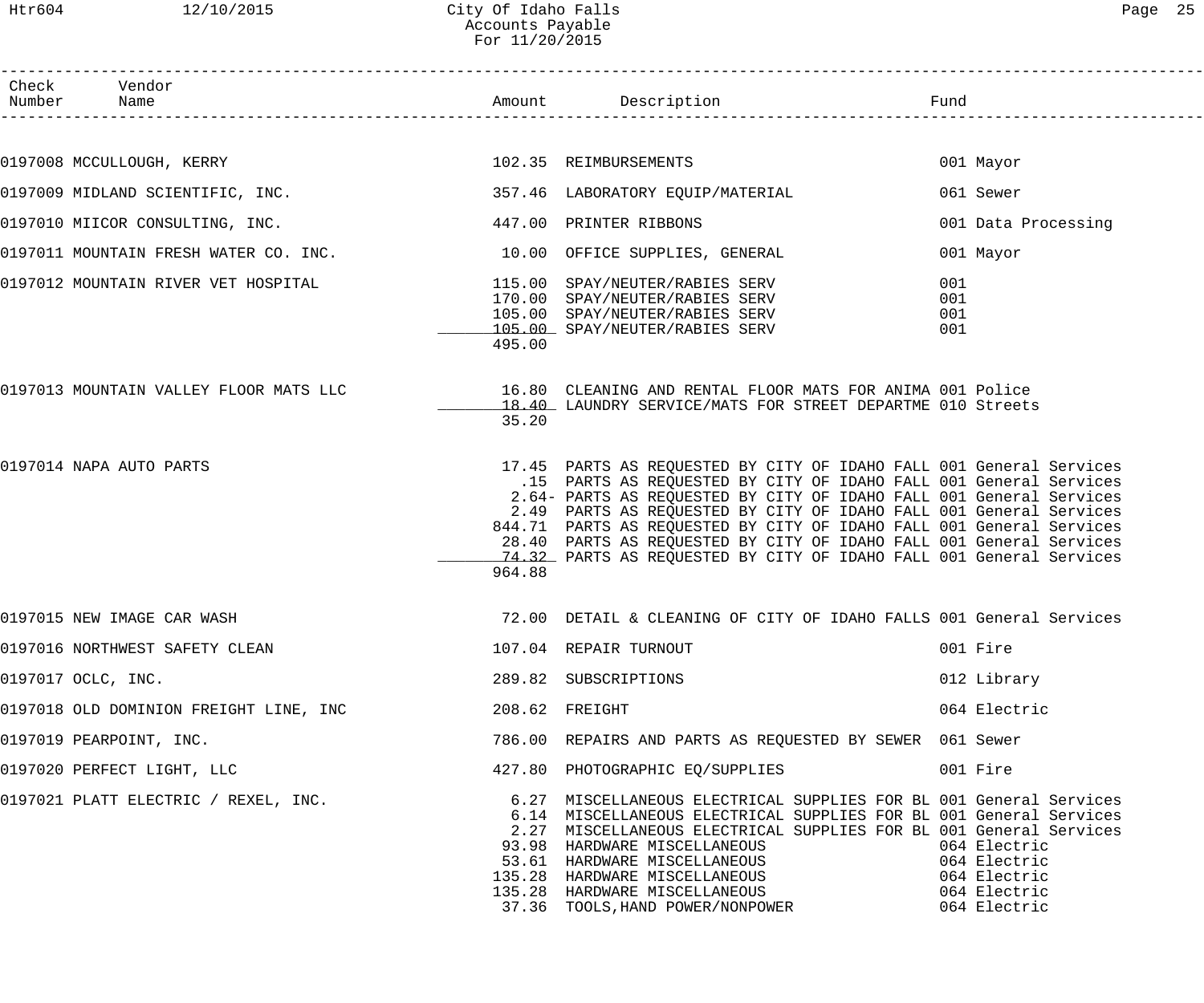# City Of Idaho Falls
## Accounts Payable
### For 11/20/2015

| Check Number | Vendor Name | Amount | Description | Fund |
|---|---|---|---|---|
| 0197008 | MCCULLOUGH, KERRY | 102.35 | REIMBURSEMENTS | 001 Mayor |
| 0197009 | MIDLAND SCIENTIFIC, INC. | 357.46 | LABORATORY EQUIP/MATERIAL | 061 Sewer |
| 0197010 | MIICOR CONSULTING, INC. | 447.00 | PRINTER RIBBONS | 001 Data Processing |
| 0197011 | MOUNTAIN FRESH WATER CO. INC. | 10.00 | OFFICE SUPPLIES, GENERAL | 001 Mayor |
| 0197012 | MOUNTAIN RIVER VET HOSPITAL | 115.00 | SPAY/NEUTER/RABIES SERV | 001 |
| | | 170.00 | SPAY/NEUTER/RABIES SERV | 001 |
| | | 105.00 | SPAY/NEUTER/RABIES SERV | 001 |
| | | 105.00 | SPAY/NEUTER/RABIES SERV | 001 |
| | | 495.00 | | |
| 0197013 | MOUNTAIN VALLEY FLOOR MATS LLC | 16.80 | CLEANING AND RENTAL FLOOR MATS FOR ANIMA | 001 Police |
| | | 18.40 | LAUNDRY SERVICE/MATS FOR STREET DEPARTME | 010 Streets |
| | | 35.20 | | |
| 0197014 | NAPA AUTO PARTS | 17.45 | PARTS AS REQUESTED BY CITY OF IDAHO FALL | 001 General Services |
| | | .15 | PARTS AS REQUESTED BY CITY OF IDAHO FALL | 001 General Services |
| | | 2.64- | PARTS AS REQUESTED BY CITY OF IDAHO FALL | 001 General Services |
| | | 2.49 | PARTS AS REQUESTED BY CITY OF IDAHO FALL | 001 General Services |
| | | 844.71 | PARTS AS REQUESTED BY CITY OF IDAHO FALL | 001 General Services |
| | | 28.40 | PARTS AS REQUESTED BY CITY OF IDAHO FALL | 001 General Services |
| | | 74.32 | PARTS AS REQUESTED BY CITY OF IDAHO FALL | 001 General Services |
| | | 964.88 | | |
| 0197015 | NEW IMAGE CAR WASH | 72.00 | DETAIL & CLEANING OF CITY OF IDAHO FALLS | 001 General Services |
| 0197016 | NORTHWEST SAFETY CLEAN | 107.04 | REPAIR TURNOUT | 001 Fire |
| 0197017 | OCLC, INC. | 289.82 | SUBSCRIPTIONS | 012 Library |
| 0197018 | OLD DOMINION FREIGHT LINE, INC | 208.62 | FREIGHT | 064 Electric |
| 0197019 | PEARPOINT, INC. | 786.00 | REPAIRS AND PARTS AS REQUESTED BY SEWER | 061 Sewer |
| 0197020 | PERFECT LIGHT, LLC | 427.80 | PHOTOGRAPHIC EQ/SUPPLIES | 001 Fire |
| 0197021 | PLATT ELECTRIC / REXEL, INC. | 6.27 | MISCELLANEOUS ELECTRICAL SUPPLIES FOR BL | 001 General Services |
| | | 6.14 | MISCELLANEOUS ELECTRICAL SUPPLIES FOR BL | 001 General Services |
| | | 2.27 | MISCELLANEOUS ELECTRICAL SUPPLIES FOR BL | 001 General Services |
| | | 93.98 | HARDWARE MISCELLANEOUS | 064 Electric |
| | | 53.61 | HARDWARE MISCELLANEOUS | 064 Electric |
| | | 135.28 | HARDWARE MISCELLANEOUS | 064 Electric |
| | | 135.28 | HARDWARE MISCELLANEOUS | 064 Electric |
| | | 37.36 | TOOLS,HAND POWER/NONPOWER | 064 Electric |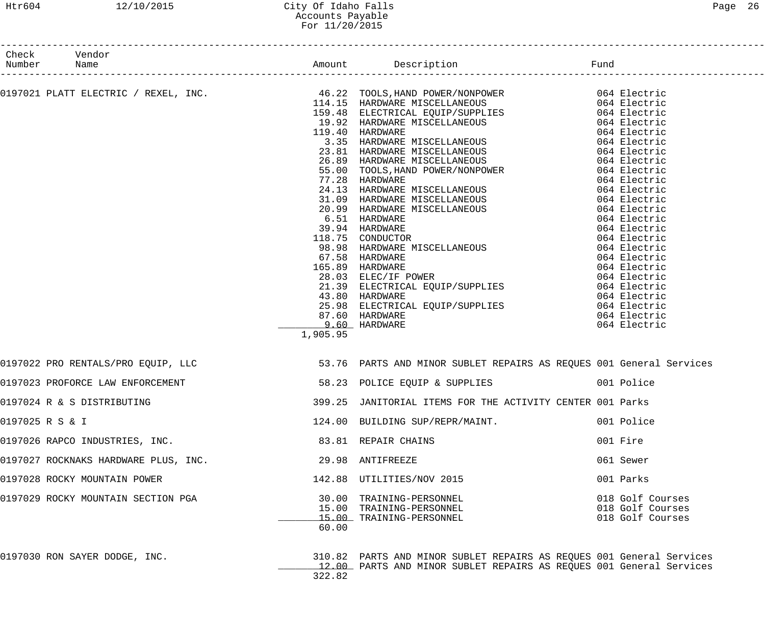| Check Number | Vendor Name | Amount | Description | Fund |
|---|---|---|---|---|
| 0197021 | PLATT ELECTRIC / REXEL, INC. | 46.22 | TOOLS,HAND POWER/NONPOWER | 064 Electric |
| | | 114.15 | HARDWARE MISCELLANEOUS | 064 Electric |
| | | 159.48 | ELECTRICAL EQUIP/SUPPLIES | 064 Electric |
| | | 19.92 | HARDWARE MISCELLANEOUS | 064 Electric |
| | | 119.40 | HARDWARE | 064 Electric |
| | | 3.35 | HARDWARE MISCELLANEOUS | 064 Electric |
| | | 23.81 | HARDWARE MISCELLANEOUS | 064 Electric |
| | | 26.89 | HARDWARE MISCELLANEOUS | 064 Electric |
| | | 55.00 | TOOLS,HAND POWER/NONPOWER | 064 Electric |
| | | 77.28 | HARDWARE | 064 Electric |
| | | 24.13 | HARDWARE MISCELLANEOUS | 064 Electric |
| | | 31.09 | HARDWARE MISCELLANEOUS | 064 Electric |
| | | 20.99 | HARDWARE MISCELLANEOUS | 064 Electric |
| | | 6.51 | HARDWARE | 064 Electric |
| | | 39.94 | HARDWARE | 064 Electric |
| | | 118.75 | CONDUCTOR | 064 Electric |
| | | 98.98 | HARDWARE MISCELLANEOUS | 064 Electric |
| | | 67.58 | HARDWARE | 064 Electric |
| | | 165.89 | HARDWARE | 064 Electric |
| | | 28.03 | ELEC/IF POWER | 064 Electric |
| | | 21.39 | ELECTRICAL EQUIP/SUPPLIES | 064 Electric |
| | | 43.80 | HARDWARE | 064 Electric |
| | | 25.98 | ELECTRICAL EQUIP/SUPPLIES | 064 Electric |
| | | 87.60 | HARDWARE | 064 Electric |
| | | 9.60 | HARDWARE | 064 Electric |
| | | 1,905.95 | | |
| 0197022 | PRO RENTALS/PRO EQUIP, LLC | 53.76 | PARTS AND MINOR SUBLET REPAIRS AS REQUES | 001 General Services |
| 0197023 | PROFORCE LAW ENFORCEMENT | 58.23 | POLICE EQUIP & SUPPLIES | 001 Police |
| 0197024 | R & S DISTRIBUTING | 399.25 | JANITORIAL ITEMS FOR THE ACTIVITY CENTER | 001 Parks |
| 0197025 | R S & I | 124.00 | BUILDING SUP/REPR/MAINT. | 001 Police |
| 0197026 | RAPCO INDUSTRIES, INC. | 83.81 | REPAIR CHAINS | 001 Fire |
| 0197027 | ROCKNAKS HARDWARE PLUS, INC. | 29.98 | ANTIFREEZE | 061 Sewer |
| 0197028 | ROCKY MOUNTAIN POWER | 142.88 | UTILITIES/NOV 2015 | 001 Parks |
| 0197029 | ROCKY MOUNTAIN SECTION PGA | 30.00 | TRAINING-PERSONNEL | 018 Golf Courses |
| | | 15.00 | TRAINING-PERSONNEL | 018 Golf Courses |
| | | 15.00 | TRAINING-PERSONNEL | 018 Golf Courses |
| | | 60.00 | | |
| 0197030 | RON SAYER DODGE, INC. | 310.82 | PARTS AND MINOR SUBLET REPAIRS AS REQUES | 001 General Services |
| | | 12.00 | PARTS AND MINOR SUBLET REPAIRS AS REQUES | 001 General Services |
| | | 322.82 | | |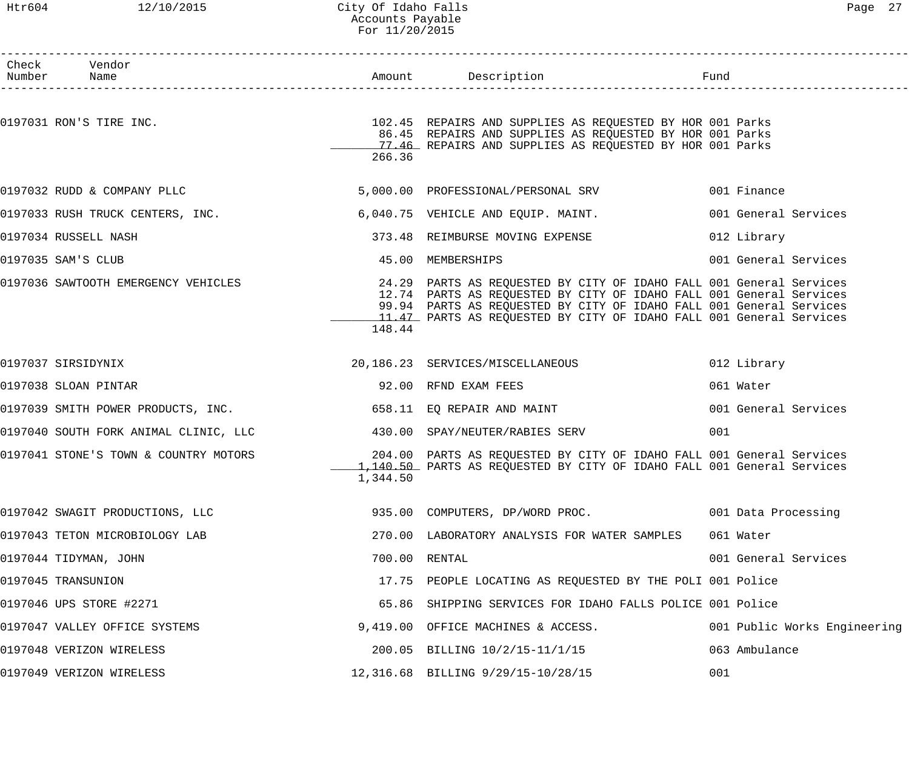# City Of Idaho Falls
## Accounts Payable
### For 11/20/2015

| Check Number | Vendor Name | Amount | Description | Fund |
|---|---|---|---|---|
| 0197031 | RON'S TIRE INC. | 102.45 | REPAIRS AND SUPPLIES AS REQUESTED BY HOR | 001 Parks |
| | | 86.45 | REPAIRS AND SUPPLIES AS REQUESTED BY HOR | 001 Parks |
| | | 77.46 | REPAIRS AND SUPPLIES AS REQUESTED BY HOR | 001 Parks |
| | | 266.36 | | |
| 0197032 | RUDD & COMPANY PLLC | 5,000.00 | PROFESSIONAL/PERSONAL SRV | 001 Finance |
| 0197033 | RUSH TRUCK CENTERS, INC. | 6,040.75 | VEHICLE AND EQUIP. MAINT. | 001 General Services |
| 0197034 | RUSSELL NASH | 373.48 | REIMBURSE MOVING EXPENSE | 012 Library |
| 0197035 | SAM'S CLUB | 45.00 | MEMBERSHIPS | 001 General Services |
| 0197036 | SAWTOOTH EMERGENCY VEHICLES | 24.29 | PARTS AS REQUESTED BY CITY OF IDAHO FALL | 001 General Services |
| | | 12.74 | PARTS AS REQUESTED BY CITY OF IDAHO FALL | 001 General Services |
| | | 99.94 | PARTS AS REQUESTED BY CITY OF IDAHO FALL | 001 General Services |
| | | 11.47 | PARTS AS REQUESTED BY CITY OF IDAHO FALL | 001 General Services |
| | | 148.44 | | |
| 0197037 | SIRSIDYNIX | 20,186.23 | SERVICES/MISCELLANEOUS | 012 Library |
| 0197038 | SLOAN PINTAR | 92.00 | RFND EXAM FEES | 061 Water |
| 0197039 | SMITH POWER PRODUCTS, INC. | 658.11 | EQ REPAIR AND MAINT | 001 General Services |
| 0197040 | SOUTH FORK ANIMAL CLINIC, LLC | 430.00 | SPAY/NEUTER/RABIES SERV | 001 |
| 0197041 | STONE'S TOWN & COUNTRY MOTORS | 204.00 | PARTS AS REQUESTED BY CITY OF IDAHO FALL | 001 General Services |
| | | 1,140.50 | PARTS AS REQUESTED BY CITY OF IDAHO FALL | 001 General Services |
| | | 1,344.50 | | |
| 0197042 | SWAGIT PRODUCTIONS, LLC | 935.00 | COMPUTERS, DP/WORD PROC. | 001 Data Processing |
| 0197043 | TETON MICROBIOLOGY LAB | 270.00 | LABORATORY ANALYSIS FOR WATER SAMPLES | 061 Water |
| 0197044 | TIDYMAN, JOHN | 700.00 | RENTAL | 001 General Services |
| 0197045 | TRANSUNION | 17.75 | PEOPLE LOCATING AS REQUESTED BY THE POLI | 001 Police |
| 0197046 | UPS STORE #2271 | 65.86 | SHIPPING SERVICES FOR IDAHO FALLS POLICE | 001 Police |
| 0197047 | VALLEY OFFICE SYSTEMS | 9,419.00 | OFFICE MACHINES & ACCESS. | 001 Public Works Engineering |
| 0197048 | VERIZON WIRELESS | 200.05 | BILLING 10/2/15-11/1/15 | 063 Ambulance |
| 0197049 | VERIZON WIRELESS | 12,316.68 | BILLING 9/29/15-10/28/15 | 001 |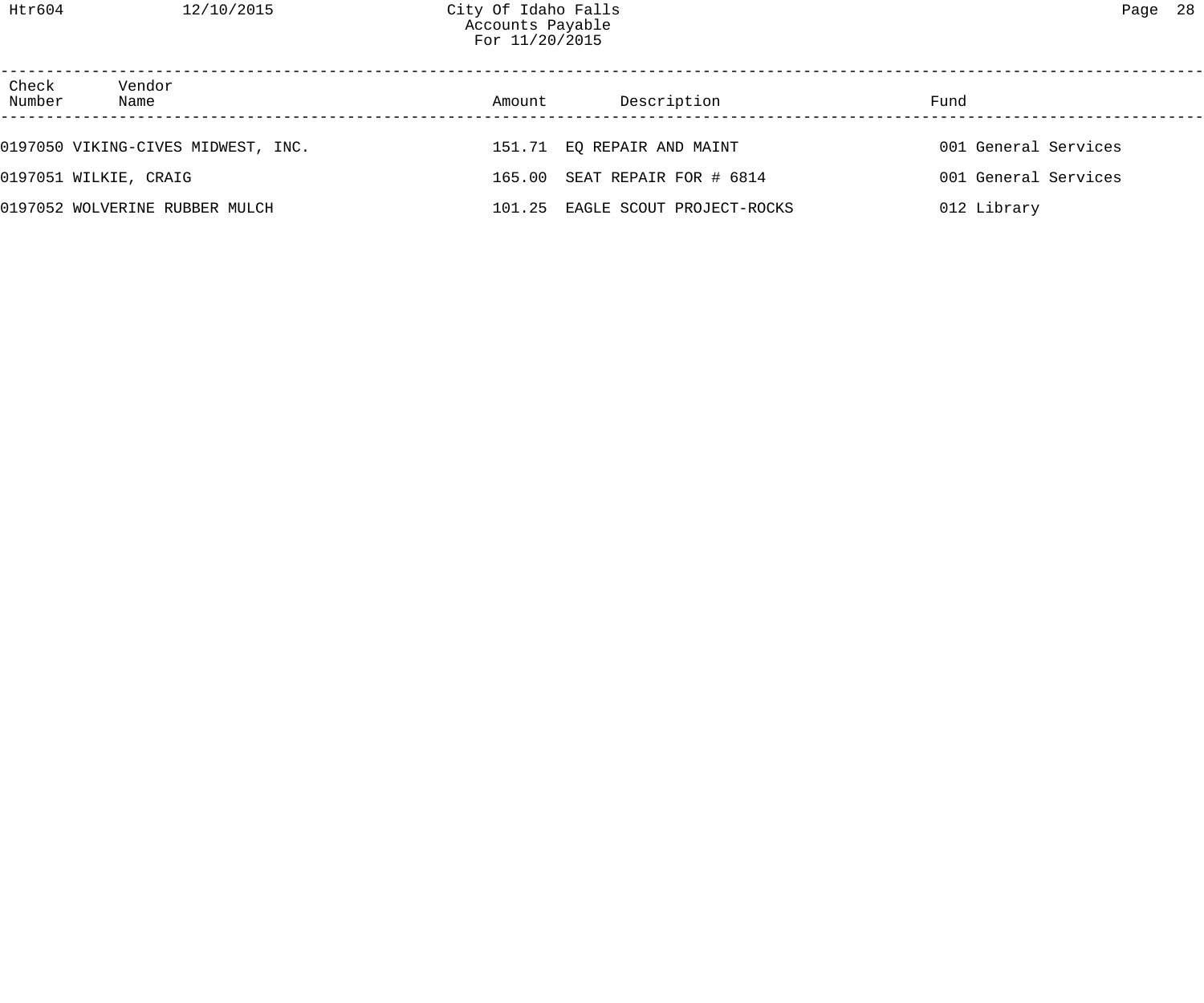| Check Number | Vendor Name | Amount | Description | Fund |
|---|---|---|---|---|
| 0197050 | VIKING-CIVES MIDWEST, INC. | 151.71 | EQ REPAIR AND MAINT | 001 General Services |
| 0197051 | WILKIE, CRAIG | 165.00 | SEAT REPAIR FOR # 6814 | 001 General Services |
| 0197052 | WOLVERINE RUBBER MULCH | 101.25 | EAGLE SCOUT PROJECT-ROCKS | 012 Library |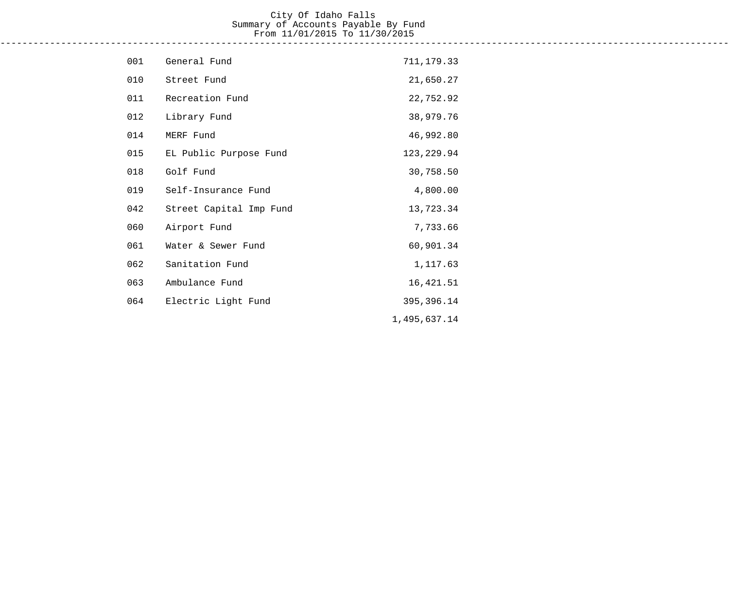# City Of Idaho Falls

## Summary of Accounts Payable By Fund

From 11/01/2015 To 11/30/2015

| Fund | Name | Amount |
|---|---|---|
| 001 | General Fund | 711,179.33 |
| 010 | Street Fund | 21,650.27 |
| 011 | Recreation Fund | 22,752.92 |
| 012 | Library Fund | 38,979.76 |
| 014 | MERF Fund | 46,992.80 |
| 015 | EL Public Purpose Fund | 123,229.94 |
| 018 | Golf Fund | 30,758.50 |
| 019 | Self-Insurance Fund | 4,800.00 |
| 042 | Street Capital Imp Fund | 13,723.34 |
| 060 | Airport Fund | 7,733.66 |
| 061 | Water & Sewer Fund | 60,901.34 |
| 062 | Sanitation Fund | 1,117.63 |
| 063 | Ambulance Fund | 16,421.51 |
| 064 | Electric Light Fund | 395,396.14 |
| | | 1,495,637.14 |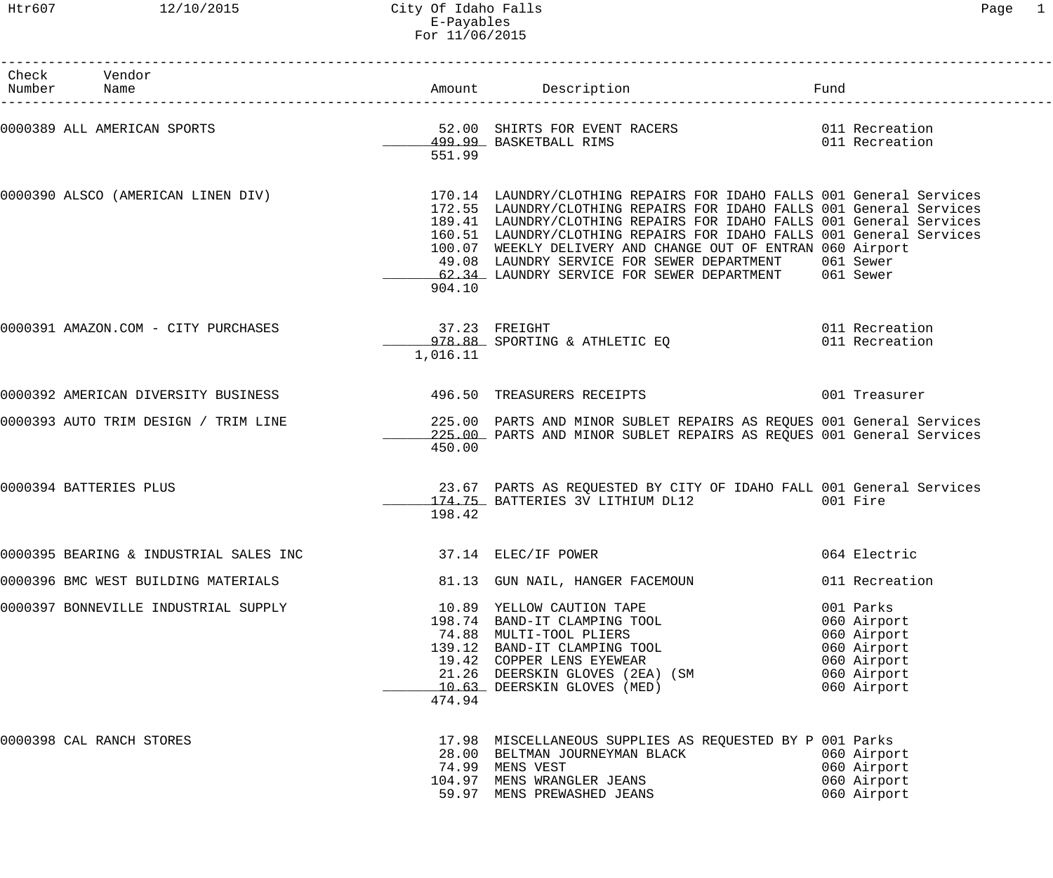# City Of Idaho Falls
## E-Payables
### For 11/06/2015

| Check Number | Vendor Name | Amount | Description | Fund |
|---|---|---|---|---|
| 0000389 | ALL AMERICAN SPORTS | 52.00 | SHIRTS FOR EVENT RACERS | 011 Recreation |
| | | 499.99 | BASKETBALL RIMS | 011 Recreation |
| | | 551.99 | | |
| 0000390 | ALSCO (AMERICAN LINEN DIV) | 170.14 | LAUNDRY/CLOTHING REPAIRS FOR IDAHO FALLS | 001 General Services |
| | | 172.55 | LAUNDRY/CLOTHING REPAIRS FOR IDAHO FALLS | 001 General Services |
| | | 189.41 | LAUNDRY/CLOTHING REPAIRS FOR IDAHO FALLS | 001 General Services |
| | | 160.51 | LAUNDRY/CLOTHING REPAIRS FOR IDAHO FALLS | 001 General Services |
| | | 100.07 | WEEKLY DELIVERY AND CHANGE OUT OF ENTRAN | 060 Airport |
| | | 49.08 | LAUNDRY SERVICE FOR SEWER DEPARTMENT | 061 Sewer |
| | | 62.34 | LAUNDRY SERVICE FOR SEWER DEPARTMENT | 061 Sewer |
| | | 904.10 | | |
| 0000391 | AMAZON.COM - CITY PURCHASES | 37.23 | FREIGHT | 011 Recreation |
| | | 978.88 | SPORTING & ATHLETIC EQ | 011 Recreation |
| | | 1,016.11 | | |
| 0000392 | AMERICAN DIVERSITY BUSINESS | 496.50 | TREASURERS RECEIPTS | 001 Treasurer |
| 0000393 | AUTO TRIM DESIGN / TRIM LINE | 225.00 | PARTS AND MINOR SUBLET REPAIRS AS REQUES | 001 General Services |
| | | 225.00 | PARTS AND MINOR SUBLET REPAIRS AS REQUES | 001 General Services |
| | | 450.00 | | |
| 0000394 | BATTERIES PLUS | 23.67 | PARTS AS REQUESTED BY CITY OF IDAHO FALL | 001 General Services |
| | | 174.75 | BATTERIES 3V LITHIUM DL12 | 001 Fire |
| | | 198.42 | | |
| 0000395 | BEARING & INDUSTRIAL SALES INC | 37.14 | ELEC/IF POWER | 064 Electric |
| 0000396 | BMC WEST BUILDING MATERIALS | 81.13 | GUN NAIL, HANGER FACEMOUN | 011 Recreation |
| 0000397 | BONNEVILLE INDUSTRIAL SUPPLY | 10.89 | YELLOW CAUTION TAPE | 001 Parks |
| | | 198.74 | BAND-IT CLAMPING TOOL | 060 Airport |
| | | 74.88 | MULTI-TOOL PLIERS | 060 Airport |
| | | 139.12 | BAND-IT CLAMPING TOOL | 060 Airport |
| | | 19.42 | COPPER LENS EYEWEAR | 060 Airport |
| | | 21.26 | DEERSKIN GLOVES (2EA) (SM | 060 Airport |
| | | 10.63 | DEERSKIN GLOVES (MED) | 060 Airport |
| | | 474.94 | | |
| 0000398 | CAL RANCH STORES | 17.98 | MISCELLANEOUS SUPPLIES AS REQUESTED BY P | 001 Parks |
| | | 28.00 | BELTMAN JOURNEYMAN BLACK | 060 Airport |
| | | 74.99 | MENS VEST | 060 Airport |
| | | 104.97 | MENS WRANGLER JEANS | 060 Airport |
| | | 59.97 | MENS PREWASHED JEANS | 060 Airport |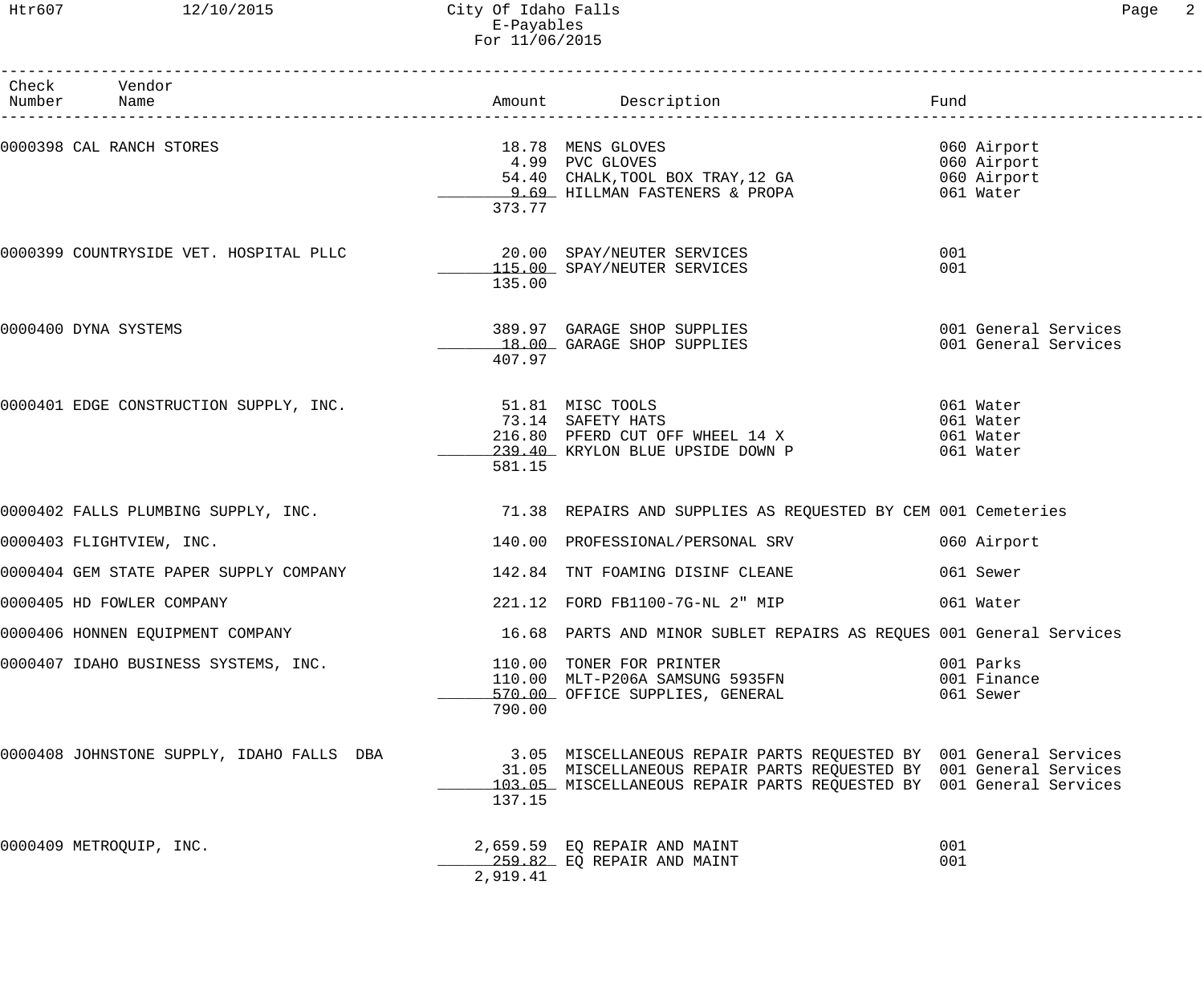| Check Number | Vendor Name | Amount | Description | Fund |
|---|---|---|---|---|
| 0000398 | CAL RANCH STORES | 18.78 | MENS GLOVES | 060 Airport |
| | | 4.99 | PVC GLOVES | 060 Airport |
| | | 54.40 | CHALK,TOOL BOX TRAY,12 GA | 060 Airport |
| | | 9.69 | HILLMAN FASTENERS & PROPA | 061 Water |
| | | 373.77 | | |
| 0000399 | COUNTRYSIDE VET. HOSPITAL PLLC | 20.00 | SPAY/NEUTER SERVICES | 001 |
| | | 115.00 | SPAY/NEUTER SERVICES | 001 |
| | | 135.00 | | |
| 0000400 | DYNA SYSTEMS | 389.97 | GARAGE SHOP SUPPLIES | 001 General Services |
| | | 18.00 | GARAGE SHOP SUPPLIES | 001 General Services |
| | | 407.97 | | |
| 0000401 | EDGE CONSTRUCTION SUPPLY, INC. | 51.81 | MISC TOOLS | 061 Water |
| | | 73.14 | SAFETY HATS | 061 Water |
| | | 216.80 | PFERD CUT OFF WHEEL 14 X | 061 Water |
| | | 239.40 | KRYLON BLUE UPSIDE DOWN P | 061 Water |
| | | 581.15 | | |
| 0000402 | FALLS PLUMBING SUPPLY, INC. | 71.38 | REPAIRS AND SUPPLIES AS REQUESTED BY CEM | 001 Cemeteries |
| 0000403 | FLIGHTVIEW, INC. | 140.00 | PROFESSIONAL/PERSONAL SRV | 060 Airport |
| 0000404 | GEM STATE PAPER SUPPLY COMPANY | 142.84 | TNT FOAMING DISINF CLEANE | 061 Sewer |
| 0000405 | HD FOWLER COMPANY | 221.12 | FORD FB1100-7G-NL 2" MIP | 061 Water |
| 0000406 | HONNEN EQUIPMENT COMPANY | 16.68 | PARTS AND MINOR SUBLET REPAIRS AS REQUES | 001 General Services |
| 0000407 | IDAHO BUSINESS SYSTEMS, INC. | 110.00 | TONER FOR PRINTER | 001 Parks |
| | | 110.00 | MLT-P206A SAMSUNG 5935FN | 001 Finance |
| | | 570.00 | OFFICE SUPPLIES, GENERAL | 061 Sewer |
| | | 790.00 | | |
| 0000408 | JOHNSTONE SUPPLY, IDAHO FALLS DBA | 3.05 | MISCELLANEOUS REPAIR PARTS REQUESTED BY | 001 General Services |
| | | 31.05 | MISCELLANEOUS REPAIR PARTS REQUESTED BY | 001 General Services |
| | | 103.05 | MISCELLANEOUS REPAIR PARTS REQUESTED BY | 001 General Services |
| | | 137.15 | | |
| 0000409 | METROQUIP, INC. | 2,659.59 | EQ REPAIR AND MAINT | 001 |
| | | 259.82 | EQ REPAIR AND MAINT | 001 |
| | | 2,919.41 | | |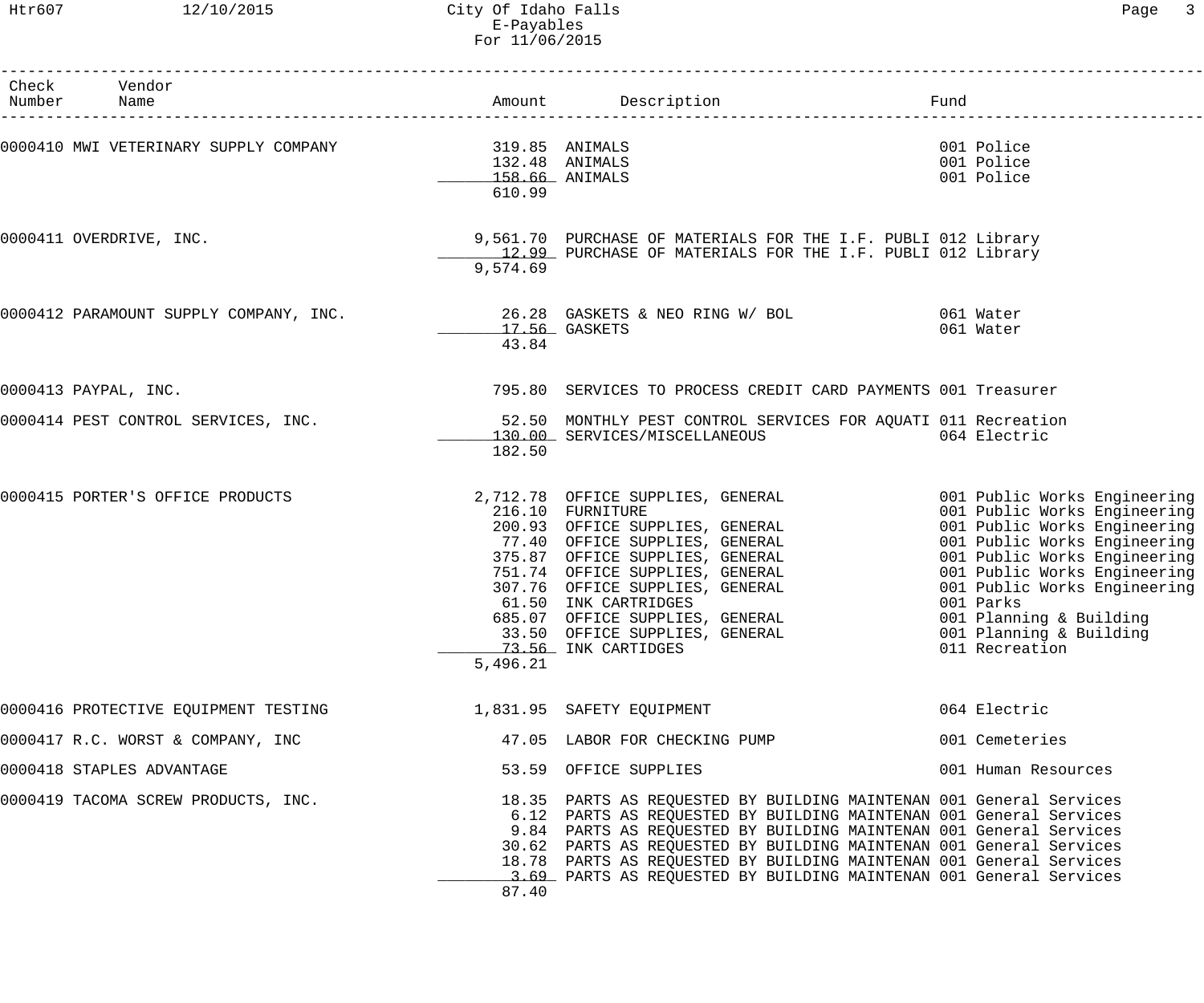City Of Idaho Falls
E-Payables
For 11/06/2015

| Check Number | Vendor Name | Amount | Description | Fund |
|---|---|---|---|---|
| 0000410 | MWI VETERINARY SUPPLY COMPANY | 319.85 | ANIMALS | 001 Police |
| | | 132.48 | ANIMALS | 001 Police |
| | | 158.66 | ANIMALS | 001 Police |
| | | 610.99 | | |
| 0000411 | OVERDRIVE, INC. | 9,561.70 | PURCHASE OF MATERIALS FOR THE I.F. PUBLI | 012 Library |
| | | 12.99 | PURCHASE OF MATERIALS FOR THE I.F. PUBLI | 012 Library |
| | | 9,574.69 | | |
| 0000412 | PARAMOUNT SUPPLY COMPANY, INC. | 26.28 | GASKETS & NEO RING W/ BOL | 061 Water |
| | | 17.56 | GASKETS | 061 Water |
| | | 43.84 | | |
| 0000413 | PAYPAL, INC. | 795.80 | SERVICES TO PROCESS CREDIT CARD PAYMENTS | 001 Treasurer |
| 0000414 | PEST CONTROL SERVICES, INC. | 52.50 | MONTHLY PEST CONTROL SERVICES FOR AQUATI | 011 Recreation |
| | | 130.00 | SERVICES/MISCELLANEOUS | 064 Electric |
| | | 182.50 | | |
| 0000415 | PORTER'S OFFICE PRODUCTS | 2,712.78 | OFFICE SUPPLIES, GENERAL | 001 Public Works Engineering |
| | | 216.10 | FURNITURE | 001 Public Works Engineering |
| | | 200.93 | OFFICE SUPPLIES, GENERAL | 001 Public Works Engineering |
| | | 77.40 | OFFICE SUPPLIES, GENERAL | 001 Public Works Engineering |
| | | 375.87 | OFFICE SUPPLIES, GENERAL | 001 Public Works Engineering |
| | | 751.74 | OFFICE SUPPLIES, GENERAL | 001 Public Works Engineering |
| | | 307.76 | OFFICE SUPPLIES, GENERAL | 001 Public Works Engineering |
| | | 61.50 | INK CARTRIDGES | 001 Parks |
| | | 685.07 | OFFICE SUPPLIES, GENERAL | 001 Planning & Building |
| | | 33.50 | OFFICE SUPPLIES, GENERAL | 001 Planning & Building |
| | | 73.56 | INK CARTIDGES | 011 Recreation |
| | | 5,496.21 | | |
| 0000416 | PROTECTIVE EQUIPMENT TESTING | 1,831.95 | SAFETY EQUIPMENT | 064 Electric |
| 0000417 | R.C. WORST & COMPANY, INC | 47.05 | LABOR FOR CHECKING PUMP | 001 Cemeteries |
| 0000418 | STAPLES ADVANTAGE | 53.59 | OFFICE SUPPLIES | 001 Human Resources |
| 0000419 | TACOMA SCREW PRODUCTS, INC. | 18.35 | PARTS AS REQUESTED BY BUILDING MAINTENAN | 001 General Services |
| | | 6.12 | PARTS AS REQUESTED BY BUILDING MAINTENAN | 001 General Services |
| | | 9.84 | PARTS AS REQUESTED BY BUILDING MAINTENAN | 001 General Services |
| | | 30.62 | PARTS AS REQUESTED BY BUILDING MAINTENAN | 001 General Services |
| | | 18.78 | PARTS AS REQUESTED BY BUILDING MAINTENAN | 001 General Services |
| | | 3.69 | PARTS AS REQUESTED BY BUILDING MAINTENAN | 001 General Services |
| | | 87.40 | | |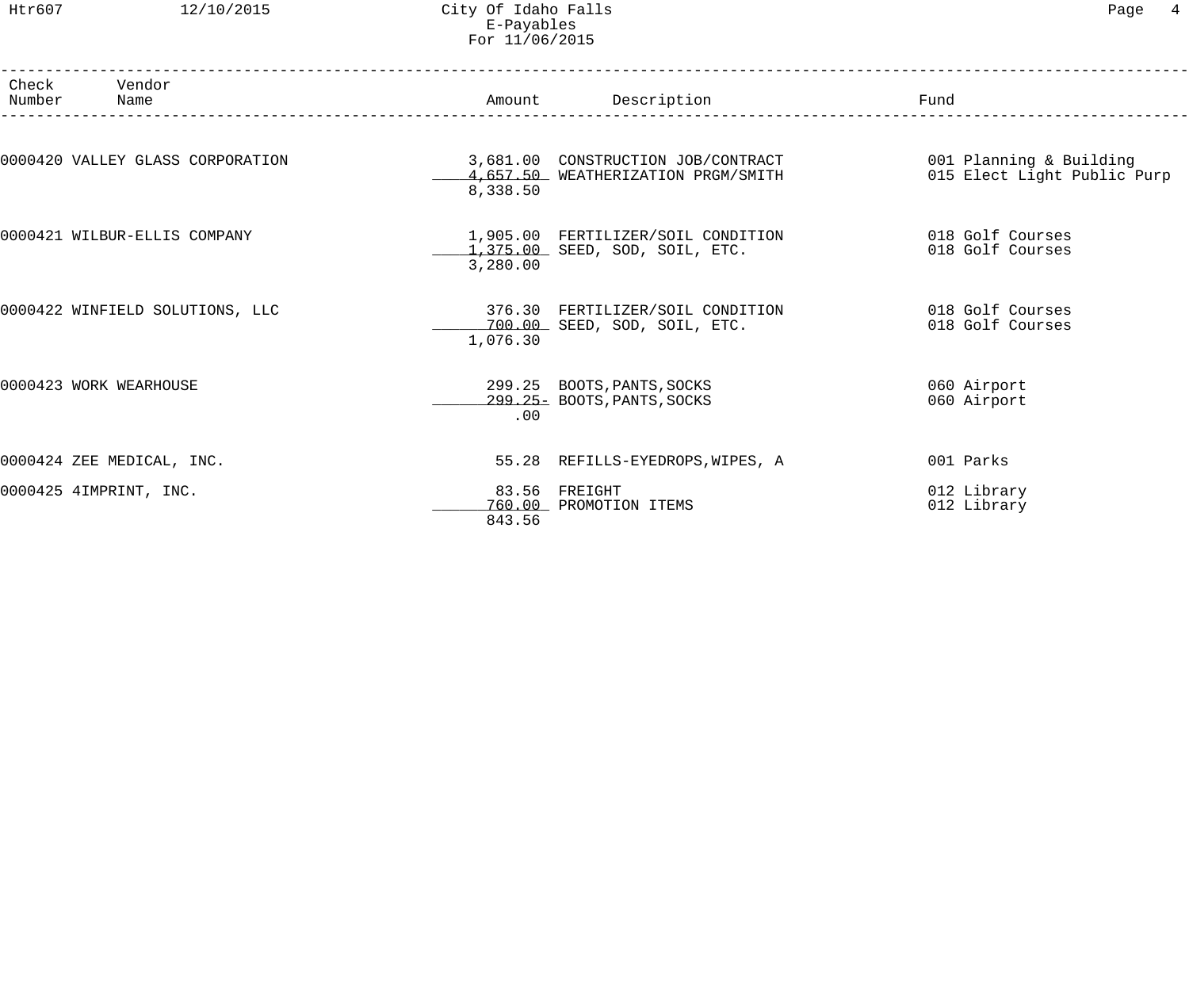City Of Idaho Falls
E-Payables
For 11/06/2015

| Check Number | Vendor Name | Amount | Description | Fund |
|---|---|---|---|---|
| 0000420 | VALLEY GLASS CORPORATION | 3,681.00 | CONSTRUCTION JOB/CONTRACT | 001 Planning & Building |
| | | 4,657.50 | WEATHERIZATION PRGM/SMITH | 015 Elect Light Public Purp |
| | | 8,338.50 | | |
| 0000421 | WILBUR-ELLIS COMPANY | 1,905.00 | FERTILIZER/SOIL CONDITION | 018 Golf Courses |
| | | 1,375.00 | SEED, SOD, SOIL, ETC. | 018 Golf Courses |
| | | 3,280.00 | | |
| 0000422 | WINFIELD SOLUTIONS, LLC | 376.30 | FERTILIZER/SOIL CONDITION | 018 Golf Courses |
| | | 700.00 | SEED, SOD, SOIL, ETC. | 018 Golf Courses |
| | | 1,076.30 | | |
| 0000423 | WORK WEARHOUSE | 299.25 | BOOTS,PANTS,SOCKS | 060 Airport |
| | | 299.25- | BOOTS,PANTS,SOCKS | 060 Airport |
| | | .00 | | |
| 0000424 | ZEE MEDICAL, INC. | 55.28 | REFILLS-EYEDROPS,WIPES, A | 001 Parks |
| 0000425 | 4IMPRINT, INC. | 83.56 | FREIGHT | 012 Library |
| | | 760.00 | PROMOTION ITEMS | 012 Library |
| | | 843.56 | | |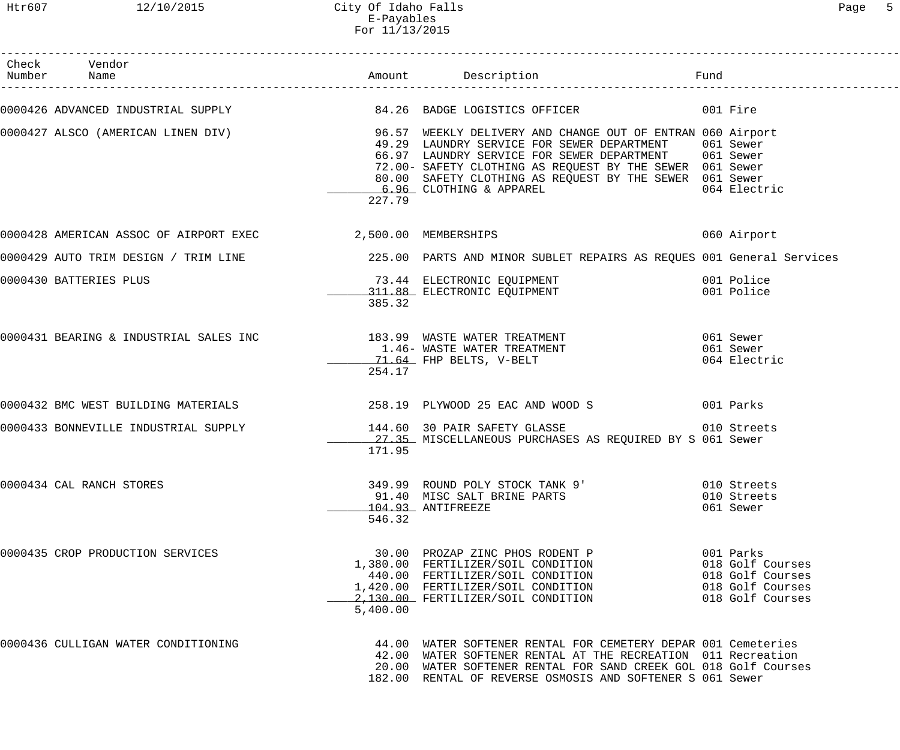# City Of Idaho Falls
## E-Payables
### For 11/13/2015

| Check Number | Vendor Name | Amount | Description | Fund |
|---|---|---|---|---|
| 0000426 | ADVANCED INDUSTRIAL SUPPLY | 84.26 | BADGE LOGISTICS OFFICER | 001 Fire |
| 0000427 | ALSCO (AMERICAN LINEN DIV) | 96.57 | WEEKLY DELIVERY AND CHANGE OUT OF ENTRAN | 060 Airport |
| | | 49.29 | LAUNDRY SERVICE FOR SEWER DEPARTMENT | 061 Sewer |
| | | 66.97 | LAUNDRY SERVICE FOR SEWER DEPARTMENT | 061 Sewer |
| | | 72.00- | SAFETY CLOTHING AS REQUEST BY THE SEWER | 061 Sewer |
| | | 80.00 | SAFETY CLOTHING AS REQUEST BY THE SEWER | 061 Sewer |
| | | 6.96 | CLOTHING & APPAREL | 064 Electric |
| | | 227.79 | | |
| 0000428 | AMERICAN ASSOC OF AIRPORT EXEC | 2,500.00 | MEMBERSHIPS | 060 Airport |
| 0000429 | AUTO TRIM DESIGN / TRIM LINE | 225.00 | PARTS AND MINOR SUBLET REPAIRS AS REQUES | 001 General Services |
| 0000430 | BATTERIES PLUS | 73.44 | ELECTRONIC EQUIPMENT | 001 Police |
| | | 311.88 | ELECTRONIC EQUIPMENT | 001 Police |
| | | 385.32 | | |
| 0000431 | BEARING & INDUSTRIAL SALES INC | 183.99 | WASTE WATER TREATMENT | 061 Sewer |
| | | 1.46- | WASTE WATER TREATMENT | 061 Sewer |
| | | 71.64 | FHP BELTS, V-BELT | 064 Electric |
| | | 254.17 | | |
| 0000432 | BMC WEST BUILDING MATERIALS | 258.19 | PLYWOOD 25 EAC AND WOOD S | 001 Parks |
| 0000433 | BONNEVILLE INDUSTRIAL SUPPLY | 144.60 | 30 PAIR SAFETY GLASSE | 010 Streets |
| | | 27.35 | MISCELLANEOUS PURCHASES AS REQUIRED BY S | 061 Sewer |
| | | 171.95 | | |
| 0000434 | CAL RANCH STORES | 349.99 | ROUND POLY STOCK TANK 9' | 010 Streets |
| | | 91.40 | MISC SALT BRINE PARTS | 010 Streets |
| | | 104.93 | ANTIFREEZE | 061 Sewer |
| | | 546.32 | | |
| 0000435 | CROP PRODUCTION SERVICES | 30.00 | PROZAP ZINC PHOS RODENT P | 001 Parks |
| | | 1,380.00 | FERTILIZER/SOIL CONDITION | 018 Golf Courses |
| | | 440.00 | FERTILIZER/SOIL CONDITION | 018 Golf Courses |
| | | 1,420.00 | FERTILIZER/SOIL CONDITION | 018 Golf Courses |
| | | 2,130.00 | FERTILIZER/SOIL CONDITION | 018 Golf Courses |
| | | 5,400.00 | | |
| 0000436 | CULLIGAN WATER CONDITIONING | 44.00 | WATER SOFTENER RENTAL FOR CEMETERY DEPAR | 001 Cemeteries |
| | | 42.00 | WATER SOFTENER RENTAL AT THE RECREATION | 011 Recreation |
| | | 20.00 | WATER SOFTENER RENTAL FOR SAND CREEK GOL | 018 Golf Courses |
| | | 182.00 | RENTAL OF REVERSE OSMOSIS AND SOFTENER S | 061 Sewer |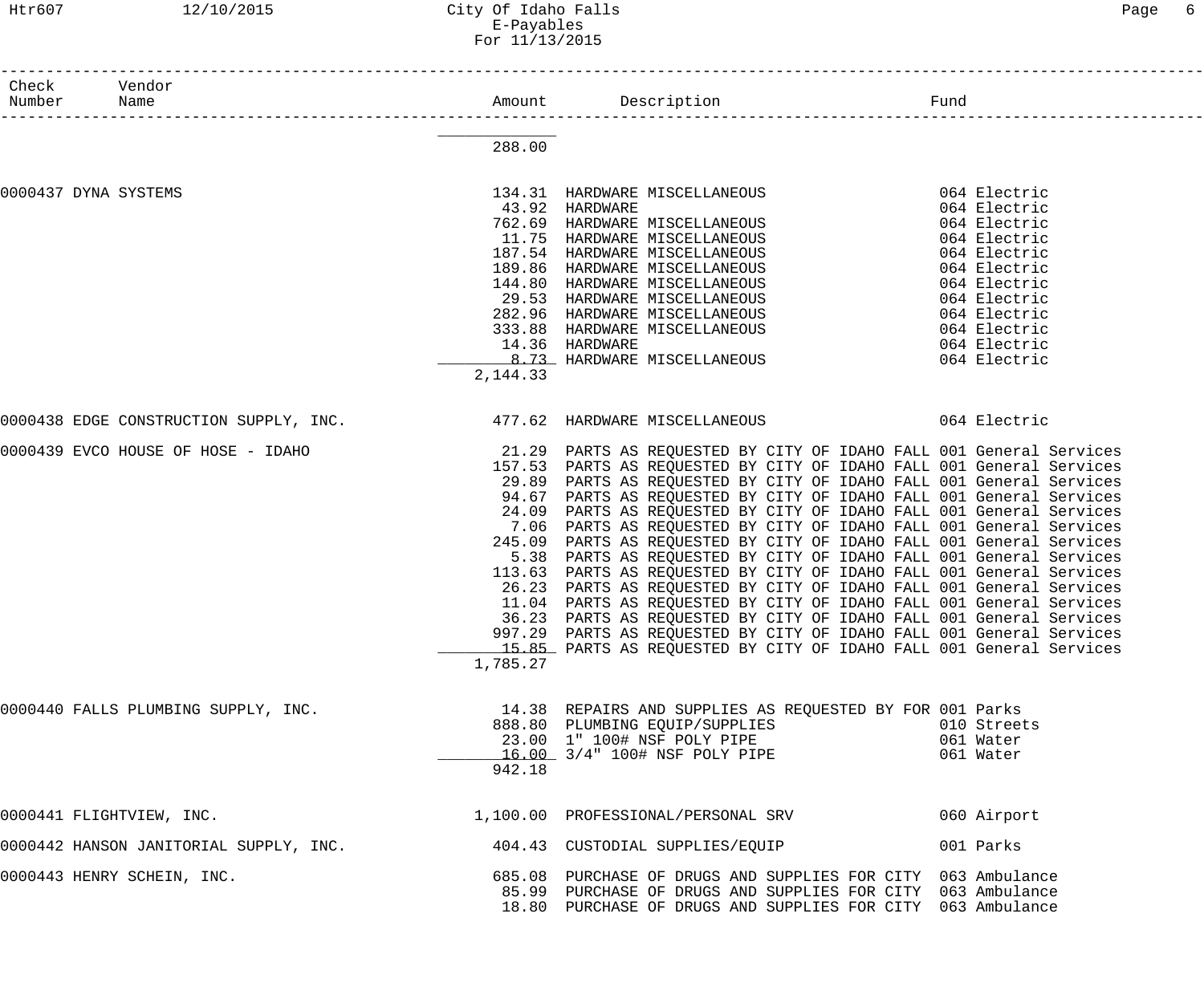| Check Number | Vendor Name | Amount | Description | Fund |
|---|---|---|---|---|
| | | 288.00 | | |
| 0000437 | DYNA SYSTEMS | 134.31 | HARDWARE MISCELLANEOUS | 064 Electric |
| | | 43.92 | HARDWARE | 064 Electric |
| | | 762.69 | HARDWARE MISCELLANEOUS | 064 Electric |
| | | 11.75 | HARDWARE MISCELLANEOUS | 064 Electric |
| | | 187.54 | HARDWARE MISCELLANEOUS | 064 Electric |
| | | 189.86 | HARDWARE MISCELLANEOUS | 064 Electric |
| | | 144.80 | HARDWARE MISCELLANEOUS | 064 Electric |
| | | 29.53 | HARDWARE MISCELLANEOUS | 064 Electric |
| | | 282.96 | HARDWARE MISCELLANEOUS | 064 Electric |
| | | 333.88 | HARDWARE MISCELLANEOUS | 064 Electric |
| | | 14.36 | HARDWARE | 064 Electric |
| | | 8.73 | HARDWARE MISCELLANEOUS | 064 Electric |
| | | 2,144.33 | | |
| 0000438 | EDGE CONSTRUCTION SUPPLY, INC. | 477.62 | HARDWARE MISCELLANEOUS | 064 Electric |
| 0000439 | EVCO HOUSE OF HOSE - IDAHO | 21.29 | PARTS AS REQUESTED BY CITY OF IDAHO FALL | 001 General Services |
| | | 157.53 | PARTS AS REQUESTED BY CITY OF IDAHO FALL | 001 General Services |
| | | 29.89 | PARTS AS REQUESTED BY CITY OF IDAHO FALL | 001 General Services |
| | | 94.67 | PARTS AS REQUESTED BY CITY OF IDAHO FALL | 001 General Services |
| | | 24.09 | PARTS AS REQUESTED BY CITY OF IDAHO FALL | 001 General Services |
| | | 7.06 | PARTS AS REQUESTED BY CITY OF IDAHO FALL | 001 General Services |
| | | 245.09 | PARTS AS REQUESTED BY CITY OF IDAHO FALL | 001 General Services |
| | | 5.38 | PARTS AS REQUESTED BY CITY OF IDAHO FALL | 001 General Services |
| | | 113.63 | PARTS AS REQUESTED BY CITY OF IDAHO FALL | 001 General Services |
| | | 26.23 | PARTS AS REQUESTED BY CITY OF IDAHO FALL | 001 General Services |
| | | 11.04 | PARTS AS REQUESTED BY CITY OF IDAHO FALL | 001 General Services |
| | | 36.23 | PARTS AS REQUESTED BY CITY OF IDAHO FALL | 001 General Services |
| | | 997.29 | PARTS AS REQUESTED BY CITY OF IDAHO FALL | 001 General Services |
| | | 15.85 | PARTS AS REQUESTED BY CITY OF IDAHO FALL | 001 General Services |
| | | 1,785.27 | | |
| 0000440 | FALLS PLUMBING SUPPLY, INC. | 14.38 | REPAIRS AND SUPPLIES AS REQUESTED BY FOR | 001 Parks |
| | | 888.80 | PLUMBING EQUIP/SUPPLIES | 010 Streets |
| | | 23.00 | 1" 100# NSF POLY PIPE | 061 Water |
| | | 16.00 | 3/4" 100# NSF POLY PIPE | 061 Water |
| | | 942.18 | | |
| 0000441 | FLIGHTVIEW, INC. | 1,100.00 | PROFESSIONAL/PERSONAL SRV | 060 Airport |
| 0000442 | HANSON JANITORIAL SUPPLY, INC. | 404.43 | CUSTODIAL SUPPLIES/EQUIP | 001 Parks |
| 0000443 | HENRY SCHEIN, INC. | 685.08 | PURCHASE OF DRUGS AND SUPPLIES FOR CITY | 063 Ambulance |
| | | 85.99 | PURCHASE OF DRUGS AND SUPPLIES FOR CITY | 063 Ambulance |
| | | 18.80 | PURCHASE OF DRUGS AND SUPPLIES FOR CITY | 063 Ambulance |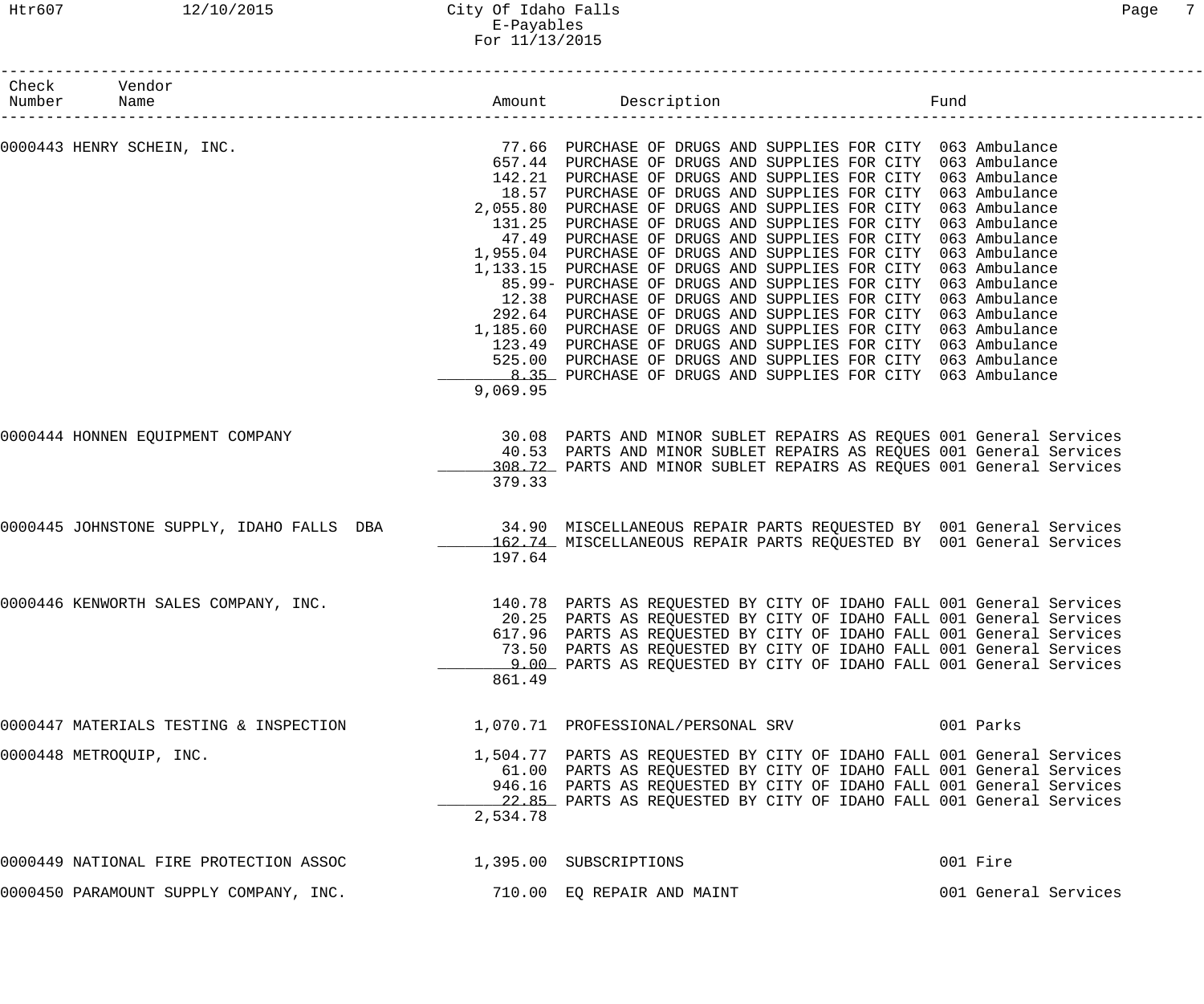| Check Number | Vendor Name | Amount | Description | Fund |
|---|---|---|---|---|
| 0000443 | HENRY SCHEIN, INC. | 77.66 | PURCHASE OF DRUGS AND SUPPLIES FOR CITY | 063 Ambulance |
| | | 657.44 | PURCHASE OF DRUGS AND SUPPLIES FOR CITY | 063 Ambulance |
| | | 142.21 | PURCHASE OF DRUGS AND SUPPLIES FOR CITY | 063 Ambulance |
| | | 18.57 | PURCHASE OF DRUGS AND SUPPLIES FOR CITY | 063 Ambulance |
| | | 2,055.80 | PURCHASE OF DRUGS AND SUPPLIES FOR CITY | 063 Ambulance |
| | | 131.25 | PURCHASE OF DRUGS AND SUPPLIES FOR CITY | 063 Ambulance |
| | | 47.49 | PURCHASE OF DRUGS AND SUPPLIES FOR CITY | 063 Ambulance |
| | | 1,955.04 | PURCHASE OF DRUGS AND SUPPLIES FOR CITY | 063 Ambulance |
| | | 1,133.15 | PURCHASE OF DRUGS AND SUPPLIES FOR CITY | 063 Ambulance |
| | | 85.99- | PURCHASE OF DRUGS AND SUPPLIES FOR CITY | 063 Ambulance |
| | | 12.38 | PURCHASE OF DRUGS AND SUPPLIES FOR CITY | 063 Ambulance |
| | | 292.64 | PURCHASE OF DRUGS AND SUPPLIES FOR CITY | 063 Ambulance |
| | | 1,185.60 | PURCHASE OF DRUGS AND SUPPLIES FOR CITY | 063 Ambulance |
| | | 123.49 | PURCHASE OF DRUGS AND SUPPLIES FOR CITY | 063 Ambulance |
| | | 525.00 | PURCHASE OF DRUGS AND SUPPLIES FOR CITY | 063 Ambulance |
| | | 8.35 | PURCHASE OF DRUGS AND SUPPLIES FOR CITY | 063 Ambulance |
| | | 9,069.95 | | |
| 0000444 | HONNEN EQUIPMENT COMPANY | 30.08 | PARTS AND MINOR SUBLET REPAIRS AS REQUES | 001 General Services |
| | | 40.53 | PARTS AND MINOR SUBLET REPAIRS AS REQUES | 001 General Services |
| | | 308.72 | PARTS AND MINOR SUBLET REPAIRS AS REQUES | 001 General Services |
| | | 379.33 | | |
| 0000445 | JOHNSTONE SUPPLY, IDAHO FALLS DBA | 34.90 | MISCELLANEOUS REPAIR PARTS REQUESTED BY | 001 General Services |
| | | 162.74 | MISCELLANEOUS REPAIR PARTS REQUESTED BY | 001 General Services |
| | | 197.64 | | |
| 0000446 | KENWORTH SALES COMPANY, INC. | 140.78 | PARTS AS REQUESTED BY CITY OF IDAHO FALL | 001 General Services |
| | | 20.25 | PARTS AS REQUESTED BY CITY OF IDAHO FALL | 001 General Services |
| | | 617.96 | PARTS AS REQUESTED BY CITY OF IDAHO FALL | 001 General Services |
| | | 73.50 | PARTS AS REQUESTED BY CITY OF IDAHO FALL | 001 General Services |
| | | 9.00 | PARTS AS REQUESTED BY CITY OF IDAHO FALL | 001 General Services |
| | | 861.49 | | |
| 0000447 | MATERIALS TESTING & INSPECTION | 1,070.71 | PROFESSIONAL/PERSONAL SRV | 001 Parks |
| 0000448 | METROQUIP, INC. | 1,504.77 | PARTS AS REQUESTED BY CITY OF IDAHO FALL | 001 General Services |
| | | 61.00 | PARTS AS REQUESTED BY CITY OF IDAHO FALL | 001 General Services |
| | | 946.16 | PARTS AS REQUESTED BY CITY OF IDAHO FALL | 001 General Services |
| | | 22.85 | PARTS AS REQUESTED BY CITY OF IDAHO FALL | 001 General Services |
| | | 2,534.78 | | |
| 0000449 | NATIONAL FIRE PROTECTION ASSOC | 1,395.00 | SUBSCRIPTIONS | 001 Fire |
| 0000450 | PARAMOUNT SUPPLY COMPANY, INC. | 710.00 | EQ REPAIR AND MAINT | 001 General Services |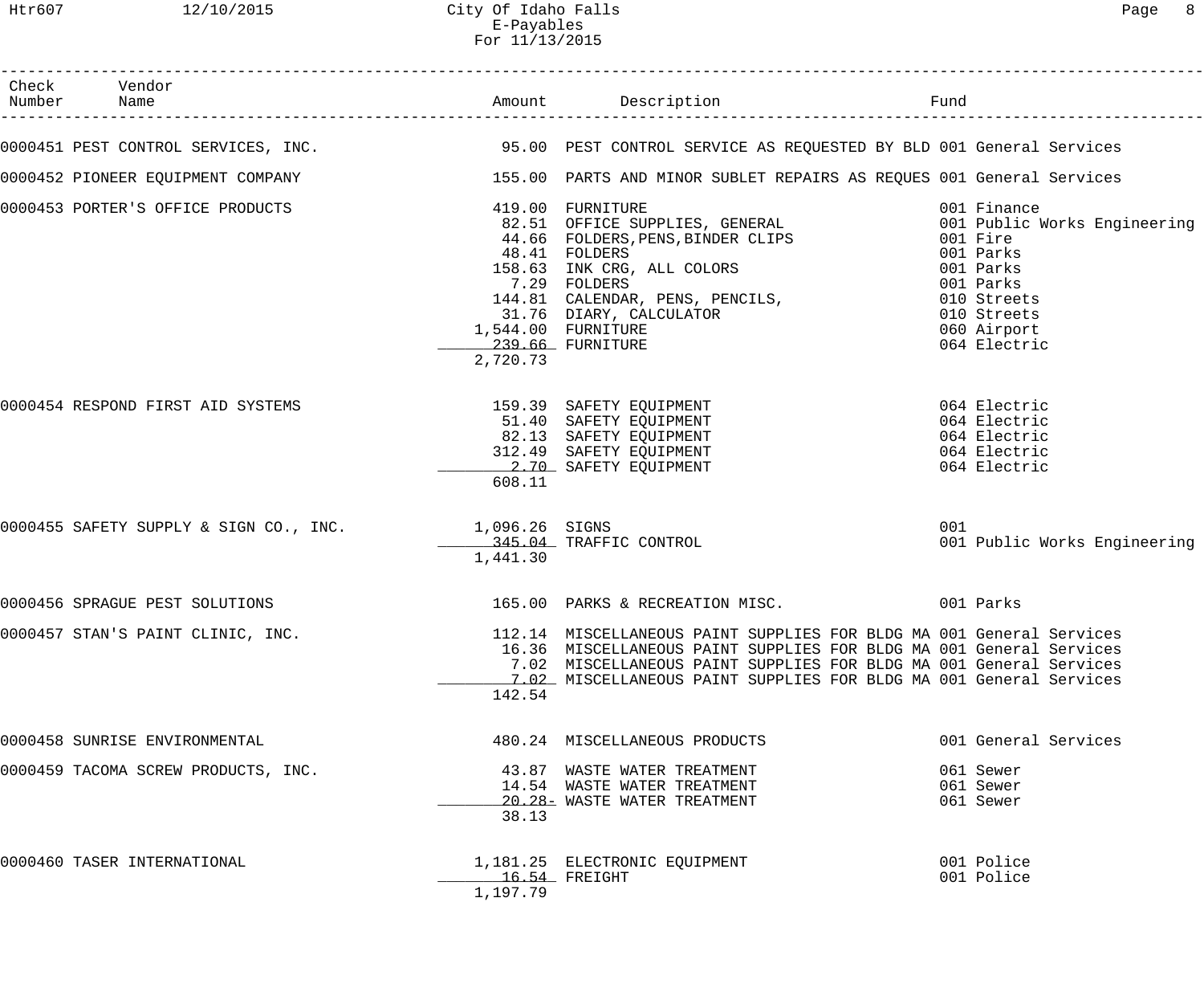| Check Number | Vendor Name | Amount | Description | Fund |
|---|---|---|---|---|
| 0000451 | PEST CONTROL SERVICES, INC. | 95.00 | PEST CONTROL SERVICE AS REQUESTED BY BLD | 001 General Services |
| 0000452 | PIONEER EQUIPMENT COMPANY | 155.00 | PARTS AND MINOR SUBLET REPAIRS AS REQUES | 001 General Services |
| 0000453 | PORTER'S OFFICE PRODUCTS | 419.00 | FURNITURE | 001 Finance |
| | | 82.51 | OFFICE SUPPLIES, GENERAL | 001 Public Works Engineering |
| | | 44.66 | FOLDERS,PENS,BINDER CLIPS | 001 Fire |
| | | 48.41 | FOLDERS | 001 Parks |
| | | 158.63 | INK CRG, ALL COLORS | 001 Parks |
| | | 7.29 | FOLDERS | 001 Parks |
| | | 144.81 | CALENDAR, PENS, PENCILS, | 010 Streets |
| | | 31.76 | DIARY, CALCULATOR | 010 Streets |
| | | 1,544.00 | FURNITURE | 060 Airport |
| | | 239.66 | FURNITURE | 064 Electric |
| | | 2,720.73 | | |
| 0000454 | RESPOND FIRST AID SYSTEMS | 159.39 | SAFETY EQUIPMENT | 064 Electric |
| | | 51.40 | SAFETY EQUIPMENT | 064 Electric |
| | | 82.13 | SAFETY EQUIPMENT | 064 Electric |
| | | 312.49 | SAFETY EQUIPMENT | 064 Electric |
| | | 2.70 | SAFETY EQUIPMENT | 064 Electric |
| | | 608.11 | | |
| 0000455 | SAFETY SUPPLY & SIGN CO., INC. | 1,096.26 | SIGNS | 001 |
| | | 345.04 | TRAFFIC CONTROL | 001 Public Works Engineering |
| | | 1,441.30 | | |
| 0000456 | SPRAGUE PEST SOLUTIONS | 165.00 | PARKS & RECREATION MISC. | 001 Parks |
| 0000457 | STAN'S PAINT CLINIC, INC. | 112.14 | MISCELLANEOUS PAINT SUPPLIES FOR BLDG MA | 001 General Services |
| | | 16.36 | MISCELLANEOUS PAINT SUPPLIES FOR BLDG MA | 001 General Services |
| | | 7.02 | MISCELLANEOUS PAINT SUPPLIES FOR BLDG MA | 001 General Services |
| | | 7.02 | MISCELLANEOUS PAINT SUPPLIES FOR BLDG MA | 001 General Services |
| | | 142.54 | | |
| 0000458 | SUNRISE ENVIRONMENTAL | 480.24 | MISCELLANEOUS PRODUCTS | 001 General Services |
| 0000459 | TACOMA SCREW PRODUCTS, INC. | 43.87 | WASTE WATER TREATMENT | 061 Sewer |
| | | 14.54 | WASTE WATER TREATMENT | 061 Sewer |
| | | 20.28- | WASTE WATER TREATMENT | 061 Sewer |
| | | 38.13 | | |
| 0000460 | TASER INTERNATIONAL | 1,181.25 | ELECTRONIC EQUIPMENT | 001 Police |
| | | 16.54 | FREIGHT | 001 Police |
| | | 1,197.79 | | |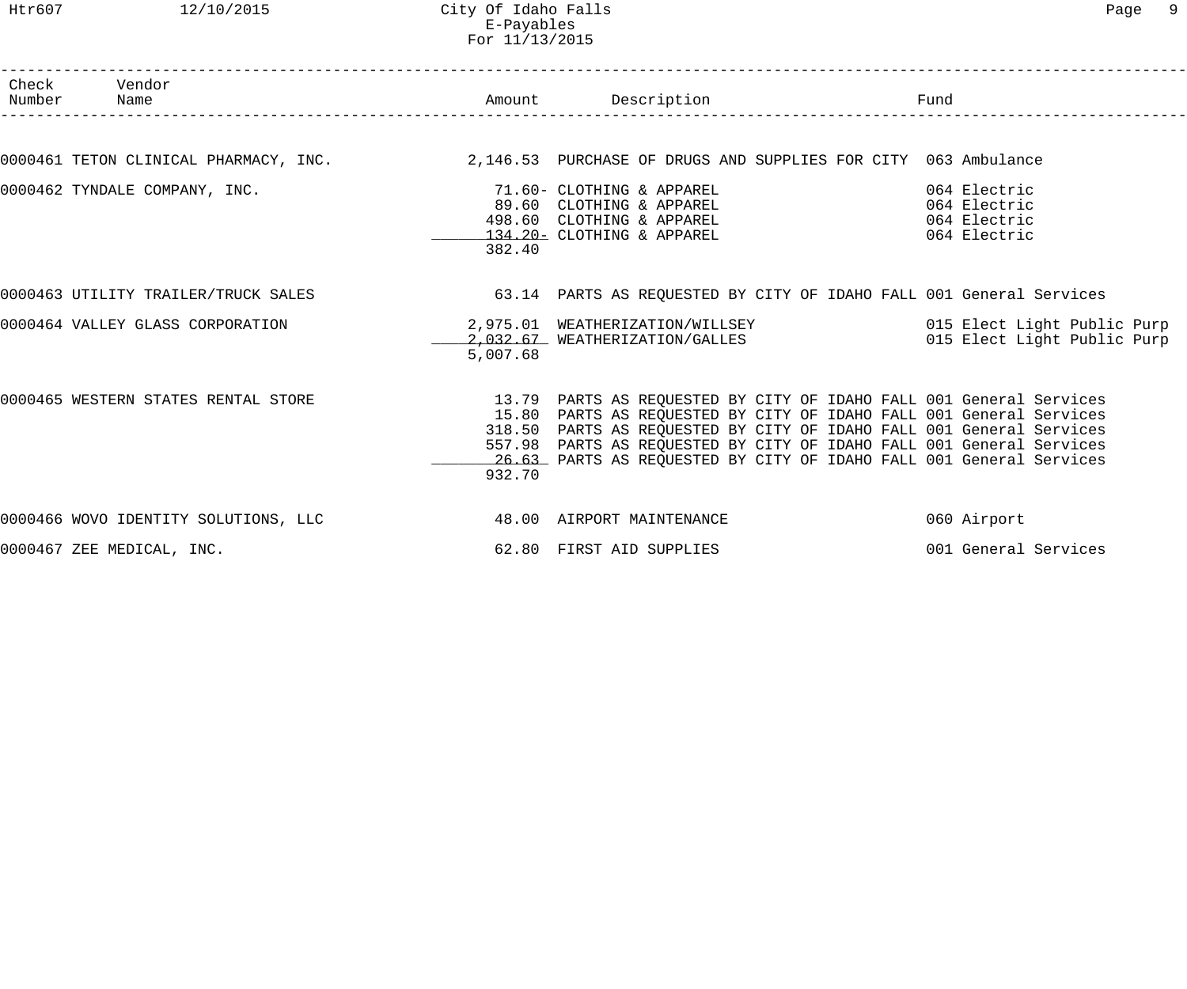| Check Number | Vendor Name | Amount | Description | Fund |
|---|---|---|---|---|
| 0000461 | TETON CLINICAL PHARMACY, INC. | 2,146.53 | PURCHASE OF DRUGS AND SUPPLIES FOR CITY | 063 Ambulance |
| 0000462 | TYNDALE COMPANY, INC. | 71.60- | CLOTHING & APPAREL | 064 Electric |
| | | 89.60 | CLOTHING & APPAREL | 064 Electric |
| | | 498.60 | CLOTHING & APPAREL | 064 Electric |
| | | 134.20- | CLOTHING & APPAREL | 064 Electric |
| | | 382.40 | | |
| 0000463 | UTILITY TRAILER/TRUCK SALES | 63.14 | PARTS AS REQUESTED BY CITY OF IDAHO FALL | 001 General Services |
| 0000464 | VALLEY GLASS CORPORATION | 2,975.01 | WEATHERIZATION/WILLSEY | 015 Elect Light Public Purp |
| | | 2,032.67 | WEATHERIZATION/GALLES | 015 Elect Light Public Purp |
| | | 5,007.68 | | |
| 0000465 | WESTERN STATES RENTAL STORE | 13.79 | PARTS AS REQUESTED BY CITY OF IDAHO FALL | 001 General Services |
| | | 15.80 | PARTS AS REQUESTED BY CITY OF IDAHO FALL | 001 General Services |
| | | 318.50 | PARTS AS REQUESTED BY CITY OF IDAHO FALL | 001 General Services |
| | | 557.98 | PARTS AS REQUESTED BY CITY OF IDAHO FALL | 001 General Services |
| | | 26.63 | PARTS AS REQUESTED BY CITY OF IDAHO FALL | 001 General Services |
| | | 932.70 | | |
| 0000466 | WOVO IDENTITY SOLUTIONS, LLC | 48.00 | AIRPORT MAINTENANCE | 060 Airport |
| 0000467 | ZEE MEDICAL, INC. | 62.80 | FIRST AID SUPPLIES | 001 General Services |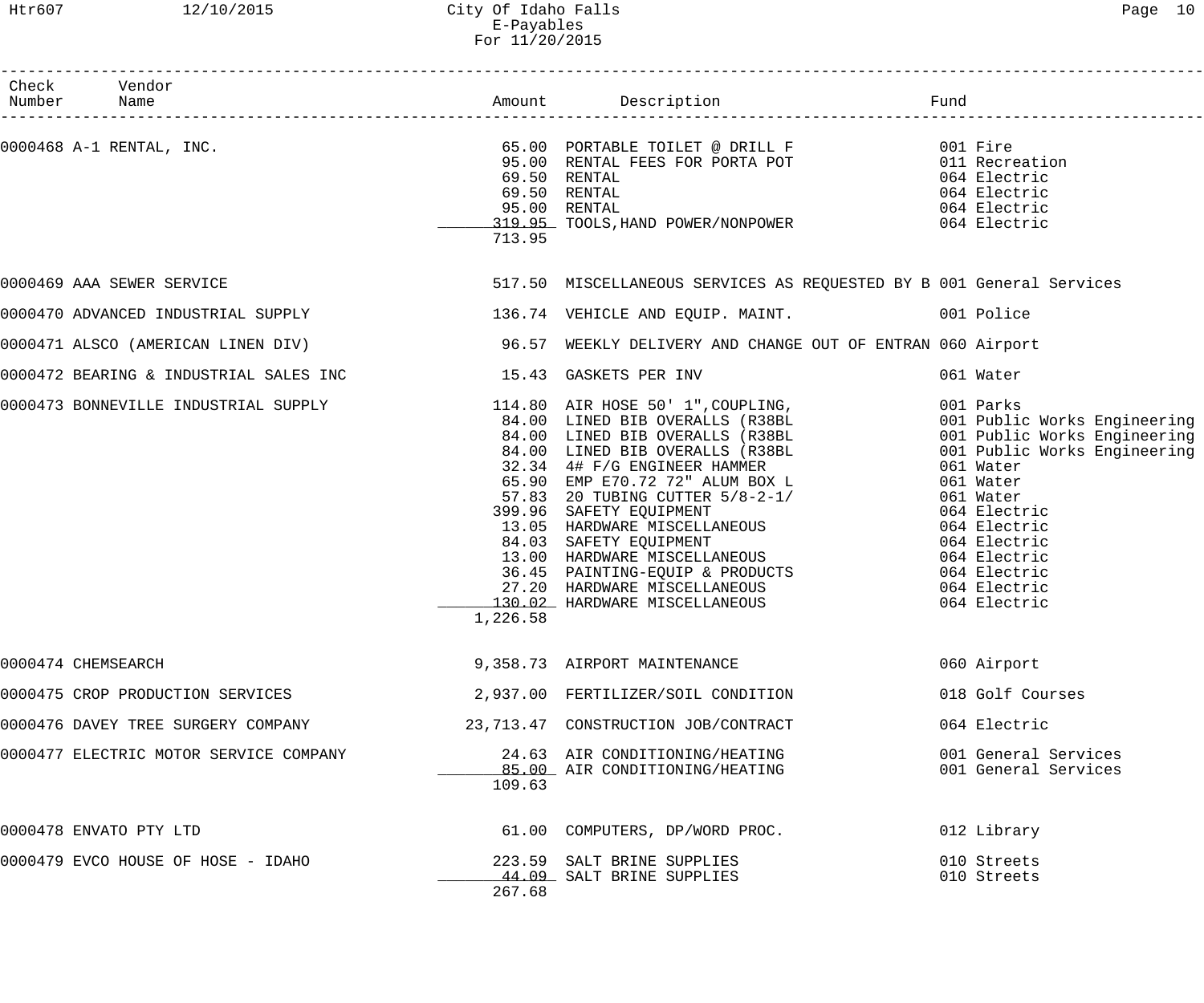# City Of Idaho Falls
## E-Payables
### For 11/20/2015

| Check Number | Vendor Name | Amount | Description | Fund |
|---|---|---|---|---|
| 0000468 | A-1 RENTAL, INC. | 65.00 | PORTABLE TOILET @ DRILL F | 001 Fire |
| | | 95.00 | RENTAL FEES FOR PORTA POT | 011 Recreation |
| | | 69.50 | RENTAL | 064 Electric |
| | | 69.50 | RENTAL | 064 Electric |
| | | 95.00 | RENTAL | 064 Electric |
| | | 319.95 | TOOLS,HAND POWER/NONPOWER | 064 Electric |
| | | 713.95 | | |
| 0000469 | AAA SEWER SERVICE | 517.50 | MISCELLANEOUS SERVICES AS REQUESTED BY B | 001 General Services |
| 0000470 | ADVANCED INDUSTRIAL SUPPLY | 136.74 | VEHICLE AND EQUIP. MAINT. | 001 Police |
| 0000471 | ALSCO (AMERICAN LINEN DIV) | 96.57 | WEEKLY DELIVERY AND CHANGE OUT OF ENTRAN | 060 Airport |
| 0000472 | BEARING & INDUSTRIAL SALES INC | 15.43 | GASKETS PER INV | 061 Water |
| 0000473 | BONNEVILLE INDUSTRIAL SUPPLY | 114.80 | AIR HOSE 50' 1",COUPLING, | 001 Parks |
| | | 84.00 | LINED BIB OVERALLS (R38BL | 001 Public Works Engineering |
| | | 84.00 | LINED BIB OVERALLS (R38BL | 001 Public Works Engineering |
| | | 84.00 | LINED BIB OVERALLS (R38BL | 001 Public Works Engineering |
| | | 32.34 | 4# F/G ENGINEER HAMMER | 061 Water |
| | | 65.90 | EMP E70.72 72" ALUM BOX L | 061 Water |
| | | 57.83 | 20 TUBING CUTTER 5/8-2-1/ | 061 Water |
| | | 399.96 | SAFETY EQUIPMENT | 064 Electric |
| | | 13.05 | HARDWARE MISCELLANEOUS | 064 Electric |
| | | 84.03 | SAFETY EQUIPMENT | 064 Electric |
| | | 13.00 | HARDWARE MISCELLANEOUS | 064 Electric |
| | | 36.45 | PAINTING-EQUIP & PRODUCTS | 064 Electric |
| | | 27.20 | HARDWARE MISCELLANEOUS | 064 Electric |
| | | 130.02 | HARDWARE MISCELLANEOUS | 064 Electric |
| | | 1,226.58 | | |
| 0000474 | CHEMSEARCH | 9,358.73 | AIRPORT MAINTENANCE | 060 Airport |
| 0000475 | CROP PRODUCTION SERVICES | 2,937.00 | FERTILIZER/SOIL CONDITION | 018 Golf Courses |
| 0000476 | DAVEY TREE SURGERY COMPANY | 23,713.47 | CONSTRUCTION JOB/CONTRACT | 064 Electric |
| 0000477 | ELECTRIC MOTOR SERVICE COMPANY | 24.63 | AIR CONDITIONING/HEATING | 001 General Services |
| | | 85.00 | AIR CONDITIONING/HEATING | 001 General Services |
| | | 109.63 | | |
| 0000478 | ENVATO PTY LTD | 61.00 | COMPUTERS, DP/WORD PROC. | 012 Library |
| 0000479 | EVCO HOUSE OF HOSE - IDAHO | 223.59 | SALT BRINE SUPPLIES | 010 Streets |
| | | 44.09 | SALT BRINE SUPPLIES | 010 Streets |
| | | 267.68 | | |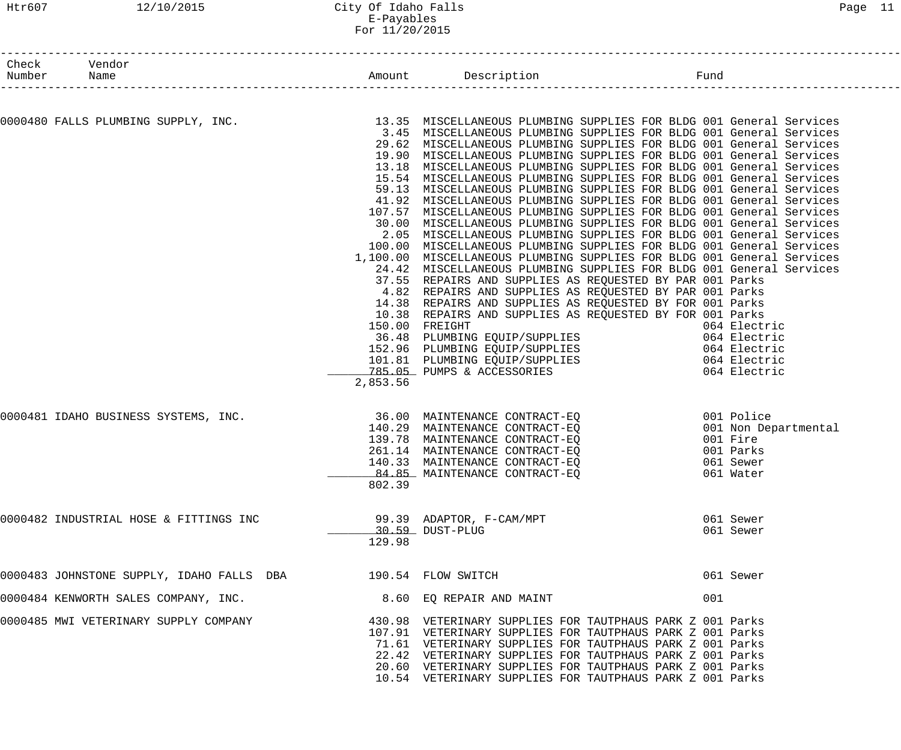City Of Idaho Falls
E-Payables
For 11/20/2015

| Check Number | Vendor Name | Amount | Description | Fund |
|---|---|---|---|---|
| 0000480 | FALLS PLUMBING SUPPLY, INC. | 13.35 | MISCELLANEOUS PLUMBING SUPPLIES FOR BLDG | 001 General Services |
| | | 3.45 | MISCELLANEOUS PLUMBING SUPPLIES FOR BLDG | 001 General Services |
| | | 29.62 | MISCELLANEOUS PLUMBING SUPPLIES FOR BLDG | 001 General Services |
| | | 19.90 | MISCELLANEOUS PLUMBING SUPPLIES FOR BLDG | 001 General Services |
| | | 13.18 | MISCELLANEOUS PLUMBING SUPPLIES FOR BLDG | 001 General Services |
| | | 15.54 | MISCELLANEOUS PLUMBING SUPPLIES FOR BLDG | 001 General Services |
| | | 59.13 | MISCELLANEOUS PLUMBING SUPPLIES FOR BLDG | 001 General Services |
| | | 41.92 | MISCELLANEOUS PLUMBING SUPPLIES FOR BLDG | 001 General Services |
| | | 107.57 | MISCELLANEOUS PLUMBING SUPPLIES FOR BLDG | 001 General Services |
| | | 30.00 | MISCELLANEOUS PLUMBING SUPPLIES FOR BLDG | 001 General Services |
| | | 2.05 | MISCELLANEOUS PLUMBING SUPPLIES FOR BLDG | 001 General Services |
| | | 100.00 | MISCELLANEOUS PLUMBING SUPPLIES FOR BLDG | 001 General Services |
| | | 1,100.00 | MISCELLANEOUS PLUMBING SUPPLIES FOR BLDG | 001 General Services |
| | | 24.42 | MISCELLANEOUS PLUMBING SUPPLIES FOR BLDG | 001 General Services |
| | | 37.55 | REPAIRS AND SUPPLIES AS REQUESTED BY PAR | 001 Parks |
| | | 4.82 | REPAIRS AND SUPPLIES AS REQUESTED BY PAR | 001 Parks |
| | | 14.38 | REPAIRS AND SUPPLIES AS REQUESTED BY FOR | 001 Parks |
| | | 10.38 | REPAIRS AND SUPPLIES AS REQUESTED BY FOR | 001 Parks |
| | | 150.00 | FREIGHT | 064 Electric |
| | | 36.48 | PLUMBING EQUIP/SUPPLIES | 064 Electric |
| | | 152.96 | PLUMBING EQUIP/SUPPLIES | 064 Electric |
| | | 101.81 | PLUMBING EQUIP/SUPPLIES | 064 Electric |
| | | 785.05 | PUMPS & ACCESSORIES | 064 Electric |
| | | 2,853.56 | | |
| 0000481 | IDAHO BUSINESS SYSTEMS, INC. | 36.00 | MAINTENANCE CONTRACT-EQ | 001 Police |
| | | 140.29 | MAINTENANCE CONTRACT-EQ | 001 Non Departmental |
| | | 139.78 | MAINTENANCE CONTRACT-EQ | 001 Fire |
| | | 261.14 | MAINTENANCE CONTRACT-EQ | 001 Parks |
| | | 140.33 | MAINTENANCE CONTRACT-EQ | 061 Sewer |
| | | 84.85 | MAINTENANCE CONTRACT-EQ | 061 Water |
| | | 802.39 | | |
| 0000482 | INDUSTRIAL HOSE & FITTINGS INC | 99.39 | ADAPTOR, F-CAM/MPT | 061 Sewer |
| | | 30.59 | DUST-PLUG | 061 Sewer |
| | | 129.98 | | |
| 0000483 | JOHNSTONE SUPPLY, IDAHO FALLS DBA | 190.54 | FLOW SWITCH | 061 Sewer |
| 0000484 | KENWORTH SALES COMPANY, INC. | 8.60 | EQ REPAIR AND MAINT | 001 |
| 0000485 | MWI VETERINARY SUPPLY COMPANY | 430.98 | VETERINARY SUPPLIES FOR TAUTPHAUS PARK Z | 001 Parks |
| | | 107.91 | VETERINARY SUPPLIES FOR TAUTPHAUS PARK Z | 001 Parks |
| | | 71.61 | VETERINARY SUPPLIES FOR TAUTPHAUS PARK Z | 001 Parks |
| | | 22.42 | VETERINARY SUPPLIES FOR TAUTPHAUS PARK Z | 001 Parks |
| | | 20.60 | VETERINARY SUPPLIES FOR TAUTPHAUS PARK Z | 001 Parks |
| | | 10.54 | VETERINARY SUPPLIES FOR TAUTPHAUS PARK Z | 001 Parks |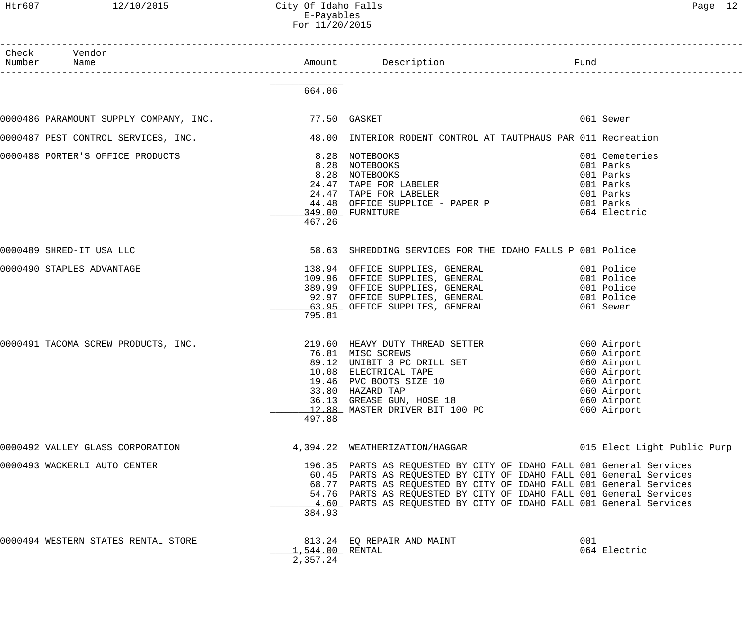# City Of Idaho Falls
## E-Payables
### For 11/20/2015

| Check Number | Vendor Name | Amount | Description | Fund |
|---|---|---|---|---|
| | | 664.06 | | |
| 0000486 | PARAMOUNT SUPPLY COMPANY, INC. | 77.50 | GASKET | 061 Sewer |
| 0000487 | PEST CONTROL SERVICES, INC. | 48.00 | INTERIOR RODENT CONTROL AT TAUTPHAUS PAR | 011 Recreation |
| 0000488 | PORTER'S OFFICE PRODUCTS | 8.28 | NOTEBOOKS | 001 Cemeteries |
| | | 8.28 | NOTEBOOKS | 001 Parks |
| | | 8.28 | NOTEBOOKS | 001 Parks |
| | | 24.47 | TAPE FOR LABELER | 001 Parks |
| | | 24.47 | TAPE FOR LABELER | 001 Parks |
| | | 44.48 | OFFICE SUPPLICE - PAPER P | 001 Parks |
| | | 349.00 | FURNITURE | 064 Electric |
| | | 467.26 | | |
| 0000489 | SHRED-IT USA LLC | 58.63 | SHREDDING SERVICES FOR THE IDAHO FALLS P | 001 Police |
| 0000490 | STAPLES ADVANTAGE | 138.94 | OFFICE SUPPLIES, GENERAL | 001 Police |
| | | 109.96 | OFFICE SUPPLIES, GENERAL | 001 Police |
| | | 389.99 | OFFICE SUPPLIES, GENERAL | 001 Police |
| | | 92.97 | OFFICE SUPPLIES, GENERAL | 001 Police |
| | | 63.95 | OFFICE SUPPLIES, GENERAL | 061 Sewer |
| | | 795.81 | | |
| 0000491 | TACOMA SCREW PRODUCTS, INC. | 219.60 | HEAVY DUTY THREAD SETTER | 060 Airport |
| | | 76.81 | MISC SCREWS | 060 Airport |
| | | 89.12 | UNIBIT 3 PC DRILL SET | 060 Airport |
| | | 10.08 | ELECTRICAL TAPE | 060 Airport |
| | | 19.46 | PVC BOOTS SIZE 10 | 060 Airport |
| | | 33.80 | HAZARD TAP | 060 Airport |
| | | 36.13 | GREASE GUN, HOSE 18 | 060 Airport |
| | | 12.88 | MASTER DRIVER BIT 100 PC | 060 Airport |
| | | 497.88 | | |
| 0000492 | VALLEY GLASS CORPORATION | 4,394.22 | WEATHERIZATION/HAGGAR | 015 Elect Light Public Purp |
| 0000493 | WACKERLI AUTO CENTER | 196.35 | PARTS AS REQUESTED BY CITY OF IDAHO FALL | 001 General Services |
| | | 60.45 | PARTS AS REQUESTED BY CITY OF IDAHO FALL | 001 General Services |
| | | 68.77 | PARTS AS REQUESTED BY CITY OF IDAHO FALL | 001 General Services |
| | | 54.76 | PARTS AS REQUESTED BY CITY OF IDAHO FALL | 001 General Services |
| | | 4.60 | PARTS AS REQUESTED BY CITY OF IDAHO FALL | 001 General Services |
| | | 384.93 | | |
| 0000494 | WESTERN STATES RENTAL STORE | 813.24 | EQ REPAIR AND MAINT | 001 |
| | | 1,544.00 | RENTAL | 064 Electric |
| | | 2,357.24 | | |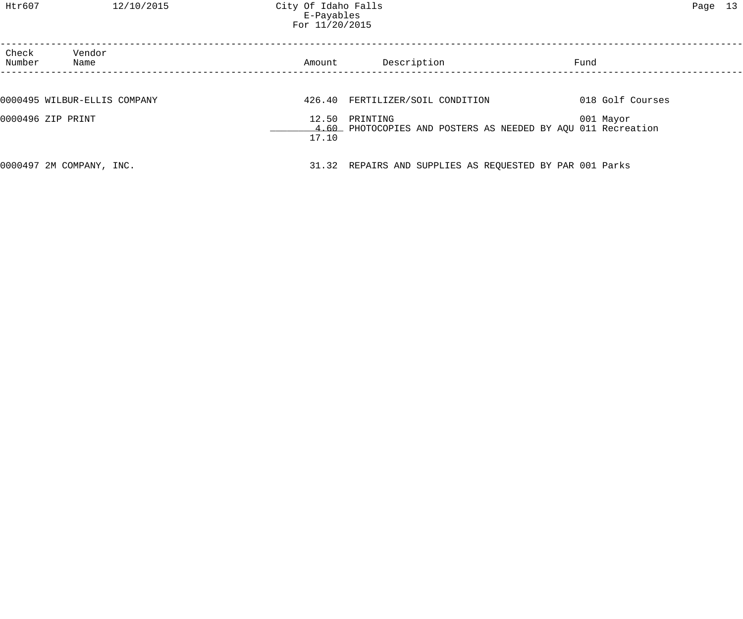City Of Idaho Falls
E-Payables
For 11/20/2015

| Check Number | Vendor Name | Amount | Description | Fund |
|---|---|---|---|---|
| 0000495 | WILBUR-ELLIS COMPANY | 426.40 | FERTILIZER/SOIL CONDITION | 018 Golf Courses |
| 0000496 | ZIP PRINT | 12.50 | PRINTING | 001 Mayor |
| | | 4.60 | PHOTOCOPIES AND POSTERS AS NEEDED BY AQU | 011 Recreation |
| | | 17.10 | | |
| 0000497 | 2M COMPANY, INC. | 31.32 | REPAIRS AND SUPPLIES AS REQUESTED BY PAR | 001 Parks |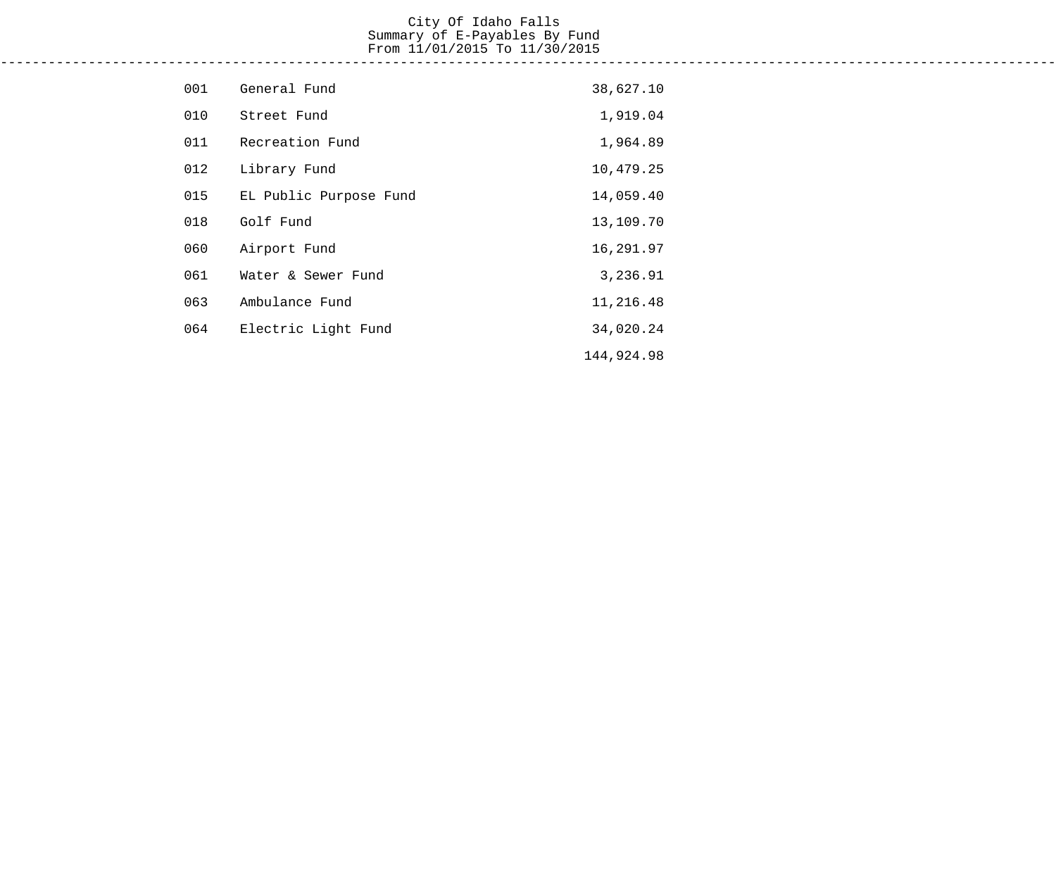City Of Idaho Falls
Summary of E-Payables By Fund
From 11/01/2015 To 11/30/2015

| | | |
|---|---|---|
| 001 | General Fund | 38,627.10 |
| 010 | Street Fund | 1,919.04 |
| 011 | Recreation Fund | 1,964.89 |
| 012 | Library Fund | 10,479.25 |
| 015 | EL Public Purpose Fund | 14,059.40 |
| 018 | Golf Fund | 13,109.70 |
| 060 | Airport Fund | 16,291.97 |
| 061 | Water & Sewer Fund | 3,236.91 |
| 063 | Ambulance Fund | 11,216.48 |
| 064 | Electric Light Fund | 34,020.24 |
| | | 144,924.98 |